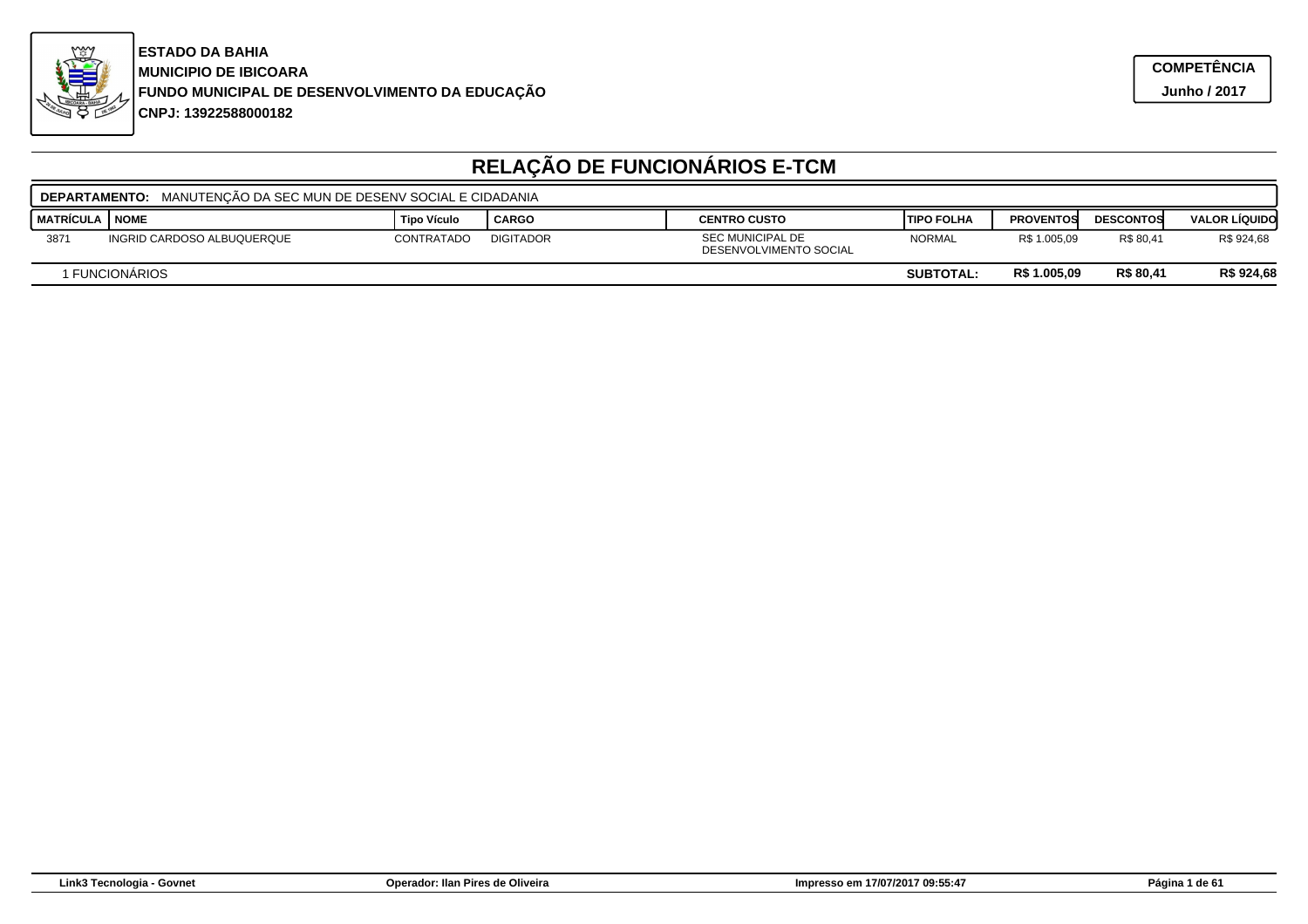**ESTADO DA BAHIA**
**MUNICIPIO DE IBICOARA**
**FUNDO MUNICIPAL DE DESENVOLVIMENTO DA EDUCAÇÃO**
**CNPJ: 13922588000182**

**COMPETÊNCIA**
**Junho / 2017**

# RELAÇÃO DE FUNCIONÁRIOS E-TCM

**DEPARTAMENTO:** MANUTENÇÃO DA SEC MUN DE DESENV SOCIAL E CIDADANIA

| MATRÍCULA | NOME | Tipo Víiculo | CARGO | CENTRO CUSTO | TIPO FOLHA | PROVENTOS | DESCONTOS | VALOR LÍQUIDO |
|---|---|---|---|---|---|---|---|---|
| 3871 | INGRID CARDOSO ALBUQUERQUE | CONTRATADO | DIGITADOR | SEC MUNICIPAL DE DESENVOLVIMENTO SOCIAL | NORMAL | R$ 1.005,09 | R$ 80,41 | R$ 924,68 |
| 1 FUNCIONÁRIOS | | | | | **SUBTOTAL:** | **R$ 1.005,09** | **R$ 80,41** | **R$ 924,68** |

Link3 Tecnologia - Govnet | Operador: Ilan Pires de Oliveira | Impresso em 17/07/2017 09:55:47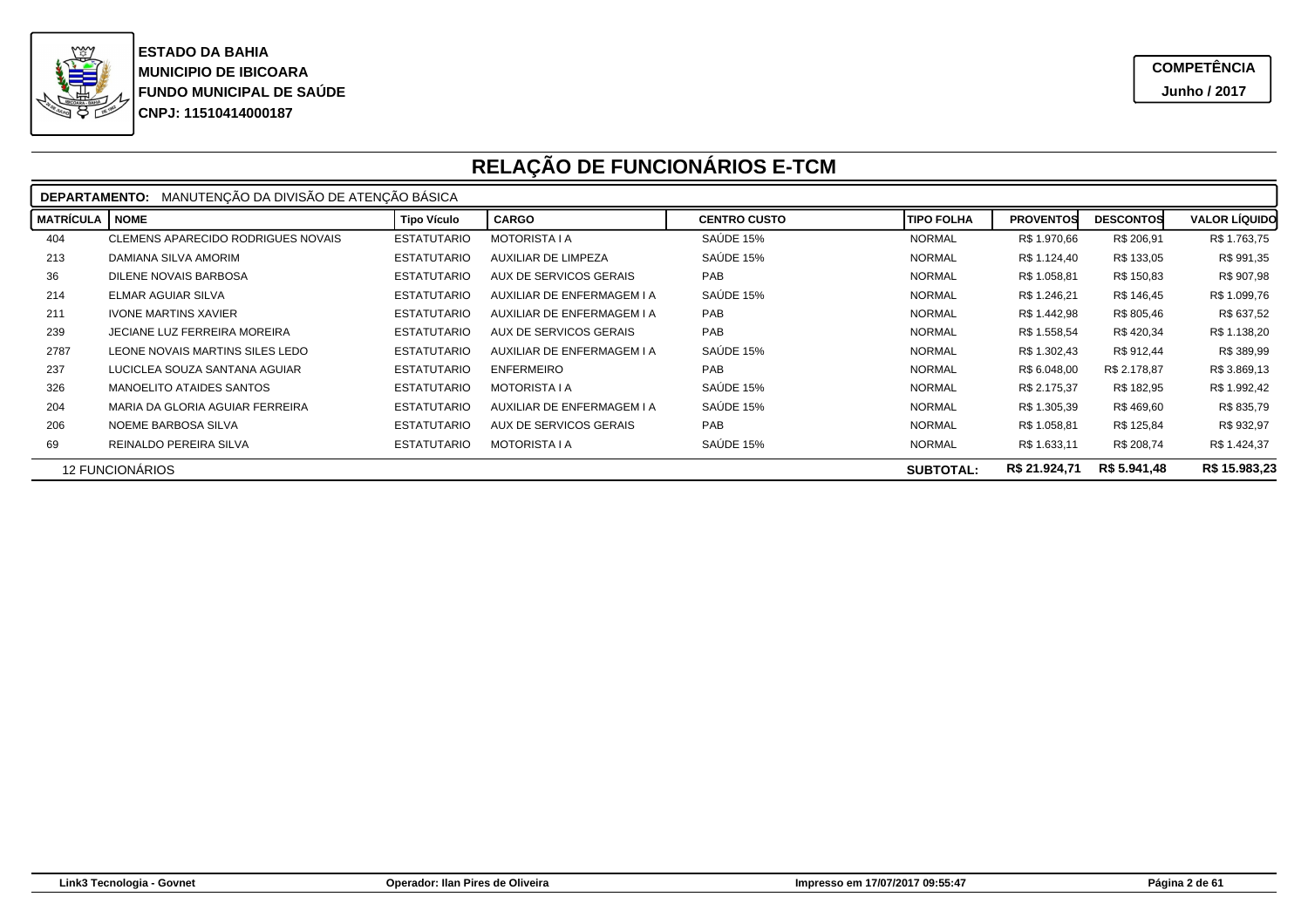**ESTADO DA BAHIA**
**MUNICIPIO DE IBICOARA**
**FUNDO MUNICIPAL DE SAÚDE**
**CNPJ: 11510414000187**

**COMPETÊNCIA**
**Junho / 2017**

# RELAÇÃO DE FUNCIONÁRIOS E-TCM

**DEPARTAMENTO:** MANUTENÇÃO DA DIVISÃO DE ATENÇÃO BÁSICA

| MATRÍCULA | NOME | Tipo Vículo | CARGO | CENTRO CUSTO | TIPO FOLHA | PROVENTOS | DESCONTOS | VALOR LÍQUIDO |
|---|---|---|---|---|---|---|---|---|
| 404 | CLEMENS APARECIDO RODRIGUES NOVAIS | ESTATUTARIO | MOTORISTA I A | SAÚDE 15% | NORMAL | R$ 1.970,66 | R$ 206,91 | R$ 1.763,75 |
| 213 | DAMIANA SILVA AMORIM | ESTATUTARIO | AUXILIAR DE LIMPEZA | SAÚDE 15% | NORMAL | R$ 1.124,40 | R$ 133,05 | R$ 991,35 |
| 36 | DILENE NOVAIS BARBOSA | ESTATUTARIO | AUX DE SERVICOS GERAIS | PAB | NORMAL | R$ 1.058,81 | R$ 150,83 | R$ 907,98 |
| 214 | ELMAR AGUIAR SILVA | ESTATUTARIO | AUXILIAR DE ENFERMAGEM I A | SAÚDE 15% | NORMAL | R$ 1.246,21 | R$ 146,45 | R$ 1.099,76 |
| 211 | IVONE MARTINS XAVIER | ESTATUTARIO | AUXILIAR DE ENFERMAGEM I A | PAB | NORMAL | R$ 1.442,98 | R$ 805,46 | R$ 637,52 |
| 239 | JECIANE LUZ FERREIRA MOREIRA | ESTATUTARIO | AUX DE SERVICOS GERAIS | PAB | NORMAL | R$ 1.558,54 | R$ 420,34 | R$ 1.138,20 |
| 2787 | LEONE NOVAIS MARTINS SILES LEDO | ESTATUTARIO | AUXILIAR DE ENFERMAGEM I A | SAÚDE 15% | NORMAL | R$ 1.302,43 | R$ 912,44 | R$ 389,99 |
| 237 | LUCICLEA SOUZA SANTANA AGUIAR | ESTATUTARIO | ENFERMEIRO | PAB | NORMAL | R$ 6.048,00 | R$ 2.178,87 | R$ 3.869,13 |
| 326 | MANOELITO ATAIDES SANTOS | ESTATUTARIO | MOTORISTA I A | SAÚDE 15% | NORMAL | R$ 2.175,37 | R$ 182,95 | R$ 1.992,42 |
| 204 | MARIA DA GLORIA AGUIAR FERREIRA | ESTATUTARIO | AUXILIAR DE ENFERMAGEM I A | SAÚDE 15% | NORMAL | R$ 1.305,39 | R$ 469,60 | R$ 835,79 |
| 206 | NOEME BARBOSA SILVA | ESTATUTARIO | AUX DE SERVICOS GERAIS | PAB | NORMAL | R$ 1.058,81 | R$ 125,84 | R$ 932,97 |
| 69 | REINALDO PEREIRA SILVA | ESTATUTARIO | MOTORISTA I A | SAÚDE 15% | NORMAL | R$ 1.633,11 | R$ 208,74 | R$ 1.424,37 |
| 12 FUNCIONÁRIOS | | | | | **SUBTOTAL:** | **R$ 21.924,71** | **R$ 5.941,48** | **R$ 15.983,23** |

Link3 Tecnologia - Govnet | Operador: Ilan Pires de Oliveira | Impresso em 17/07/2017 09:55:47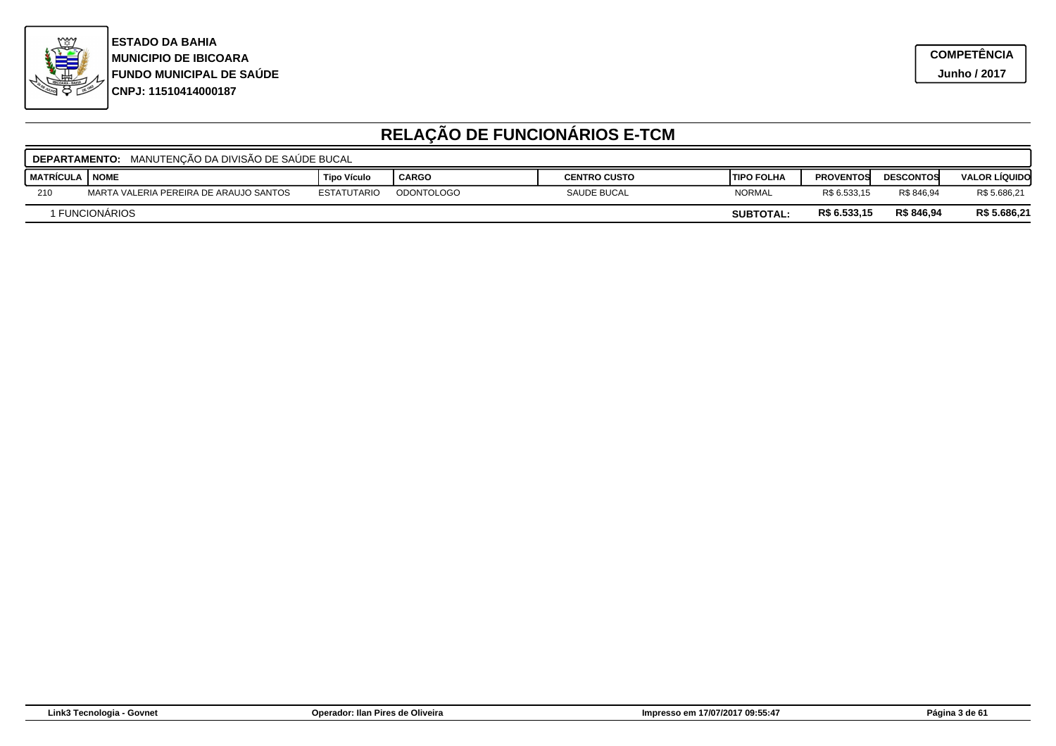**ESTADO DA BAHIA**
**MUNICIPIO DE IBICOARA**
**FUNDO MUNICIPAL DE SAÚDE**
**CNPJ: 11510414000187**

**COMPETÊNCIA**
**Junho / 2017**

# RELAÇÃO DE FUNCIONÁRIOS E-TCM

**DEPARTAMENTO:** MANUTENÇÃO DA DIVISÃO DE SAÚDE BUCAL

| MATRÍCULA | NOME | Tipo Vículo | CARGO | CENTRO CUSTO | TIPO FOLHA | PROVENTOS | DESCONTOS | VALOR LÍQUIDO |
|---|---|---|---|---|---|---|---|---|
| 210 | MARTA VALERIA PEREIRA DE ARAUJO SANTOS | ESTATUTARIO | ODONTOLOGO | SAUDE BUCAL | NORMAL | R$ 6.533,15 | R$ 846,94 | R$ 5.686,21 |
| 1 FUNCIONÁRIOS | | | | | **SUBTOTAL:** | **R$ 6.533,15** | **R$ 846,94** | **R$ 5.686,21** |

Link3 Tecnologia - Govnet | Operador: Ilan Pires de Oliveira | Impresso em 17/07/2017 09:55:47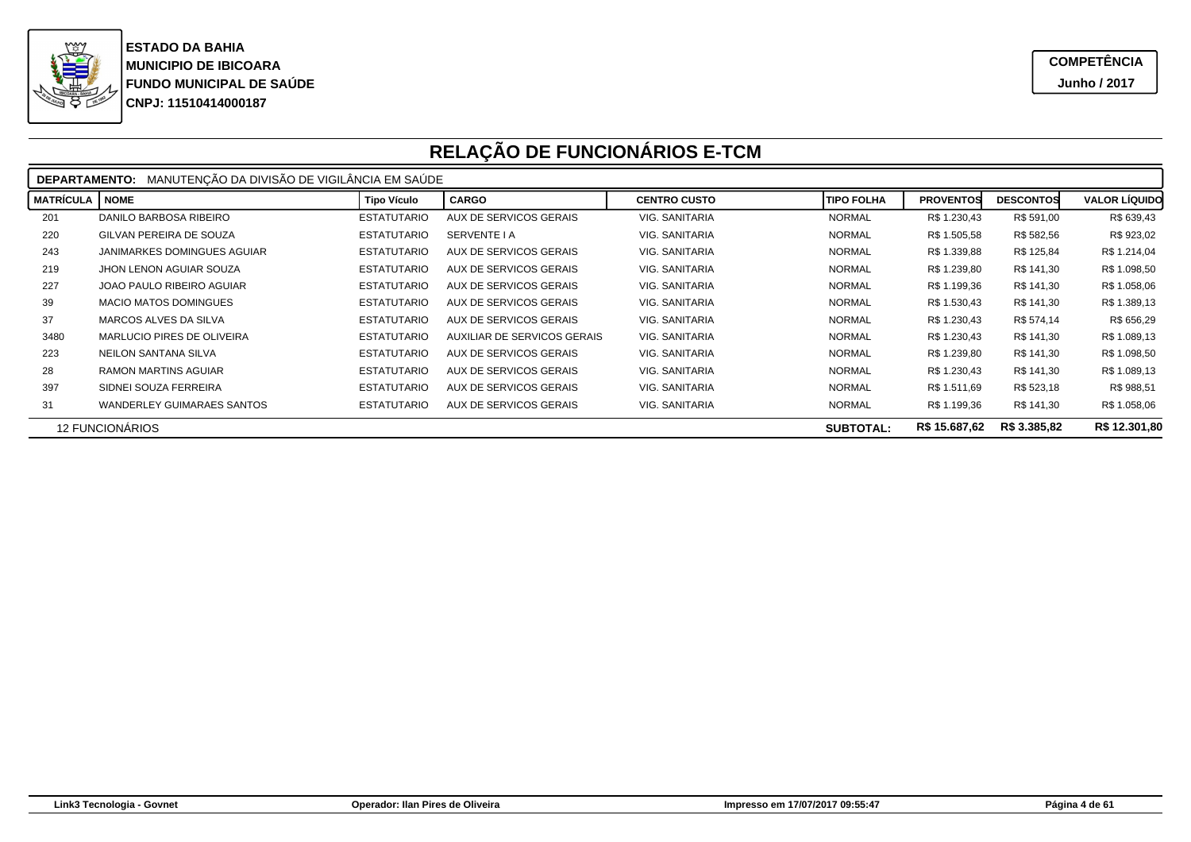**ESTADO DA BAHIA**
**MUNICIPIO DE IBICOARA**
**FUNDO MUNICIPAL DE SAÚDE**
**CNPJ: 11510414000187**

**COMPETÊNCIA**
**Junho / 2017**

# RELAÇÃO DE FUNCIONÁRIOS E-TCM

**DEPARTAMENTO:** MANUTENÇÃO DA DIVISÃO DE VIGILÂNCIA EM SAÚDE

| MATRÍCULA | NOME | Tipo Vículo | CARGO | CENTRO CUSTO | TIPO FOLHA | PROVENTOS | DESCONTOS | VALOR LÍQUIDO |
|---|---|---|---|---|---|---|---|---|
| 201 | DANILO BARBOSA RIBEIRO | ESTATUTARIO | AUX DE SERVICOS GERAIS | VIG. SANITARIA | NORMAL | R$ 1.230,43 | R$ 591,00 | R$ 639,43 |
| 220 | GILVAN PEREIRA DE SOUZA | ESTATUTARIO | SERVENTE I A | VIG. SANITARIA | NORMAL | R$ 1.505,58 | R$ 582,56 | R$ 923,02 |
| 243 | JANIMARKES DOMINGUES AGUIAR | ESTATUTARIO | AUX DE SERVICOS GERAIS | VIG. SANITARIA | NORMAL | R$ 1.339,88 | R$ 125,84 | R$ 1.214,04 |
| 219 | JHON LENON AGUIAR SOUZA | ESTATUTARIO | AUX DE SERVICOS GERAIS | VIG. SANITARIA | NORMAL | R$ 1.239,80 | R$ 141,30 | R$ 1.098,50 |
| 227 | JOAO PAULO RIBEIRO AGUIAR | ESTATUTARIO | AUX DE SERVICOS GERAIS | VIG. SANITARIA | NORMAL | R$ 1.199,36 | R$ 141,30 | R$ 1.058,06 |
| 39 | MACIO MATOS DOMINGUES | ESTATUTARIO | AUX DE SERVICOS GERAIS | VIG. SANITARIA | NORMAL | R$ 1.530,43 | R$ 141,30 | R$ 1.389,13 |
| 37 | MARCOS ALVES DA SILVA | ESTATUTARIO | AUX DE SERVICOS GERAIS | VIG. SANITARIA | NORMAL | R$ 1.230,43 | R$ 574,14 | R$ 656,29 |
| 3480 | MARLUCIO PIRES DE OLIVEIRA | ESTATUTARIO | AUXILIAR DE SERVICOS GERAIS | VIG. SANITARIA | NORMAL | R$ 1.230,43 | R$ 141,30 | R$ 1.089,13 |
| 223 | NEILON SANTANA SILVA | ESTATUTARIO | AUX DE SERVICOS GERAIS | VIG. SANITARIA | NORMAL | R$ 1.239,80 | R$ 141,30 | R$ 1.098,50 |
| 28 | RAMON MARTINS AGUIAR | ESTATUTARIO | AUX DE SERVICOS GERAIS | VIG. SANITARIA | NORMAL | R$ 1.230,43 | R$ 141,30 | R$ 1.089,13 |
| 397 | SIDNEI SOUZA FERREIRA | ESTATUTARIO | AUX DE SERVICOS GERAIS | VIG. SANITARIA | NORMAL | R$ 1.511,69 | R$ 523,18 | R$ 988,51 |
| 31 | WANDERLEY GUIMARAES SANTOS | ESTATUTARIO | AUX DE SERVICOS GERAIS | VIG. SANITARIA | NORMAL | R$ 1.199,36 | R$ 141,30 | R$ 1.058,06 |
| 12 FUNCIONÁRIOS | | | | | **SUBTOTAL:** | **R$ 15.687,62** | **R$ 3.385,82** | **R$ 12.301,80** |

Link3 Tecnologia - Govnet | Operador: Ilan Pires de Oliveira | Impresso em 17/07/2017 09:55:47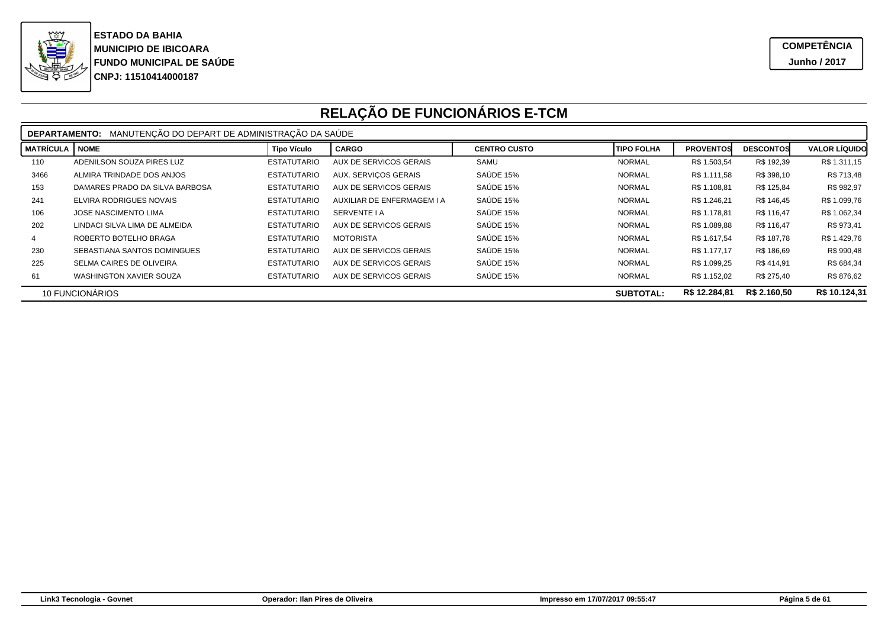**ESTADO DA BAHIA**
**MUNICIPIO DE IBICOARA**
**FUNDO MUNICIPAL DE SAÚDE**
**CNPJ: 11510414000187**

**COMPETÊNCIA**
**Junho / 2017**

# RELAÇÃO DE FUNCIONÁRIOS E-TCM

**DEPARTAMENTO:** MANUTENÇÃO DO DEPART DE ADMINISTRAÇÃO DA SAÚDE

| MATRÍCULA | NOME | Tipo Vículo | CARGO | CENTRO CUSTO | TIPO FOLHA | PROVENTOS | DESCONTOS | VALOR LÍQUIDO |
|---|---|---|---|---|---|---|---|---|
| 110 | ADENILSON SOUZA PIRES LUZ | ESTATUTARIO | AUX DE SERVICOS GERAIS | SAMU | NORMAL | R$ 1.503,54 | R$ 192,39 | R$ 1.311,15 |
| 3466 | ALMIRA TRINDADE DOS ANJOS | ESTATUTARIO | AUX. SERVIÇOS GERAIS | SAÚDE 15% | NORMAL | R$ 1.111,58 | R$ 398,10 | R$ 713,48 |
| 153 | DAMARES PRADO DA SILVA BARBOSA | ESTATUTARIO | AUX DE SERVICOS GERAIS | SAÚDE 15% | NORMAL | R$ 1.108,81 | R$ 125,84 | R$ 982,97 |
| 241 | ELVIRA RODRIGUES NOVAIS | ESTATUTARIO | AUXILIAR DE ENFERMAGEM I A | SAÚDE 15% | NORMAL | R$ 1.246,21 | R$ 146,45 | R$ 1.099,76 |
| 106 | JOSE NASCIMENTO LIMA | ESTATUTARIO | SERVENTE I A | SAÚDE 15% | NORMAL | R$ 1.178,81 | R$ 116,47 | R$ 1.062,34 |
| 202 | LINDACI SILVA LIMA DE ALMEIDA | ESTATUTARIO | AUX DE SERVICOS GERAIS | SAÚDE 15% | NORMAL | R$ 1.089,88 | R$ 116,47 | R$ 973,41 |
| 4 | ROBERTO BOTELHO BRAGA | ESTATUTARIO | MOTORISTA | SAÚDE 15% | NORMAL | R$ 1.617,54 | R$ 187,78 | R$ 1.429,76 |
| 230 | SEBASTIANA SANTOS DOMINGUES | ESTATUTARIO | AUX DE SERVICOS GERAIS | SAÚDE 15% | NORMAL | R$ 1.177,17 | R$ 186,69 | R$ 990,48 |
| 225 | SELMA CAIRES DE OLIVEIRA | ESTATUTARIO | AUX DE SERVICOS GERAIS | SAÚDE 15% | NORMAL | R$ 1.099,25 | R$ 414,91 | R$ 684,34 |
| 61 | WASHINGTON XAVIER SOUZA | ESTATUTARIO | AUX DE SERVICOS GERAIS | SAÚDE 15% | NORMAL | R$ 1.152,02 | R$ 275,40 | R$ 876,62 |
| 10 FUNCIONÁRIOS | | | | | **SUBTOTAL:** | **R$ 12.284,81** | **R$ 2.160,50** | **R$ 10.124,31** |

Link3 Tecnologia - Govnet | Operador: Ilan Pires de Oliveira | Impresso em 17/07/2017 09:55:47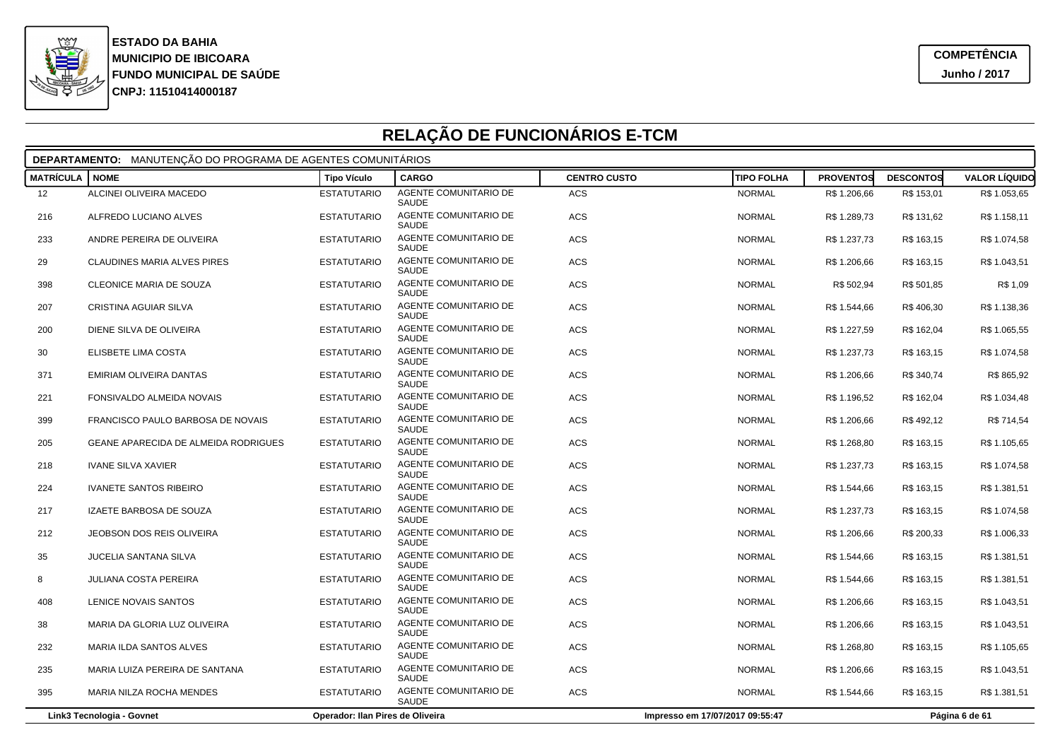**ESTADO DA BAHIA**
**MUNICIPIO DE IBICOARA**
**FUNDO MUNICIPAL DE SAÚDE**
**CNPJ: 11510414000187**

**COMPETÊNCIA**
**Junho / 2017**

# RELAÇÃO DE FUNCIONÁRIOS E-TCM

**DEPARTAMENTO:** MANUTENÇÃO DO PROGRAMA DE AGENTES COMUNITÁRIOS

| MATRÍCULA | NOME | Tipo Vículo | CARGO | CENTRO CUSTO | TIPO FOLHA | PROVENTOS | DESCONTOS | VALOR LÍQUIDO |
|---|---|---|---|---|---|---|---|---|
| 12 | ALCINEI OLIVEIRA MACEDO | ESTATUTARIO | AGENTE COMUNITARIO DE SAUDE | ACS | NORMAL | R$ 1.206,66 | R$ 153,01 | R$ 1.053,65 |
| 216 | ALFREDO LUCIANO ALVES | ESTATUTARIO | AGENTE COMUNITARIO DE SAUDE | ACS | NORMAL | R$ 1.289,73 | R$ 131,62 | R$ 1.158,11 |
| 233 | ANDRE PEREIRA DE OLIVEIRA | ESTATUTARIO | AGENTE COMUNITARIO DE SAUDE | ACS | NORMAL | R$ 1.237,73 | R$ 163,15 | R$ 1.074,58 |
| 29 | CLAUDINES MARIA ALVES PIRES | ESTATUTARIO | AGENTE COMUNITARIO DE SAUDE | ACS | NORMAL | R$ 1.206,66 | R$ 163,15 | R$ 1.043,51 |
| 398 | CLEONICE MARIA DE SOUZA | ESTATUTARIO | AGENTE COMUNITARIO DE SAUDE | ACS | NORMAL | R$ 502,94 | R$ 501,85 | R$ 1,09 |
| 207 | CRISTINA AGUIAR SILVA | ESTATUTARIO | AGENTE COMUNITARIO DE SAUDE | ACS | NORMAL | R$ 1.544,66 | R$ 406,30 | R$ 1.138,36 |
| 200 | DIENE SILVA DE OLIVEIRA | ESTATUTARIO | AGENTE COMUNITARIO DE SAUDE | ACS | NORMAL | R$ 1.227,59 | R$ 162,04 | R$ 1.065,55 |
| 30 | ELISBETE LIMA COSTA | ESTATUTARIO | AGENTE COMUNITARIO DE SAUDE | ACS | NORMAL | R$ 1.237,73 | R$ 163,15 | R$ 1.074,58 |
| 371 | EMIRIAM OLIVEIRA DANTAS | ESTATUTARIO | AGENTE COMUNITARIO DE SAUDE | ACS | NORMAL | R$ 1.206,66 | R$ 340,74 | R$ 865,92 |
| 221 | FONSIVALDO ALMEIDA NOVAIS | ESTATUTARIO | AGENTE COMUNITARIO DE SAUDE | ACS | NORMAL | R$ 1.196,52 | R$ 162,04 | R$ 1.034,48 |
| 399 | FRANCISCO PAULO BARBOSA DE NOVAIS | ESTATUTARIO | AGENTE COMUNITARIO DE SAUDE | ACS | NORMAL | R$ 1.206,66 | R$ 492,12 | R$ 714,54 |
| 205 | GEANE APARECIDA DE ALMEIDA RODRIGUES | ESTATUTARIO | AGENTE COMUNITARIO DE SAUDE | ACS | NORMAL | R$ 1.268,80 | R$ 163,15 | R$ 1.105,65 |
| 218 | IVANE SILVA XAVIER | ESTATUTARIO | AGENTE COMUNITARIO DE SAUDE | ACS | NORMAL | R$ 1.237,73 | R$ 163,15 | R$ 1.074,58 |
| 224 | IVANETE SANTOS RIBEIRO | ESTATUTARIO | AGENTE COMUNITARIO DE SAUDE | ACS | NORMAL | R$ 1.544,66 | R$ 163,15 | R$ 1.381,51 |
| 217 | IZAETE BARBOSA DE SOUZA | ESTATUTARIO | AGENTE COMUNITARIO DE SAUDE | ACS | NORMAL | R$ 1.237,73 | R$ 163,15 | R$ 1.074,58 |
| 212 | JEOBSON DOS REIS OLIVEIRA | ESTATUTARIO | AGENTE COMUNITARIO DE SAUDE | ACS | NORMAL | R$ 1.206,66 | R$ 200,33 | R$ 1.006,33 |
| 35 | JUCELIA SANTANA SILVA | ESTATUTARIO | AGENTE COMUNITARIO DE SAUDE | ACS | NORMAL | R$ 1.544,66 | R$ 163,15 | R$ 1.381,51 |
| 8 | JULIANA COSTA PEREIRA | ESTATUTARIO | AGENTE COMUNITARIO DE SAUDE | ACS | NORMAL | R$ 1.544,66 | R$ 163,15 | R$ 1.381,51 |
| 408 | LENICE NOVAIS SANTOS | ESTATUTARIO | AGENTE COMUNITARIO DE SAUDE | ACS | NORMAL | R$ 1.206,66 | R$ 163,15 | R$ 1.043,51 |
| 38 | MARIA DA GLORIA LUZ OLIVEIRA | ESTATUTARIO | AGENTE COMUNITARIO DE SAUDE | ACS | NORMAL | R$ 1.206,66 | R$ 163,15 | R$ 1.043,51 |
| 232 | MARIA ILDA SANTOS ALVES | ESTATUTARIO | AGENTE COMUNITARIO DE SAUDE | ACS | NORMAL | R$ 1.268,80 | R$ 163,15 | R$ 1.105,65 |
| 235 | MARIA LUIZA PEREIRA DE SANTANA | ESTATUTARIO | AGENTE COMUNITARIO DE SAUDE | ACS | NORMAL | R$ 1.206,66 | R$ 163,15 | R$ 1.043,51 |
| 395 | MARIA NILZA ROCHA MENDES | ESTATUTARIO | AGENTE COMUNITARIO DE SAUDE | ACS | NORMAL | R$ 1.544,66 | R$ 163,15 | R$ 1.381,51 |

Link3 Tecnologia - Govnet | Operador: Ilan Pires de Oliveira | Impresso em 17/07/2017 09:55:47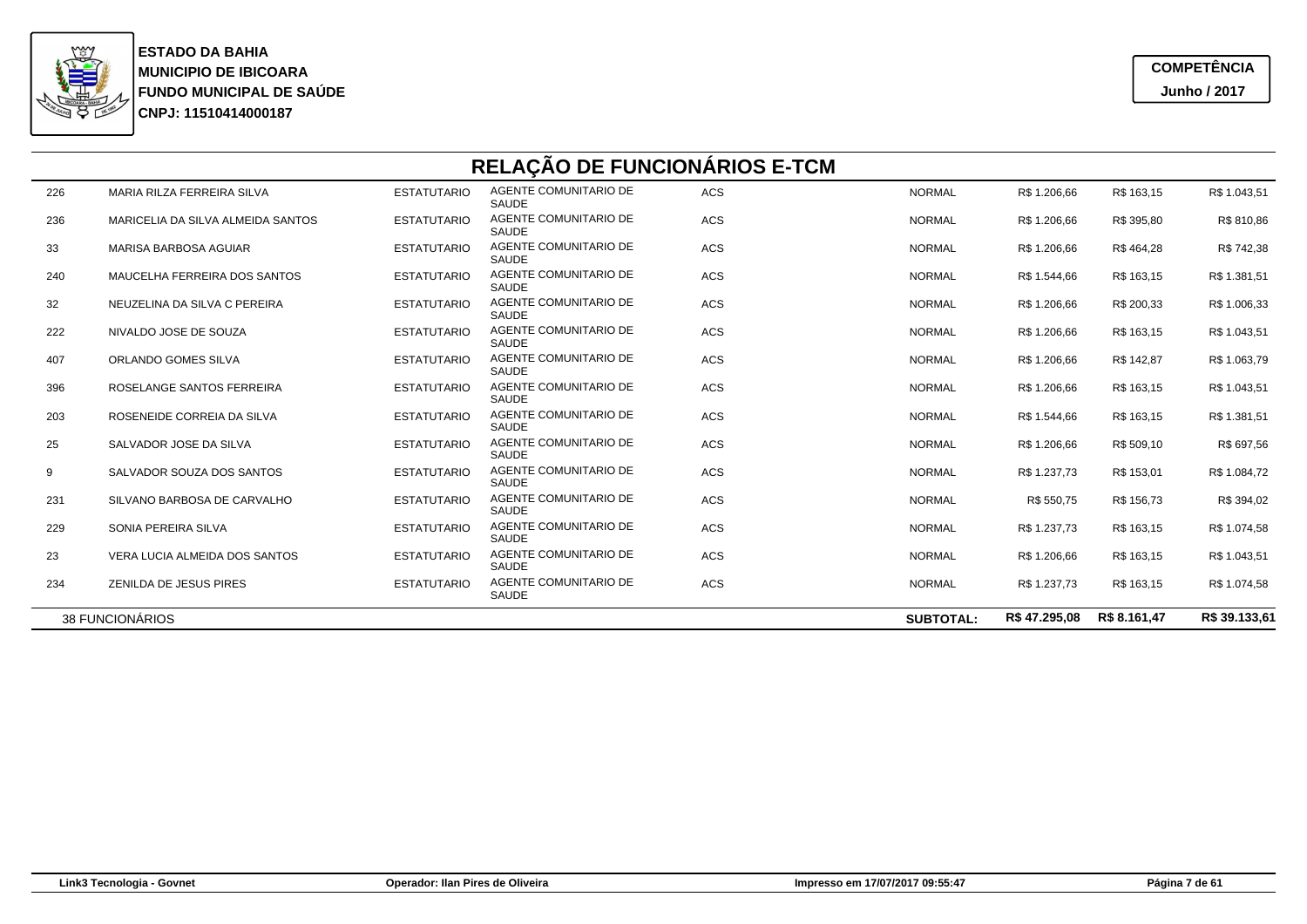**ESTADO DA BAHIA**
**MUNICIPIO DE IBICOARA**
**FUNDO MUNICIPAL DE SAÚDE**
**CNPJ: 11510414000187**

**COMPETÊNCIA**
**Junho / 2017**

# RELAÇÃO DE FUNCIONÁRIOS E-TCM

| | | | | | | | | |
|---|---|---|---|---|---|---|---|---|
| 226 | MARIA RILZA FERREIRA SILVA | ESTATUTARIO | AGENTE COMUNITARIO DE SAUDE | ACS | NORMAL | R$ 1.206,66 | R$ 163,15 | R$ 1.043,51 |
| 236 | MARICELIA DA SILVA ALMEIDA SANTOS | ESTATUTARIO | AGENTE COMUNITARIO DE SAUDE | ACS | NORMAL | R$ 1.206,66 | R$ 395,80 | R$ 810,86 |
| 33 | MARISA BARBOSA AGUIAR | ESTATUTARIO | AGENTE COMUNITARIO DE SAUDE | ACS | NORMAL | R$ 1.206,66 | R$ 464,28 | R$ 742,38 |
| 240 | MAUCELHA FERREIRA DOS SANTOS | ESTATUTARIO | AGENTE COMUNITARIO DE SAUDE | ACS | NORMAL | R$ 1.544,66 | R$ 163,15 | R$ 1.381,51 |
| 32 | NEUZELINA DA SILVA C PEREIRA | ESTATUTARIO | AGENTE COMUNITARIO DE SAUDE | ACS | NORMAL | R$ 1.206,66 | R$ 200,33 | R$ 1.006,33 |
| 222 | NIVALDO JOSE DE SOUZA | ESTATUTARIO | AGENTE COMUNITARIO DE SAUDE | ACS | NORMAL | R$ 1.206,66 | R$ 163,15 | R$ 1.043,51 |
| 407 | ORLANDO GOMES SILVA | ESTATUTARIO | AGENTE COMUNITARIO DE SAUDE | ACS | NORMAL | R$ 1.206,66 | R$ 142,87 | R$ 1.063,79 |
| 396 | ROSELANGE SANTOS FERREIRA | ESTATUTARIO | AGENTE COMUNITARIO DE SAUDE | ACS | NORMAL | R$ 1.206,66 | R$ 163,15 | R$ 1.043,51 |
| 203 | ROSENEIDE CORREIA DA SILVA | ESTATUTARIO | AGENTE COMUNITARIO DE SAUDE | ACS | NORMAL | R$ 1.544,66 | R$ 163,15 | R$ 1.381,51 |
| 25 | SALVADOR JOSE DA SILVA | ESTATUTARIO | AGENTE COMUNITARIO DE SAUDE | ACS | NORMAL | R$ 1.206,66 | R$ 509,10 | R$ 697,56 |
| 9 | SALVADOR SOUZA DOS SANTOS | ESTATUTARIO | AGENTE COMUNITARIO DE SAUDE | ACS | NORMAL | R$ 1.237,73 | R$ 153,01 | R$ 1.084,72 |
| 231 | SILVANO BARBOSA DE CARVALHO | ESTATUTARIO | AGENTE COMUNITARIO DE SAUDE | ACS | NORMAL | R$ 550,75 | R$ 156,73 | R$ 394,02 |
| 229 | SONIA PEREIRA SILVA | ESTATUTARIO | AGENTE COMUNITARIO DE SAUDE | ACS | NORMAL | R$ 1.237,73 | R$ 163,15 | R$ 1.074,58 |
| 23 | VERA LUCIA ALMEIDA DOS SANTOS | ESTATUTARIO | AGENTE COMUNITARIO DE SAUDE | ACS | NORMAL | R$ 1.206,66 | R$ 163,15 | R$ 1.043,51 |
| 234 | ZENILDA DE JESUS PIRES | ESTATUTARIO | AGENTE COMUNITARIO DE SAUDE | ACS | NORMAL | R$ 1.237,73 | R$ 163,15 | R$ 1.074,58 |
| 38 FUNCIONÁRIOS | | | | | **SUBTOTAL:** | **R$ 47.295,08** | **R$ 8.161,47** | **R$ 39.133,61** |

Link3 Tecnologia - Govnet | Operador: Ilan Pires de Oliveira | Impresso em 17/07/2017 09:55:47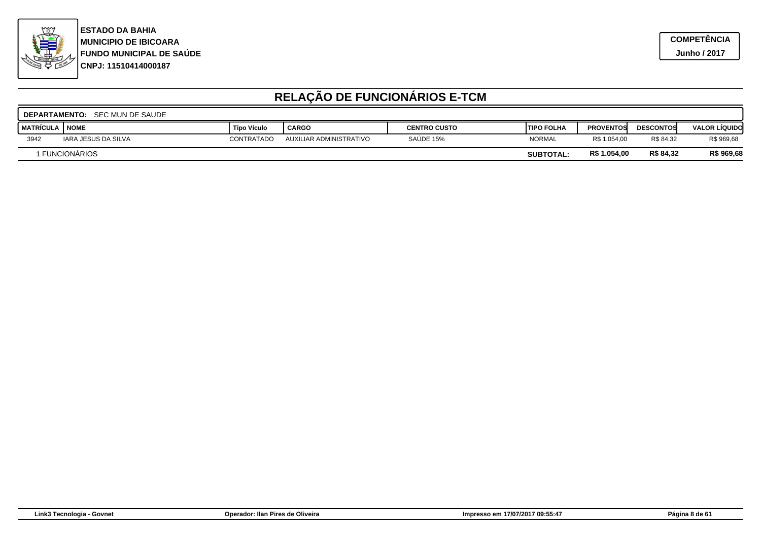**ESTADO DA BAHIA**
**MUNICIPIO DE IBICOARA**
**FUNDO MUNICIPAL DE SAÚDE**
**CNPJ: 11510414000187**

**COMPETÊNCIA**
**Junho / 2017**

# RELAÇÃO DE FUNCIONÁRIOS E-TCM

**DEPARTAMENTO:** SEC MUN DE SAUDE

| MATRÍCULA | NOME | Tipo Vículo | CARGO | CENTRO CUSTO | TIPO FOLHA | PROVENTOS | DESCONTOS | VALOR LÍQUIDO |
|---|---|---|---|---|---|---|---|---|
| 3942 | IARA JESUS DA SILVA | CONTRATADO | AUXILIAR ADMINISTRATIVO | SAÚDE 15% | NORMAL | R$ 1.054,00 | R$ 84,32 | R$ 969,68 |
| 1 FUNCIONÁRIOS | | | | | **SUBTOTAL:** | **R$ 1.054,00** | **R$ 84,32** | **R$ 969,68** |

Link3 Tecnologia - Govnet | Operador: Ilan Pires de Oliveira | Impresso em 17/07/2017 09:55:47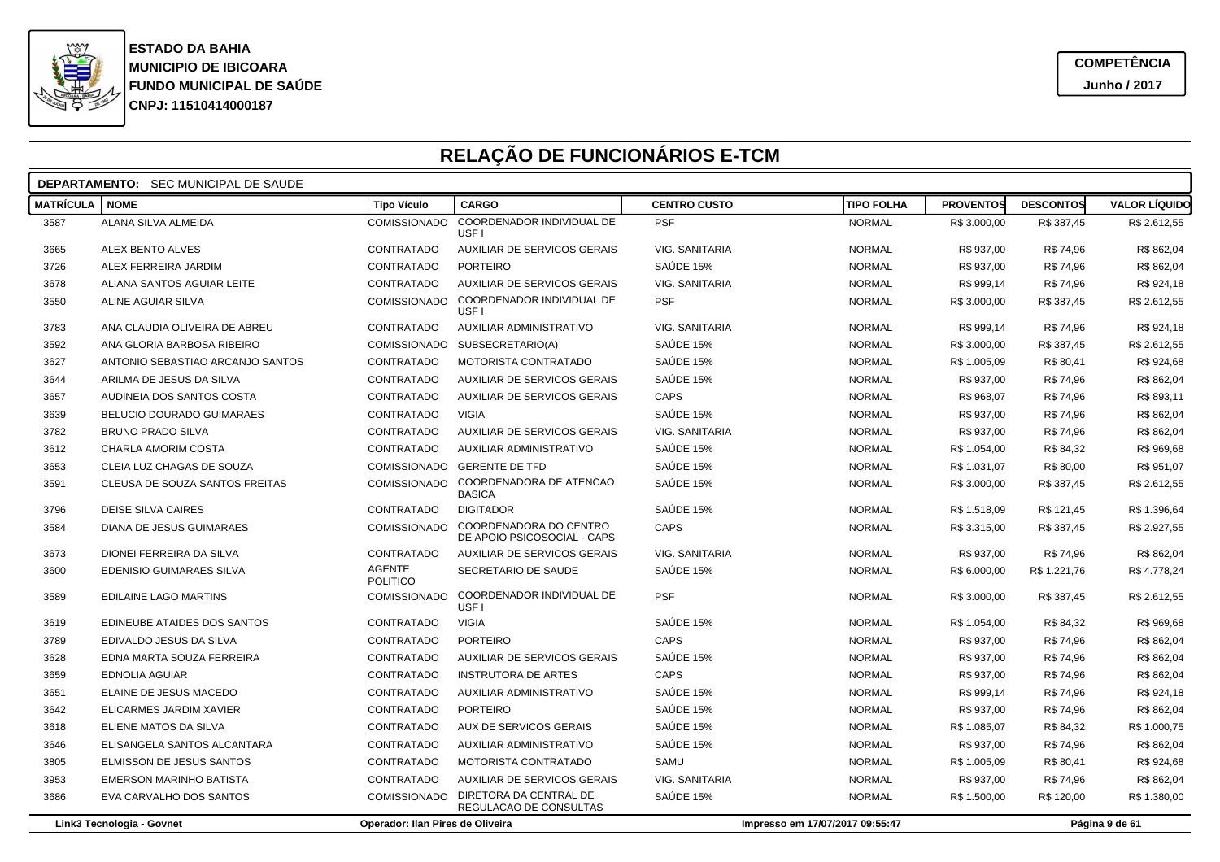**ESTADO DA BAHIA**
**MUNICIPIO DE IBICOARA**
**FUNDO MUNICIPAL DE SAÚDE**
**CNPJ: 11510414000187**

**COMPETÊNCIA**
**Junho / 2017**

# RELAÇÃO DE FUNCIONÁRIOS E-TCM

**DEPARTAMENTO:** SEC MUNICIPAL DE SAUDE

| MATRÍCULA | NOME | Tipo Vículo | CARGO | CENTRO CUSTO | TIPO FOLHA | PROVENTOS | DESCONTOS | VALOR LÍQUIDO |
|---|---|---|---|---|---|---|---|---|
| 3587 | ALANA SILVA ALMEIDA | COMISSIONADO | COORDENADOR INDIVIDUAL DE USF I | PSF | NORMAL | R$ 3.000,00 | R$ 387,45 | R$ 2.612,55 |
| 3665 | ALEX BENTO ALVES | CONTRATADO | AUXILIAR DE SERVICOS GERAIS | VIG. SANITARIA | NORMAL | R$ 937,00 | R$ 74,96 | R$ 862,04 |
| 3726 | ALEX FERREIRA JARDIM | CONTRATADO | PORTEIRO | SAÚDE 15% | NORMAL | R$ 937,00 | R$ 74,96 | R$ 862,04 |
| 3678 | ALIANA SANTOS AGUIAR LEITE | CONTRATADO | AUXILIAR DE SERVICOS GERAIS | VIG. SANITARIA | NORMAL | R$ 999,14 | R$ 74,96 | R$ 924,18 |
| 3550 | ALINE AGUIAR SILVA | COMISSIONADO | COORDENADOR INDIVIDUAL DE USF I | PSF | NORMAL | R$ 3.000,00 | R$ 387,45 | R$ 2.612,55 |
| 3783 | ANA CLAUDIA OLIVEIRA DE ABREU | CONTRATADO | AUXILIAR ADMINISTRATIVO | VIG. SANITARIA | NORMAL | R$ 999,14 | R$ 74,96 | R$ 924,18 |
| 3592 | ANA GLORIA BARBOSA RIBEIRO | COMISSIONADO | SUBSECRETARIO(A) | SAÚDE 15% | NORMAL | R$ 3.000,00 | R$ 387,45 | R$ 2.612,55 |
| 3627 | ANTONIO SEBASTIAO ARCANJO SANTOS | CONTRATADO | MOTORISTA CONTRATADO | SAÚDE 15% | NORMAL | R$ 1.005,09 | R$ 80,41 | R$ 924,68 |
| 3644 | ARILMA DE JESUS DA SILVA | CONTRATADO | AUXILIAR DE SERVICOS GERAIS | SAÚDE 15% | NORMAL | R$ 937,00 | R$ 74,96 | R$ 862,04 |
| 3657 | AUDINEIA DOS SANTOS COSTA | CONTRATADO | AUXILIAR DE SERVICOS GERAIS | CAPS | NORMAL | R$ 968,07 | R$ 74,96 | R$ 893,11 |
| 3639 | BELUCIO DOURADO GUIMARAES | CONTRATADO | VIGIA | SAÚDE 15% | NORMAL | R$ 937,00 | R$ 74,96 | R$ 862,04 |
| 3782 | BRUNO PRADO SILVA | CONTRATADO | AUXILIAR DE SERVICOS GERAIS | VIG. SANITARIA | NORMAL | R$ 937,00 | R$ 74,96 | R$ 862,04 |
| 3612 | CHARLA AMORIM COSTA | CONTRATADO | AUXILIAR ADMINISTRATIVO | SAÚDE 15% | NORMAL | R$ 1.054,00 | R$ 84,32 | R$ 969,68 |
| 3653 | CLEIA LUZ CHAGAS DE SOUZA | COMISSIONADO | GERENTE DE TFD | SAÚDE 15% | NORMAL | R$ 1.031,07 | R$ 80,00 | R$ 951,07 |
| 3591 | CLEUSA DE SOUZA SANTOS FREITAS | COMISSIONADO | COORDENADORA DE ATENCAO BASICA | SAÚDE 15% | NORMAL | R$ 3.000,00 | R$ 387,45 | R$ 2.612,55 |
| 3796 | DEISE SILVA CAIRES | CONTRATADO | DIGITADOR | SAÚDE 15% | NORMAL | R$ 1.518,09 | R$ 121,45 | R$ 1.396,64 |
| 3584 | DIANA DE JESUS GUIMARAES | COMISSIONADO | COORDENADORA DO CENTRO DE APOIO PSICOSOCIAL - CAPS | CAPS | NORMAL | R$ 3.315,00 | R$ 387,45 | R$ 2.927,55 |
| 3673 | DIONEI FERREIRA DA SILVA | CONTRATADO | AUXILIAR DE SERVICOS GERAIS | VIG. SANITARIA | NORMAL | R$ 937,00 | R$ 74,96 | R$ 862,04 |
| 3600 | EDENISIO GUIMARAES SILVA | AGENTE POLITICO | SECRETARIO DE SAUDE | SAÚDE 15% | NORMAL | R$ 6.000,00 | R$ 1.221,76 | R$ 4.778,24 |
| 3589 | EDILAINE LAGO MARTINS | COMISSIONADO | COORDENADOR INDIVIDUAL DE USF I | PSF | NORMAL | R$ 3.000,00 | R$ 387,45 | R$ 2.612,55 |
| 3619 | EDINEUBE ATAIDES DOS SANTOS | CONTRATADO | VIGIA | SAÚDE 15% | NORMAL | R$ 1.054,00 | R$ 84,32 | R$ 969,68 |
| 3789 | EDIVALDO JESUS DA SILVA | CONTRATADO | PORTEIRO | CAPS | NORMAL | R$ 937,00 | R$ 74,96 | R$ 862,04 |
| 3628 | EDNA MARTA SOUZA FERREIRA | CONTRATADO | AUXILIAR DE SERVICOS GERAIS | SAÚDE 15% | NORMAL | R$ 937,00 | R$ 74,96 | R$ 862,04 |
| 3659 | EDNOLIA AGUIAR | CONTRATADO | INSTRUTORA DE ARTES | CAPS | NORMAL | R$ 937,00 | R$ 74,96 | R$ 862,04 |
| 3651 | ELAINE DE JESUS MACEDO | CONTRATADO | AUXILIAR ADMINISTRATIVO | SAÚDE 15% | NORMAL | R$ 999,14 | R$ 74,96 | R$ 924,18 |
| 3642 | ELICARMES JARDIM XAVIER | CONTRATADO | PORTEIRO | SAÚDE 15% | NORMAL | R$ 937,00 | R$ 74,96 | R$ 862,04 |
| 3618 | ELIENE MATOS DA SILVA | CONTRATADO | AUX DE SERVICOS GERAIS | SAÚDE 15% | NORMAL | R$ 1.085,07 | R$ 84,32 | R$ 1.000,75 |
| 3646 | ELISANGELA SANTOS ALCANTARA | CONTRATADO | AUXILIAR ADMINISTRATIVO | SAÚDE 15% | NORMAL | R$ 937,00 | R$ 74,96 | R$ 862,04 |
| 3805 | ELMISSON DE JESUS SANTOS | CONTRATADO | MOTORISTA CONTRATADO | SAMU | NORMAL | R$ 1.005,09 | R$ 80,41 | R$ 924,68 |
| 3953 | EMERSON MARINHO BATISTA | CONTRATADO | AUXILIAR DE SERVICOS GERAIS | VIG. SANITARIA | NORMAL | R$ 937,00 | R$ 74,96 | R$ 862,04 |
| 3686 | EVA CARVALHO DOS SANTOS | COMISSIONADO | DIRETORA DA CENTRAL DE REGULACAO DE CONSULTAS | SAÚDE 15% | NORMAL | R$ 1.500,00 | R$ 120,00 | R$ 1.380,00 |

Link3 Tecnologia - Govnet | Operador: Ilan Pires de Oliveira | Impresso em 17/07/2017 09:55:47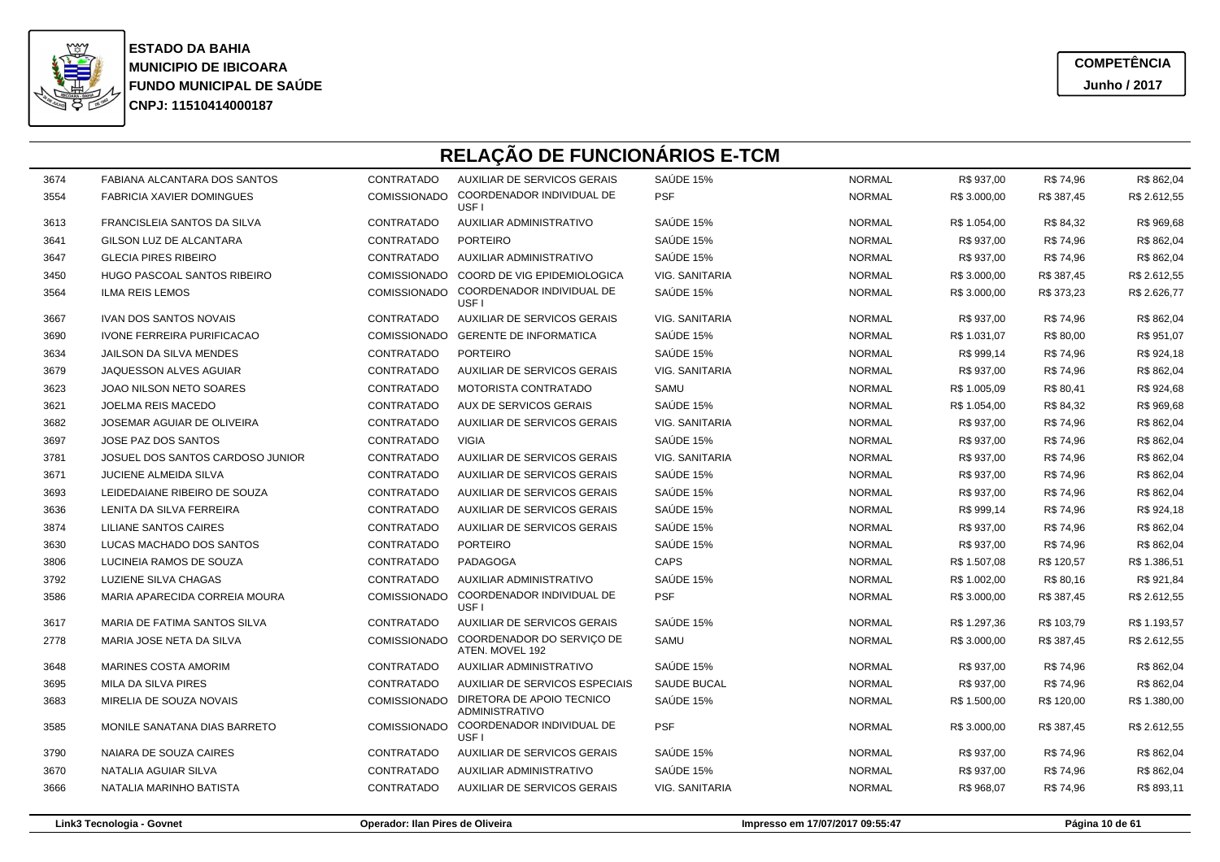**ESTADO DA BAHIA**
**MUNICIPIO DE IBICOARA**
**FUNDO MUNICIPAL DE SAÚDE**
**CNPJ: 11510414000187**

**COMPETÊNCIA**
**Junho / 2017**

# RELAÇÃO DE FUNCIONÁRIOS E-TCM

| | | | | | | | | |
|---|---|---|---|---|---|---|---|---|
| 3674 | FABIANA ALCANTARA DOS SANTOS | CONTRATADO | AUXILIAR DE SERVICOS GERAIS | SAÚDE 15% | NORMAL | R$ 937,00 | R$ 74,96 | R$ 862,04 |
| 3554 | FABRICIA XAVIER DOMINGUES | COMISSIONADO | COORDENADOR INDIVIDUAL DE USF I | PSF | NORMAL | R$ 3.000,00 | R$ 387,45 | R$ 2.612,55 |
| 3613 | FRANCISLEIA SANTOS DA SILVA | CONTRATADO | AUXILIAR ADMINISTRATIVO | SAÚDE 15% | NORMAL | R$ 1.054,00 | R$ 84,32 | R$ 969,68 |
| 3641 | GILSON LUZ DE ALCANTARA | CONTRATADO | PORTEIRO | SAÚDE 15% | NORMAL | R$ 937,00 | R$ 74,96 | R$ 862,04 |
| 3647 | GLECIA PIRES RIBEIRO | CONTRATADO | AUXILIAR ADMINISTRATIVO | SAÚDE 15% | NORMAL | R$ 937,00 | R$ 74,96 | R$ 862,04 |
| 3450 | HUGO PASCOAL SANTOS RIBEIRO | COMISSIONADO | COORD DE VIG EPIDEMIOLOGICA | VIG. SANITARIA | NORMAL | R$ 3.000,00 | R$ 387,45 | R$ 2.612,55 |
| 3564 | ILMA REIS LEMOS | COMISSIONADO | COORDENADOR INDIVIDUAL DE USF I | SAÚDE 15% | NORMAL | R$ 3.000,00 | R$ 373,23 | R$ 2.626,77 |
| 3667 | IVAN DOS SANTOS NOVAIS | CONTRATADO | AUXILIAR DE SERVICOS GERAIS | VIG. SANITARIA | NORMAL | R$ 937,00 | R$ 74,96 | R$ 862,04 |
| 3690 | IVONE FERREIRA PURIFICACAO | COMISSIONADO | GERENTE DE INFORMATICA | SAÚDE 15% | NORMAL | R$ 1.031,07 | R$ 80,00 | R$ 951,07 |
| 3634 | JAILSON DA SILVA MENDES | CONTRATADO | PORTEIRO | SAÚDE 15% | NORMAL | R$ 999,14 | R$ 74,96 | R$ 924,18 |
| 3679 | JAQUESSON ALVES AGUIAR | CONTRATADO | AUXILIAR DE SERVICOS GERAIS | VIG. SANITARIA | NORMAL | R$ 937,00 | R$ 74,96 | R$ 862,04 |
| 3623 | JOAO NILSON NETO SOARES | CONTRATADO | MOTORISTA CONTRATADO | SAMU | NORMAL | R$ 1.005,09 | R$ 80,41 | R$ 924,68 |
| 3621 | JOELMA REIS MACEDO | CONTRATADO | AUX DE SERVICOS GERAIS | SAÚDE 15% | NORMAL | R$ 1.054,00 | R$ 84,32 | R$ 969,68 |
| 3682 | JOSEMAR AGUIAR DE OLIVEIRA | CONTRATADO | AUXILIAR DE SERVICOS GERAIS | VIG. SANITARIA | NORMAL | R$ 937,00 | R$ 74,96 | R$ 862,04 |
| 3697 | JOSE PAZ DOS SANTOS | CONTRATADO | VIGIA | SAÚDE 15% | NORMAL | R$ 937,00 | R$ 74,96 | R$ 862,04 |
| 3781 | JOSUEL DOS SANTOS CARDOSO JUNIOR | CONTRATADO | AUXILIAR DE SERVICOS GERAIS | VIG. SANITARIA | NORMAL | R$ 937,00 | R$ 74,96 | R$ 862,04 |
| 3671 | JUCIENE ALMEIDA SILVA | CONTRATADO | AUXILIAR DE SERVICOS GERAIS | SAÚDE 15% | NORMAL | R$ 937,00 | R$ 74,96 | R$ 862,04 |
| 3693 | LEIDEDAIANE RIBEIRO DE SOUZA | CONTRATADO | AUXILIAR DE SERVICOS GERAIS | SAÚDE 15% | NORMAL | R$ 937,00 | R$ 74,96 | R$ 862,04 |
| 3636 | LENITA DA SILVA FERREIRA | CONTRATADO | AUXILIAR DE SERVICOS GERAIS | SAÚDE 15% | NORMAL | R$ 999,14 | R$ 74,96 | R$ 924,18 |
| 3874 | LILIANE SANTOS CAIRES | CONTRATADO | AUXILIAR DE SERVICOS GERAIS | SAÚDE 15% | NORMAL | R$ 937,00 | R$ 74,96 | R$ 862,04 |
| 3630 | LUCAS MACHADO DOS SANTOS | CONTRATADO | PORTEIRO | SAÚDE 15% | NORMAL | R$ 937,00 | R$ 74,96 | R$ 862,04 |
| 3806 | LUCINEIA RAMOS DE SOUZA | CONTRATADO | PADAGOGA | CAPS | NORMAL | R$ 1.507,08 | R$ 120,57 | R$ 1.386,51 |
| 3792 | LUZIENE SILVA CHAGAS | CONTRATADO | AUXILIAR ADMINISTRATIVO | SAÚDE 15% | NORMAL | R$ 1.002,00 | R$ 80,16 | R$ 921,84 |
| 3586 | MARIA APARECIDA CORREIA MOURA | COMISSIONADO | COORDENADOR INDIVIDUAL DE USF I | PSF | NORMAL | R$ 3.000,00 | R$ 387,45 | R$ 2.612,55 |
| 3617 | MARIA DE FATIMA SANTOS SILVA | CONTRATADO | AUXILIAR DE SERVICOS GERAIS | SAÚDE 15% | NORMAL | R$ 1.297,36 | R$ 103,79 | R$ 1.193,57 |
| 2778 | MARIA JOSE NETA DA SILVA | COMISSIONADO | COORDENADOR DO SERVIÇO DE ATEN. MOVEL 192 | SAMU | NORMAL | R$ 3.000,00 | R$ 387,45 | R$ 2.612,55 |
| 3648 | MARINES COSTA AMORIM | CONTRATADO | AUXILIAR ADMINISTRATIVO | SAÚDE 15% | NORMAL | R$ 937,00 | R$ 74,96 | R$ 862,04 |
| 3695 | MILA DA SILVA PIRES | CONTRATADO | AUXILIAR DE SERVICOS ESPECIAIS | SAUDE BUCAL | NORMAL | R$ 937,00 | R$ 74,96 | R$ 862,04 |
| 3683 | MIRELIA DE SOUZA NOVAIS | COMISSIONADO | DIRETORA DE APOIO TECNICO ADMINISTRATIVO | SAÚDE 15% | NORMAL | R$ 1.500,00 | R$ 120,00 | R$ 1.380,00 |
| 3585 | MONILE SANATANA DIAS BARRETO | COMISSIONADO | COORDENADOR INDIVIDUAL DE USF I | PSF | NORMAL | R$ 3.000,00 | R$ 387,45 | R$ 2.612,55 |
| 3790 | NAIARA DE SOUZA CAIRES | CONTRATADO | AUXILIAR DE SERVICOS GERAIS | SAÚDE 15% | NORMAL | R$ 937,00 | R$ 74,96 | R$ 862,04 |
| 3670 | NATALIA AGUIAR SILVA | CONTRATADO | AUXILIAR ADMINISTRATIVO | SAÚDE 15% | NORMAL | R$ 937,00 | R$ 74,96 | R$ 862,04 |
| 3666 | NATALIA MARINHO BATISTA | CONTRATADO | AUXILIAR DE SERVICOS GERAIS | VIG. SANITARIA | NORMAL | R$ 968,07 | R$ 74,96 | R$ 893,11 |

Link3 Tecnologia - Govnet | Operador: Ilan Pires de Oliveira | Impresso em 17/07/2017 09:55:47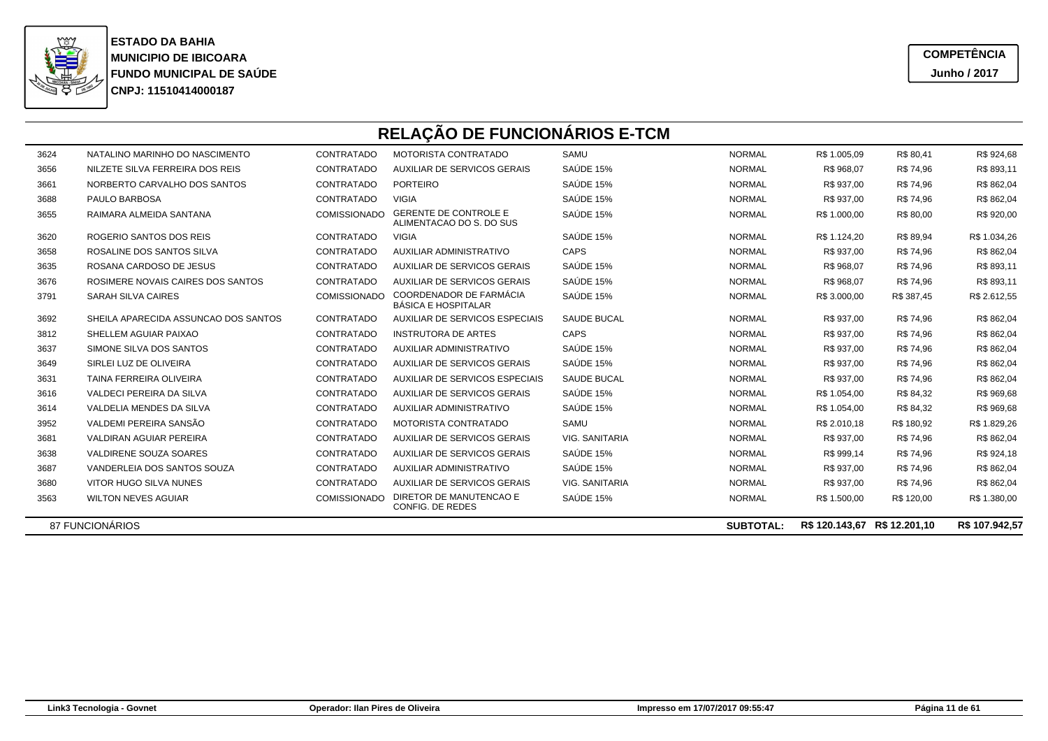**ESTADO DA BAHIA**
**MUNICIPIO DE IBICOARA**
**FUNDO MUNICIPAL DE SAÚDE**
**CNPJ: 11510414000187**

**COMPETÊNCIA**
**Junho / 2017**

# RELAÇÃO DE FUNCIONÁRIOS E-TCM

| | | | | | | | | |
|---|---|---|---|---|---|---|---|---|
| 3624 | NATALINO MARINHO DO NASCIMENTO | CONTRATADO | MOTORISTA CONTRATADO | SAMU | NORMAL | R$ 1.005,09 | R$ 80,41 | R$ 924,68 |
| 3656 | NILZETE SILVA FERREIRA DOS REIS | CONTRATADO | AUXILIAR DE SERVICOS GERAIS | SAÚDE 15% | NORMAL | R$ 968,07 | R$ 74,96 | R$ 893,11 |
| 3661 | NORBERTO CARVALHO DOS SANTOS | CONTRATADO | PORTEIRO | SAÚDE 15% | NORMAL | R$ 937,00 | R$ 74,96 | R$ 862,04 |
| 3688 | PAULO BARBOSA | CONTRATADO | VIGIA | SAÚDE 15% | NORMAL | R$ 937,00 | R$ 74,96 | R$ 862,04 |
| 3655 | RAIMARA ALMEIDA SANTANA | COMISSIONADO | GERENTE DE CONTROLE E ALIMENTACAO DO S. DO SUS | SAÚDE 15% | NORMAL | R$ 1.000,00 | R$ 80,00 | R$ 920,00 |
| 3620 | ROGERIO SANTOS DOS REIS | CONTRATADO | VIGIA | SAÚDE 15% | NORMAL | R$ 1.124,20 | R$ 89,94 | R$ 1.034,26 |
| 3658 | ROSALINE DOS SANTOS SILVA | CONTRATADO | AUXILIAR ADMINISTRATIVO | CAPS | NORMAL | R$ 937,00 | R$ 74,96 | R$ 862,04 |
| 3635 | ROSANA CARDOSO DE JESUS | CONTRATADO | AUXILIAR DE SERVICOS GERAIS | SAÚDE 15% | NORMAL | R$ 968,07 | R$ 74,96 | R$ 893,11 |
| 3676 | ROSIMERE NOVAIS CAIRES DOS SANTOS | CONTRATADO | AUXILIAR DE SERVICOS GERAIS | SAÚDE 15% | NORMAL | R$ 968,07 | R$ 74,96 | R$ 893,11 |
| 3791 | SARAH SILVA CAIRES | COMISSIONADO | COORDENADOR DE FARMÁCIA BÁSICA E HOSPITALAR | SAÚDE 15% | NORMAL | R$ 3.000,00 | R$ 387,45 | R$ 2.612,55 |
| 3692 | SHEILA APARECIDA ASSUNCAO DOS SANTOS | CONTRATADO | AUXILIAR DE SERVICOS ESPECIAIS | SAUDE BUCAL | NORMAL | R$ 937,00 | R$ 74,96 | R$ 862,04 |
| 3812 | SHELLEM AGUIAR PAIXAO | CONTRATADO | INSTRUTORA DE ARTES | CAPS | NORMAL | R$ 937,00 | R$ 74,96 | R$ 862,04 |
| 3637 | SIMONE SILVA DOS SANTOS | CONTRATADO | AUXILIAR ADMINISTRATIVO | SAÚDE 15% | NORMAL | R$ 937,00 | R$ 74,96 | R$ 862,04 |
| 3649 | SIRLEI LUZ DE OLIVEIRA | CONTRATADO | AUXILIAR DE SERVICOS GERAIS | SAÚDE 15% | NORMAL | R$ 937,00 | R$ 74,96 | R$ 862,04 |
| 3631 | TAINA FERREIRA OLIVEIRA | CONTRATADO | AUXILIAR DE SERVICOS ESPECIAIS | SAUDE BUCAL | NORMAL | R$ 937,00 | R$ 74,96 | R$ 862,04 |
| 3616 | VALDECI PEREIRA DA SILVA | CONTRATADO | AUXILIAR DE SERVICOS GERAIS | SAÚDE 15% | NORMAL | R$ 1.054,00 | R$ 84,32 | R$ 969,68 |
| 3614 | VALDELIA MENDES DA SILVA | CONTRATADO | AUXILIAR ADMINISTRATIVO | SAÚDE 15% | NORMAL | R$ 1.054,00 | R$ 84,32 | R$ 969,68 |
| 3952 | VALDEMI PEREIRA SANSÃO | CONTRATADO | MOTORISTA CONTRATADO | SAMU | NORMAL | R$ 2.010,18 | R$ 180,92 | R$ 1.829,26 |
| 3681 | VALDIRAN AGUIAR PEREIRA | CONTRATADO | AUXILIAR DE SERVICOS GERAIS | VIG. SANITARIA | NORMAL | R$ 937,00 | R$ 74,96 | R$ 862,04 |
| 3638 | VALDIRENE SOUZA SOARES | CONTRATADO | AUXILIAR DE SERVICOS GERAIS | SAÚDE 15% | NORMAL | R$ 999,14 | R$ 74,96 | R$ 924,18 |
| 3687 | VANDERLEIA DOS SANTOS SOUZA | CONTRATADO | AUXILIAR ADMINISTRATIVO | SAÚDE 15% | NORMAL | R$ 937,00 | R$ 74,96 | R$ 862,04 |
| 3680 | VITOR HUGO SILVA NUNES | CONTRATADO | AUXILIAR DE SERVICOS GERAIS | VIG. SANITARIA | NORMAL | R$ 937,00 | R$ 74,96 | R$ 862,04 |
| 3563 | WILTON NEVES AGUIAR | COMISSIONADO | DIRETOR DE MANUTENCAO E CONFIG. DE REDES | SAÚDE 15% | NORMAL | R$ 1.500,00 | R$ 120,00 | R$ 1.380,00 |
| 87 FUNCIONÁRIOS | | | | | **SUBTOTAL:** | **R$ 120.143,67** | **R$ 12.201,10** | **R$ 107.942,57** |

Link3 Tecnologia - Govnet | Operador: Ilan Pires de Oliveira | Impresso em 17/07/2017 09:55:47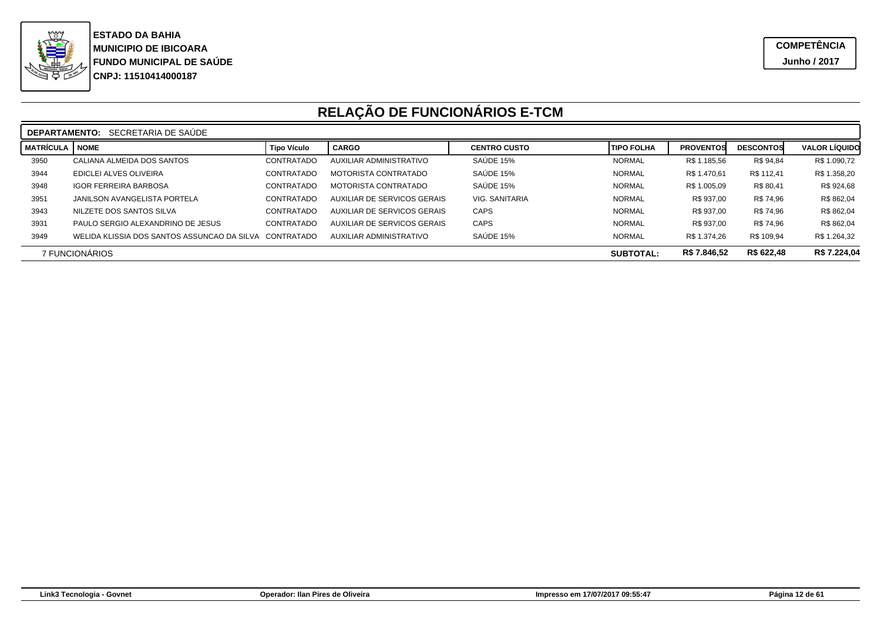**ESTADO DA BAHIA**
**MUNICIPIO DE IBICOARA**
**FUNDO MUNICIPAL DE SAÚDE**
**CNPJ: 11510414000187**

**COMPETÊNCIA**
**Junho / 2017**

# RELAÇÃO DE FUNCIONÁRIOS E-TCM

**DEPARTAMENTO:** SECRETARIA DE SAÚDE

| MATRÍCULA | NOME | Tipo Vículo | CARGO | CENTRO CUSTO | TIPO FOLHA | PROVENTOS | DESCONTOS | VALOR LÍQUIDO |
|---|---|---|---|---|---|---|---|---|
| 3950 | CALIANA ALMEIDA DOS SANTOS | CONTRATADO | AUXILIAR ADMINISTRATIVO | SAÚDE 15% | NORMAL | R$ 1.185,56 | R$ 94,84 | R$ 1.090,72 |
| 3944 | EDICLEI ALVES OLIVEIRA | CONTRATADO | MOTORISTA CONTRATADO | SAÚDE 15% | NORMAL | R$ 1.470,61 | R$ 112,41 | R$ 1.358,20 |
| 3948 | IGOR FERREIRA BARBOSA | CONTRATADO | MOTORISTA CONTRATADO | SAÚDE 15% | NORMAL | R$ 1.005,09 | R$ 80,41 | R$ 924,68 |
| 3951 | JANILSON AVANGELISTA PORTELA | CONTRATADO | AUXILIAR DE SERVICOS GERAIS | VIG. SANITARIA | NORMAL | R$ 937,00 | R$ 74,96 | R$ 862,04 |
| 3943 | NILZETE DOS SANTOS SILVA | CONTRATADO | AUXILIAR DE SERVICOS GERAIS | CAPS | NORMAL | R$ 937,00 | R$ 74,96 | R$ 862,04 |
| 3931 | PAULO SERGIO ALEXANDRINO DE JESUS | CONTRATADO | AUXILIAR DE SERVICOS GERAIS | CAPS | NORMAL | R$ 937,00 | R$ 74,96 | R$ 862,04 |
| 3949 | WELIDA KLISSIA DOS SANTOS ASSUNCAO DA SILVA | CONTRATADO | AUXILIAR ADMINISTRATIVO | SAÚDE 15% | NORMAL | R$ 1.374,26 | R$ 109,94 | R$ 1.264,32 |
| 7 FUNCIONÁRIOS | | | | | **SUBTOTAL:** | **R$ 7.846,52** | **R$ 622,48** | **R$ 7.224,04** |

Link3 Tecnologia - Govnet | Operador: Ilan Pires de Oliveira | Impresso em 17/07/2017 09:55:47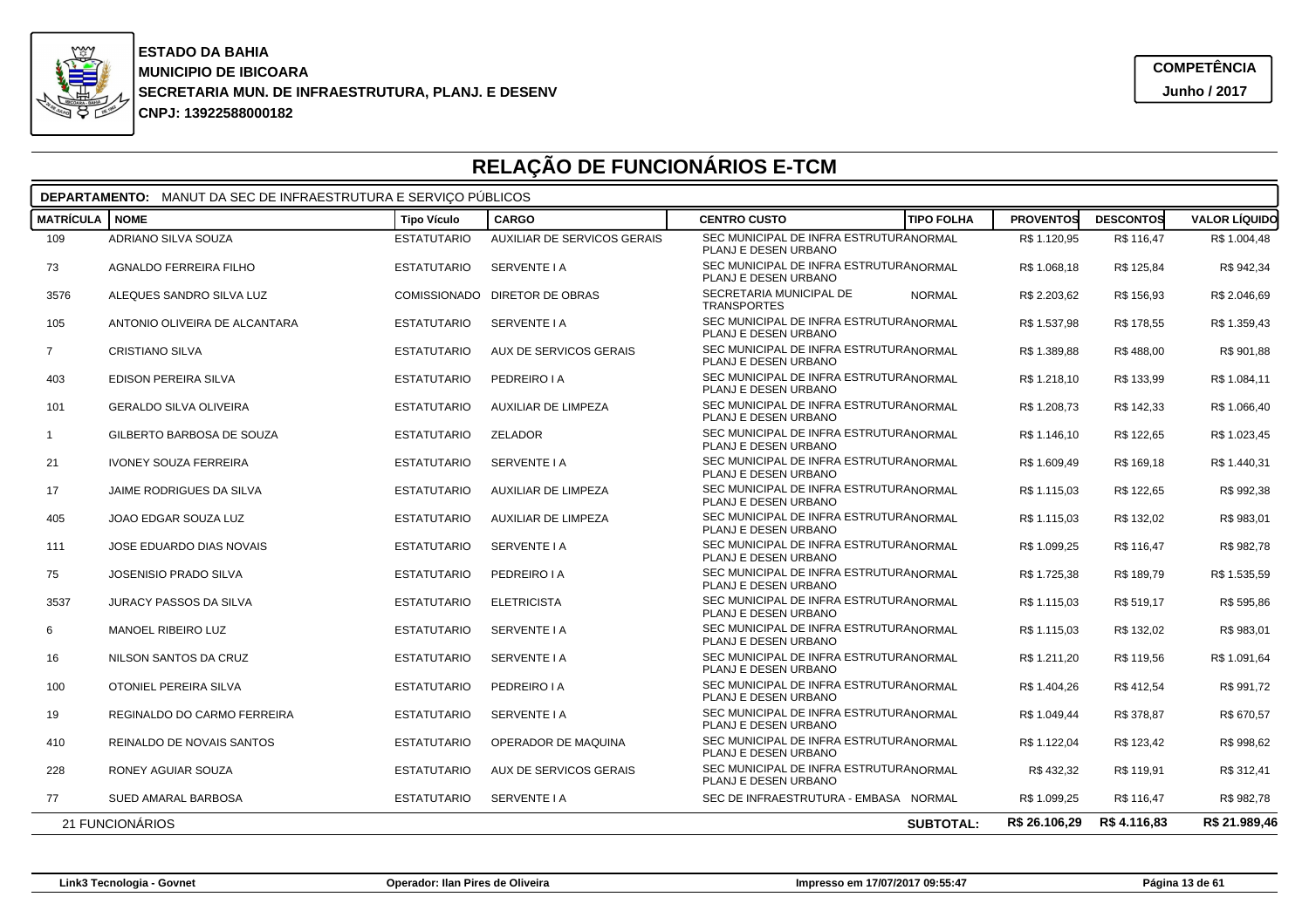**ESTADO DA BAHIA**
**MUNICIPIO DE IBICOARA**
**SECRETARIA MUN. DE INFRAESTRUTURA, PLANJ. E DESENV**
**CNPJ: 13922588000182**

**COMPETÊNCIA**
**Junho / 2017**

# RELAÇÃO DE FUNCIONÁRIOS E-TCM

**DEPARTAMENTO:** MANUT DA SEC DE INFRAESTRUTURA E SERVIÇO PÚBLICOS

| MATRÍCULA | NOME | Tipo Vículo | CARGO | CENTRO CUSTO | TIPO FOLHA | PROVENTOS | DESCONTOS | VALOR LÍQUIDO |
|---|---|---|---|---|---|---|---|---|
| 109 | ADRIANO SILVA SOUZA | ESTATUTARIO | AUXILIAR DE SERVICOS GERAIS | SEC MUNICIPAL DE INFRA ESTRUTURA PLANJ E DESEN URBANO | NORMAL | R$ 1.120,95 | R$ 116,47 | R$ 1.004,48 |
| 73 | AGNALDO FERREIRA FILHO | ESTATUTARIO | SERVENTE I A | SEC MUNICIPAL DE INFRA ESTRUTURA PLANJ E DESEN URBANO | NORMAL | R$ 1.068,18 | R$ 125,84 | R$ 942,34 |
| 3576 | ALEQUES SANDRO SILVA LUZ | COMISSIONADO | DIRETOR DE OBRAS | SECRETARIA MUNICIPAL DE TRANSPORTES | NORMAL | R$ 2.203,62 | R$ 156,93 | R$ 2.046,69 |
| 105 | ANTONIO OLIVEIRA DE ALCANTARA | ESTATUTARIO | SERVENTE I A | SEC MUNICIPAL DE INFRA ESTRUTURA PLANJ E DESEN URBANO | NORMAL | R$ 1.537,98 | R$ 178,55 | R$ 1.359,43 |
| 7 | CRISTIANO SILVA | ESTATUTARIO | AUX DE SERVICOS GERAIS | SEC MUNICIPAL DE INFRA ESTRUTURA PLANJ E DESEN URBANO | NORMAL | R$ 1.389,88 | R$ 488,00 | R$ 901,88 |
| 403 | EDISON PEREIRA SILVA | ESTATUTARIO | PEDREIRO I A | SEC MUNICIPAL DE INFRA ESTRUTURA PLANJ E DESEN URBANO | NORMAL | R$ 1.218,10 | R$ 133,99 | R$ 1.084,11 |
| 101 | GERALDO SILVA OLIVEIRA | ESTATUTARIO | AUXILIAR DE LIMPEZA | SEC MUNICIPAL DE INFRA ESTRUTURA PLANJ E DESEN URBANO | NORMAL | R$ 1.208,73 | R$ 142,33 | R$ 1.066,40 |
| 1 | GILBERTO BARBOSA DE SOUZA | ESTATUTARIO | ZELADOR | SEC MUNICIPAL DE INFRA ESTRUTURA PLANJ E DESEN URBANO | NORMAL | R$ 1.146,10 | R$ 122,65 | R$ 1.023,45 |
| 21 | IVONEY SOUZA FERREIRA | ESTATUTARIO | SERVENTE I A | SEC MUNICIPAL DE INFRA ESTRUTURA PLANJ E DESEN URBANO | NORMAL | R$ 1.609,49 | R$ 169,18 | R$ 1.440,31 |
| 17 | JAIME RODRIGUES DA SILVA | ESTATUTARIO | AUXILIAR DE LIMPEZA | SEC MUNICIPAL DE INFRA ESTRUTURA PLANJ E DESEN URBANO | NORMAL | R$ 1.115,03 | R$ 122,65 | R$ 992,38 |
| 405 | JOAO EDGAR SOUZA LUZ | ESTATUTARIO | AUXILIAR DE LIMPEZA | SEC MUNICIPAL DE INFRA ESTRUTURA PLANJ E DESEN URBANO | NORMAL | R$ 1.115,03 | R$ 132,02 | R$ 983,01 |
| 111 | JOSE EDUARDO DIAS NOVAIS | ESTATUTARIO | SERVENTE I A | SEC MUNICIPAL DE INFRA ESTRUTURA PLANJ E DESEN URBANO | NORMAL | R$ 1.099,25 | R$ 116,47 | R$ 982,78 |
| 75 | JOSENISIO PRADO SILVA | ESTATUTARIO | PEDREIRO I A | SEC MUNICIPAL DE INFRA ESTRUTURA PLANJ E DESEN URBANO | NORMAL | R$ 1.725,38 | R$ 189,79 | R$ 1.535,59 |
| 3537 | JURACY PASSOS DA SILVA | ESTATUTARIO | ELETRICISTA | SEC MUNICIPAL DE INFRA ESTRUTURA PLANJ E DESEN URBANO | NORMAL | R$ 1.115,03 | R$ 519,17 | R$ 595,86 |
| 6 | MANOEL RIBEIRO LUZ | ESTATUTARIO | SERVENTE I A | SEC MUNICIPAL DE INFRA ESTRUTURA PLANJ E DESEN URBANO | NORMAL | R$ 1.115,03 | R$ 132,02 | R$ 983,01 |
| 16 | NILSON SANTOS DA CRUZ | ESTATUTARIO | SERVENTE I A | SEC MUNICIPAL DE INFRA ESTRUTURA PLANJ E DESEN URBANO | NORMAL | R$ 1.211,20 | R$ 119,56 | R$ 1.091,64 |
| 100 | OTONIEL PEREIRA SILVA | ESTATUTARIO | PEDREIRO I A | SEC MUNICIPAL DE INFRA ESTRUTURA PLANJ E DESEN URBANO | NORMAL | R$ 1.404,26 | R$ 412,54 | R$ 991,72 |
| 19 | REGINALDO DO CARMO FERREIRA | ESTATUTARIO | SERVENTE I A | SEC MUNICIPAL DE INFRA ESTRUTURA PLANJ E DESEN URBANO | NORMAL | R$ 1.049,44 | R$ 378,87 | R$ 670,57 |
| 410 | REINALDO DE NOVAIS SANTOS | ESTATUTARIO | OPERADOR DE MAQUINA | SEC MUNICIPAL DE INFRA ESTRUTURA PLANJ E DESEN URBANO | NORMAL | R$ 1.122,04 | R$ 123,42 | R$ 998,62 |
| 228 | RONEY AGUIAR SOUZA | ESTATUTARIO | AUX DE SERVICOS GERAIS | SEC MUNICIPAL DE INFRA ESTRUTURA PLANJ E DESEN URBANO | NORMAL | R$ 432,32 | R$ 119,91 | R$ 312,41 |
| 77 | SUED AMARAL BARBOSA | ESTATUTARIO | SERVENTE I A | SEC DE INFRAESTRUTURA - EMBASA | NORMAL | R$ 1.099,25 | R$ 116,47 | R$ 982,78 |
| 21 FUNCIONÁRIOS | | | | | **SUBTOTAL:** | **R$ 26.106,29** | **R$ 4.116,83** | **R$ 21.989,46** |

Link3 Tecnologia - Govnet | Operador: Ilan Pires de Oliveira | Impresso em 17/07/2017 09:55:47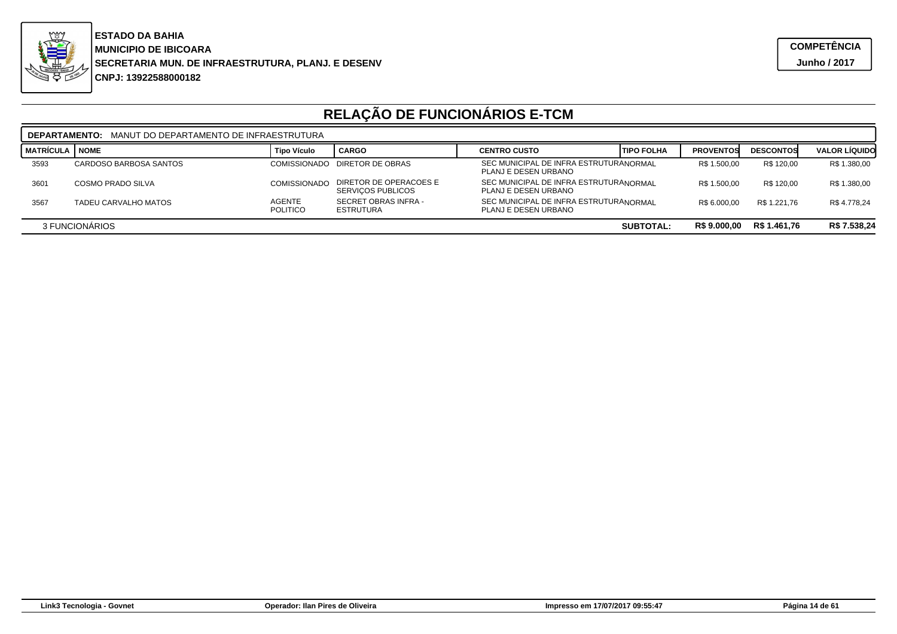**ESTADO DA BAHIA**
**MUNICIPIO DE IBICOARA**
**SECRETARIA MUN. DE INFRAESTRUTURA, PLANJ. E DESENV**
**CNPJ: 13922588000182**

**COMPETÊNCIA**
**Junho / 2017**

# RELAÇÃO DE FUNCIONÁRIOS E-TCM

**DEPARTAMENTO:** MANUT DO DEPARTAMENTO DE INFRAESTRUTURA

| MATRÍCULA | NOME | Tipo Vículo | CARGO | CENTRO CUSTO | TIPO FOLHA | PROVENTOS | DESCONTOS | VALOR LÍQUIDO |
|---|---|---|---|---|---|---|---|---|
| 3593 | CARDOSO BARBOSA SANTOS | COMISSIONADO | DIRETOR DE OBRAS | SEC MUNICIPAL DE INFRA ESTRUTURA PLANJ E DESEN URBANO | NORMAL | R$ 1.500,00 | R$ 120,00 | R$ 1.380,00 |
| 3601 | COSMO PRADO SILVA | COMISSIONADO | DIRETOR DE OPERACOES E SERVIÇOS PUBLICOS | SEC MUNICIPAL DE INFRA ESTRUTURA PLANJ E DESEN URBANO | NORMAL | R$ 1.500,00 | R$ 120,00 | R$ 1.380,00 |
| 3567 | TADEU CARVALHO MATOS | AGENTE POLITICO | SECRET OBRAS INFRA - ESTRUTURA | SEC MUNICIPAL DE INFRA ESTRUTURA PLANJ E DESEN URBANO | NORMAL | R$ 6.000,00 | R$ 1.221,76 | R$ 4.778,24 |
| 3 FUNCIONÁRIOS | | | | | **SUBTOTAL:** | **R$ 9.000,00** | **R$ 1.461,76** | **R$ 7.538,24** |

Link3 Tecnologia - Govnet | Operador: Ilan Pires de Oliveira | Impresso em 17/07/2017 09:55:47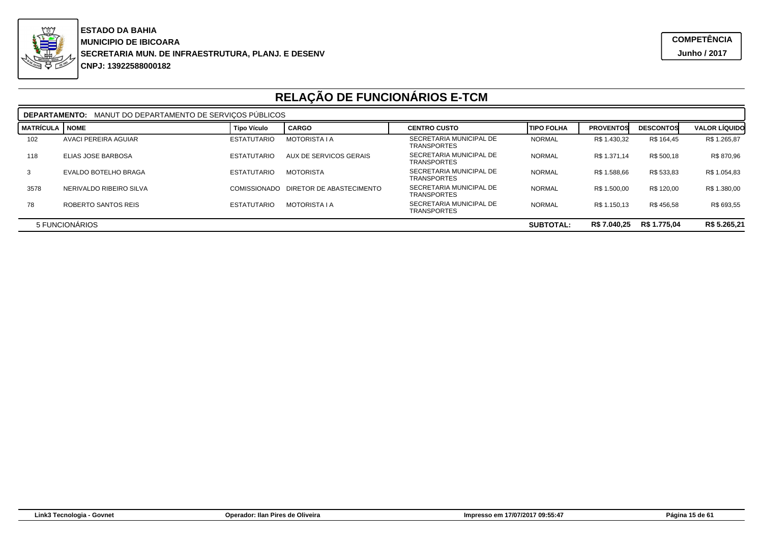**ESTADO DA BAHIA**
**MUNICIPIO DE IBICOARA**
**SECRETARIA MUN. DE INFRAESTRUTURA, PLANJ. E DESENV**
**CNPJ: 13922588000182**

**COMPETÊNCIA**
**Junho / 2017**

# RELAÇÃO DE FUNCIONÁRIOS E-TCM

**DEPARTAMENTO:** MANUT DO DEPARTAMENTO DE SERVIÇOS PÚBLICOS

| MATRÍCULA | NOME | Tipo Vículo | CARGO | CENTRO CUSTO | TIPO FOLHA | PROVENTOS | DESCONTOS | VALOR LÍQUIDO |
|---|---|---|---|---|---|---|---|---|
| 102 | AVACI PEREIRA AGUIAR | ESTATUTARIO | MOTORISTA I A | SECRETARIA MUNICIPAL DE TRANSPORTES | NORMAL | R$ 1.430,32 | R$ 164,45 | R$ 1.265,87 |
| 118 | ELIAS JOSE BARBOSA | ESTATUTARIO | AUX DE SERVICOS GERAIS | SECRETARIA MUNICIPAL DE TRANSPORTES | NORMAL | R$ 1.371,14 | R$ 500,18 | R$ 870,96 |
| 3 | EVALDO BOTELHO BRAGA | ESTATUTARIO | MOTORISTA | SECRETARIA MUNICIPAL DE TRANSPORTES | NORMAL | R$ 1.588,66 | R$ 533,83 | R$ 1.054,83 |
| 3578 | NERIVALDO RIBEIRO SILVA | COMISSIONADO | DIRETOR DE ABASTECIMENTO | SECRETARIA MUNICIPAL DE TRANSPORTES | NORMAL | R$ 1.500,00 | R$ 120,00 | R$ 1.380,00 |
| 78 | ROBERTO SANTOS REIS | ESTATUTARIO | MOTORISTA I A | SECRETARIA MUNICIPAL DE TRANSPORTES | NORMAL | R$ 1.150,13 | R$ 456,58 | R$ 693,55 |
| 5 FUNCIONÁRIOS | | | | | **SUBTOTAL:** | **R$ 7.040,25** | **R$ 1.775,04** | **R$ 5.265,21** |

Link3 Tecnologia - Govnet | Operador: Ilan Pires de Oliveira | Impresso em 17/07/2017 09:55:47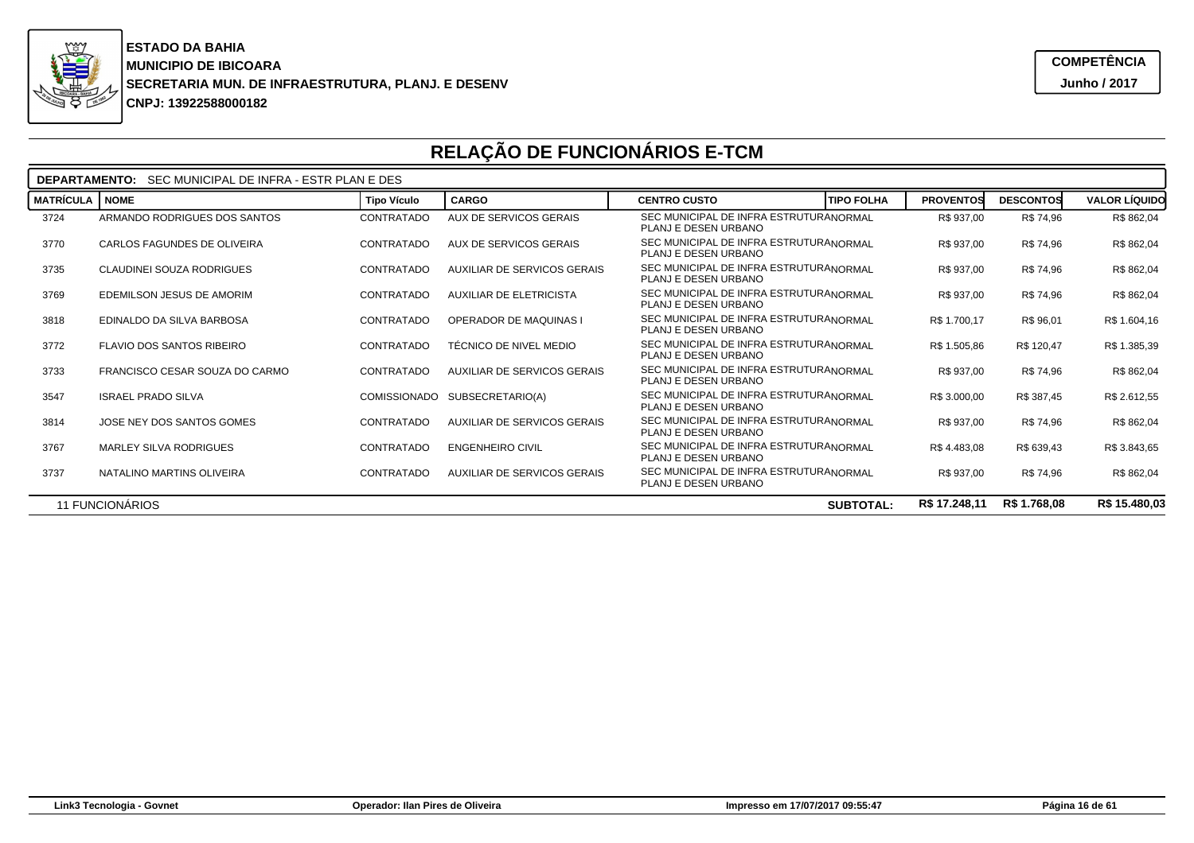**ESTADO DA BAHIA**
**MUNICIPIO DE IBICOARA**
**SECRETARIA MUN. DE INFRAESTRUTURA, PLANJ. E DESENV**
**CNPJ: 13922588000182**

**COMPETÊNCIA**
**Junho / 2017**

# RELAÇÃO DE FUNCIONÁRIOS E-TCM

**DEPARTAMENTO:** SEC MUNICIPAL DE INFRA - ESTR PLAN E DES

| MATRÍCULA | NOME | Tipo Vículo | CARGO | CENTRO CUSTO | TIPO FOLHA | PROVENTOS | DESCONTOS | VALOR LÍQUIDO |
|---|---|---|---|---|---|---|---|---|
| 3724 | ARMANDO RODRIGUES DOS SANTOS | CONTRATADO | AUX DE SERVICOS GERAIS | SEC MUNICIPAL DE INFRA ESTRUTURA PLANJ E DESEN URBANO | NORMAL | R$ 937,00 | R$ 74,96 | R$ 862,04 |
| 3770 | CARLOS FAGUNDES DE OLIVEIRA | CONTRATADO | AUX DE SERVICOS GERAIS | SEC MUNICIPAL DE INFRA ESTRUTURA PLANJ E DESEN URBANO | NORMAL | R$ 937,00 | R$ 74,96 | R$ 862,04 |
| 3735 | CLAUDINEI SOUZA RODRIGUES | CONTRATADO | AUXILIAR DE SERVICOS GERAIS | SEC MUNICIPAL DE INFRA ESTRUTURA PLANJ E DESEN URBANO | NORMAL | R$ 937,00 | R$ 74,96 | R$ 862,04 |
| 3769 | EDEMILSON JESUS DE AMORIM | CONTRATADO | AUXILIAR DE ELETRICISTA | SEC MUNICIPAL DE INFRA ESTRUTURA PLANJ E DESEN URBANO | NORMAL | R$ 937,00 | R$ 74,96 | R$ 862,04 |
| 3818 | EDINALDO DA SILVA BARBOSA | CONTRATADO | OPERADOR DE MAQUINAS I | SEC MUNICIPAL DE INFRA ESTRUTURA PLANJ E DESEN URBANO | NORMAL | R$ 1.700,17 | R$ 96,01 | R$ 1.604,16 |
| 3772 | FLAVIO DOS SANTOS RIBEIRO | CONTRATADO | TÉCNICO DE NIVEL MEDIO | SEC MUNICIPAL DE INFRA ESTRUTURA PLANJ E DESEN URBANO | NORMAL | R$ 1.505,86 | R$ 120,47 | R$ 1.385,39 |
| 3733 | FRANCISCO CESAR SOUZA DO CARMO | CONTRATADO | AUXILIAR DE SERVICOS GERAIS | SEC MUNICIPAL DE INFRA ESTRUTURA PLANJ E DESEN URBANO | NORMAL | R$ 937,00 | R$ 74,96 | R$ 862,04 |
| 3547 | ISRAEL PRADO SILVA | COMISSIONADO | SUBSECRETARIO(A) | SEC MUNICIPAL DE INFRA ESTRUTURA PLANJ E DESEN URBANO | NORMAL | R$ 3.000,00 | R$ 387,45 | R$ 2.612,55 |
| 3814 | JOSE NEY DOS SANTOS GOMES | CONTRATADO | AUXILIAR DE SERVICOS GERAIS | SEC MUNICIPAL DE INFRA ESTRUTURA PLANJ E DESEN URBANO | NORMAL | R$ 937,00 | R$ 74,96 | R$ 862,04 |
| 3767 | MARLEY SILVA RODRIGUES | CONTRATADO | ENGENHEIRO CIVIL | SEC MUNICIPAL DE INFRA ESTRUTURA PLANJ E DESEN URBANO | NORMAL | R$ 4.483,08 | R$ 639,43 | R$ 3.843,65 |
| 3737 | NATALINO MARTINS OLIVEIRA | CONTRATADO | AUXILIAR DE SERVICOS GERAIS | SEC MUNICIPAL DE INFRA ESTRUTURA PLANJ E DESEN URBANO | NORMAL | R$ 937,00 | R$ 74,96 | R$ 862,04 |
| 11 FUNCIONÁRIOS | | | | | **SUBTOTAL:** | **R$ 17.248,11** | **R$ 1.768,08** | **R$ 15.480,03** |

Link3 Tecnologia - Govnet | Operador: Ilan Pires de Oliveira | Impresso em 17/07/2017 09:55:47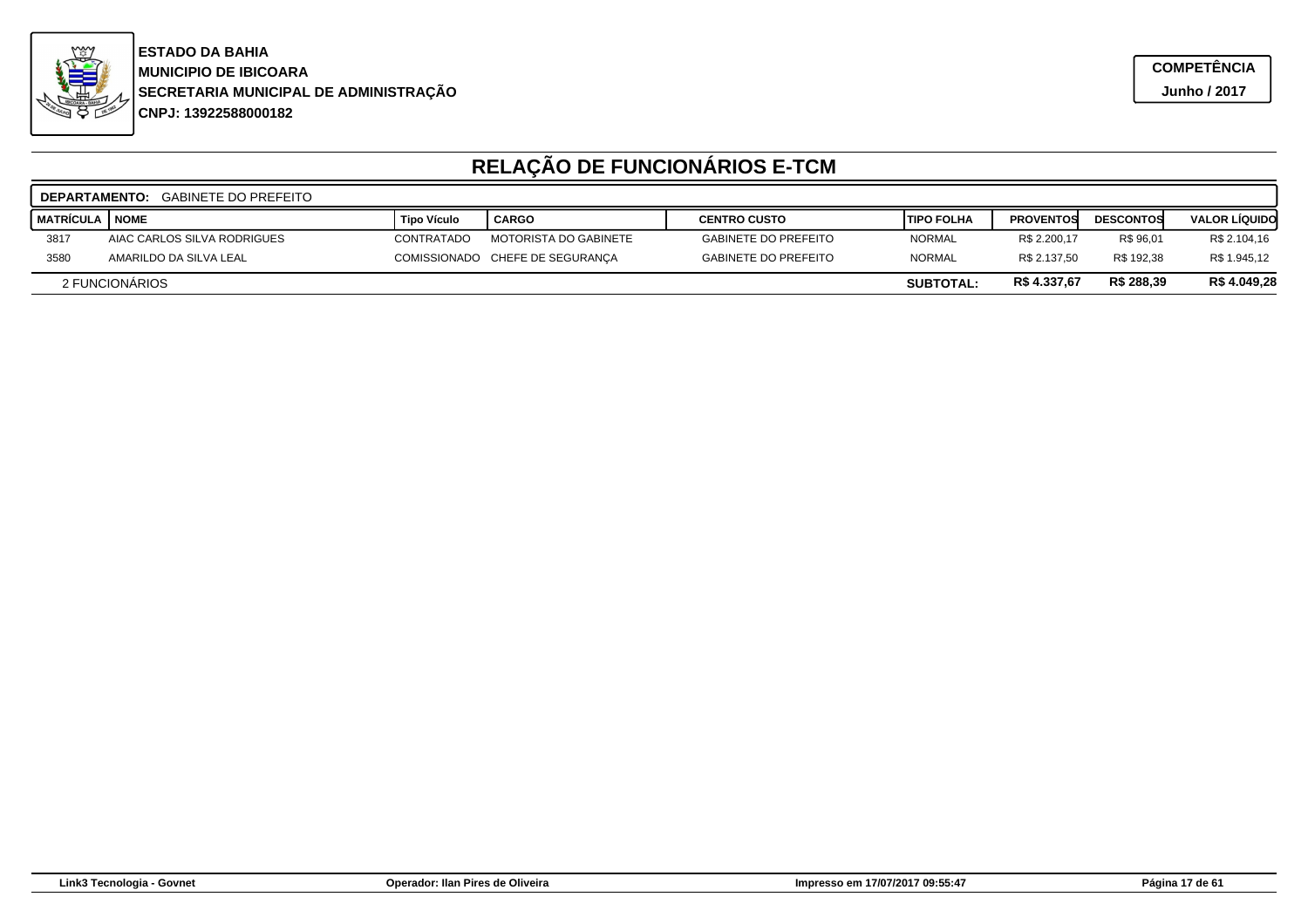**ESTADO DA BAHIA**
**MUNICIPIO DE IBICOARA**
**SECRETARIA MUNICIPAL DE ADMINISTRAÇÃO**
**CNPJ: 13922588000182**

**COMPETÊNCIA**
**Junho / 2017**

# RELAÇÃO DE FUNCIONÁRIOS E-TCM

**DEPARTAMENTO:** GABINETE DO PREFEITO

| MATRÍCULA | NOME | Tipo Vículo | CARGO | CENTRO CUSTO | TIPO FOLHA | PROVENTOS | DESCONTOS | VALOR LÍQUIDO |
|---|---|---|---|---|---|---|---|---|
| 3817 | AIAC CARLOS SILVA RODRIGUES | CONTRATADO | MOTORISTA DO GABINETE | GABINETE DO PREFEITO | NORMAL | R$ 2.200,17 | R$ 96,01 | R$ 2.104,16 |
| 3580 | AMARILDO DA SILVA LEAL | COMISSIONADO | CHEFE DE SEGURANÇA | GABINETE DO PREFEITO | NORMAL | R$ 2.137,50 | R$ 192,38 | R$ 1.945,12 |
| 2 FUNCIONÁRIOS | | | | | **SUBTOTAL:** | **R$ 4.337,67** | **R$ 288,39** | **R$ 4.049,28** |

Link3 Tecnologia - Govnet | Operador: Ilan Pires de Oliveira | Impresso em 17/07/2017 09:55:47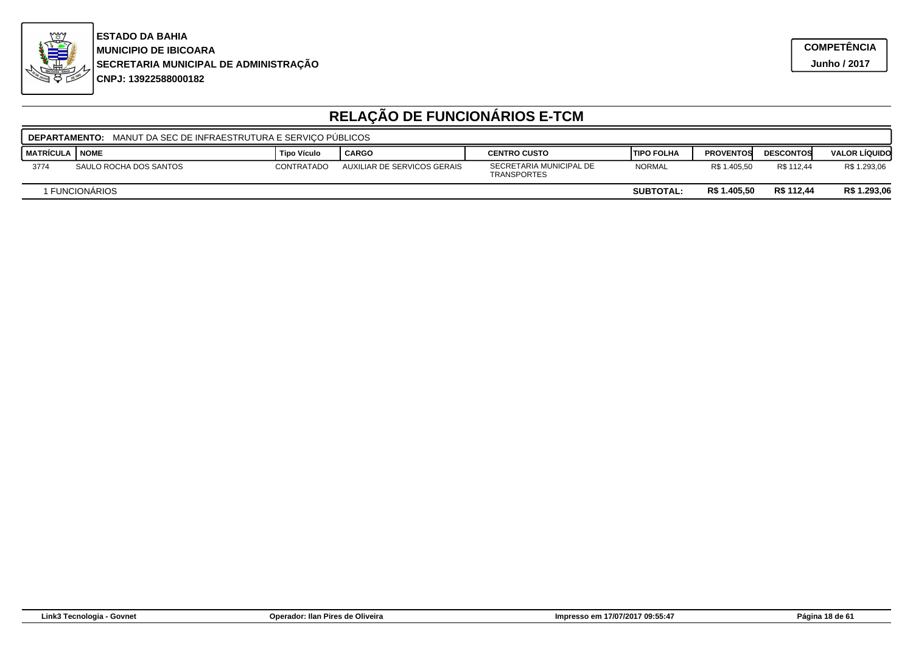**ESTADO DA BAHIA**
**MUNICIPIO DE IBICOARA**
**SECRETARIA MUNICIPAL DE ADMINISTRAÇÃO**
**CNPJ: 13922588000182**

**COMPETÊNCIA**
**Junho / 2017**

# RELAÇÃO DE FUNCIONÁRIOS E-TCM

**DEPARTAMENTO:** MANUT DA SEC DE INFRAESTRUTURA E SERVIÇO PÚBLICOS

| MATRÍCULA | NOME | Tipo Víulo | CARGO | CENTRO CUSTO | TIPO FOLHA | PROVENTOS | DESCONTOS | VALOR LÍQUIDO |
|---|---|---|---|---|---|---|---|---|
| 3774 | SAULO ROCHA DOS SANTOS | CONTRATADO | AUXILIAR DE SERVICOS GERAIS | SECRETARIA MUNICIPAL DE TRANSPORTES | NORMAL | R$ 1.405,50 | R$ 112,44 | R$ 1.293,06 |
| 1 FUNCIONÁRIOS | | | | | **SUBTOTAL:** | **R$ 1.405,50** | **R$ 112,44** | **R$ 1.293,06** |

Link3 Tecnologia - Govnet | Operador: Ilan Pires de Oliveira | Impresso em 17/07/2017 09:55:47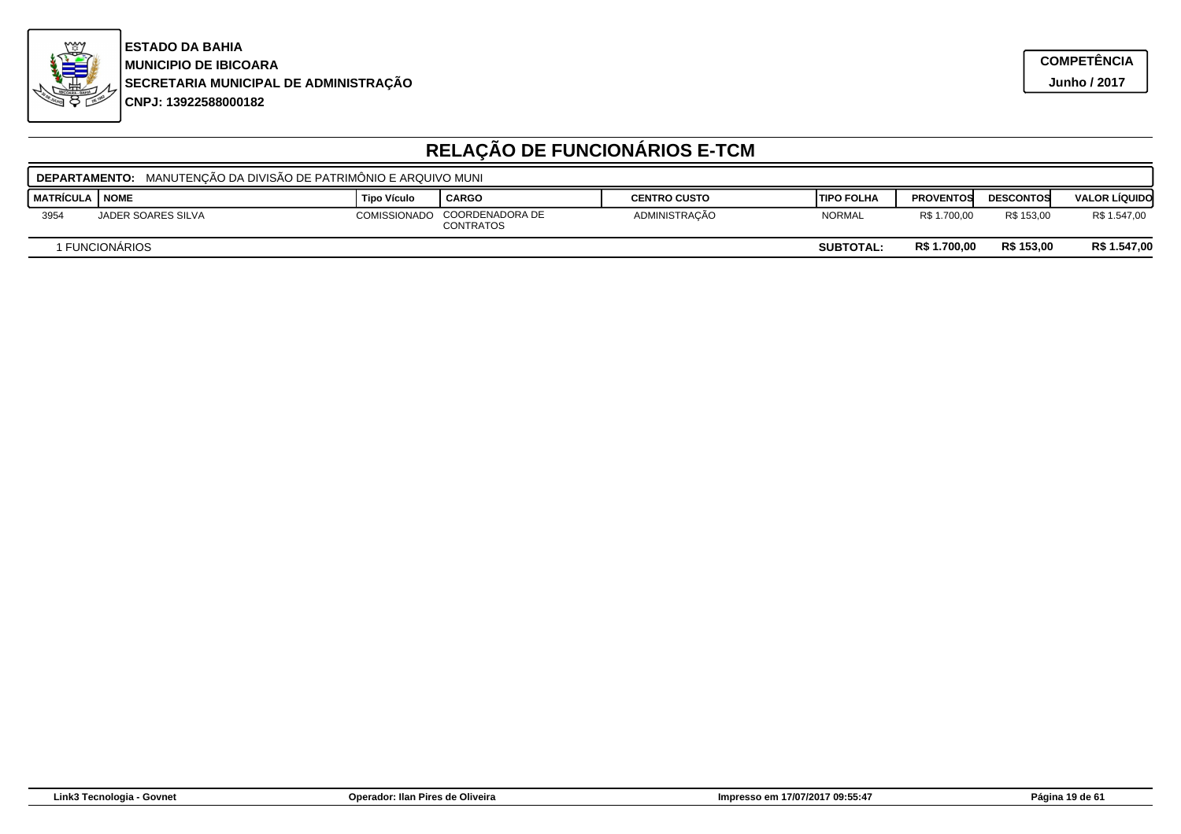**ESTADO DA BAHIA**
**MUNICIPIO DE IBICOARA**
**SECRETARIA MUNICIPAL DE ADMINISTRAÇÃO**
**CNPJ: 13922588000182**

**COMPETÊNCIA**
**Junho / 2017**

# RELAÇÃO DE FUNCIONÁRIOS E-TCM

**DEPARTAMENTO:** MANUTENÇÃO DA DIVISÃO DE PATRIMÔNIO E ARQUIVO MUNI

| MATRÍCULA | NOME | Tipo Vículo | CARGO | CENTRO CUSTO | TIPO FOLHA | PROVENTOS | DESCONTOS | VALOR LÍQUIDO |
|---|---|---|---|---|---|---|---|---|
| 3954 | JADER SOARES SILVA | COMISSIONADO | COORDENADORA DE CONTRATOS | ADMINISTRAÇÃO | NORMAL | R$ 1.700,00 | R$ 153,00 | R$ 1.547,00 |
| 1 FUNCIONÁRIOS | | | | | **SUBTOTAL:** | **R$ 1.700,00** | **R$ 153,00** | **R$ 1.547,00** |

Link3 Tecnologia - Govnet | Operador: Ilan Pires de Oliveira | Impresso em 17/07/2017 09:55:47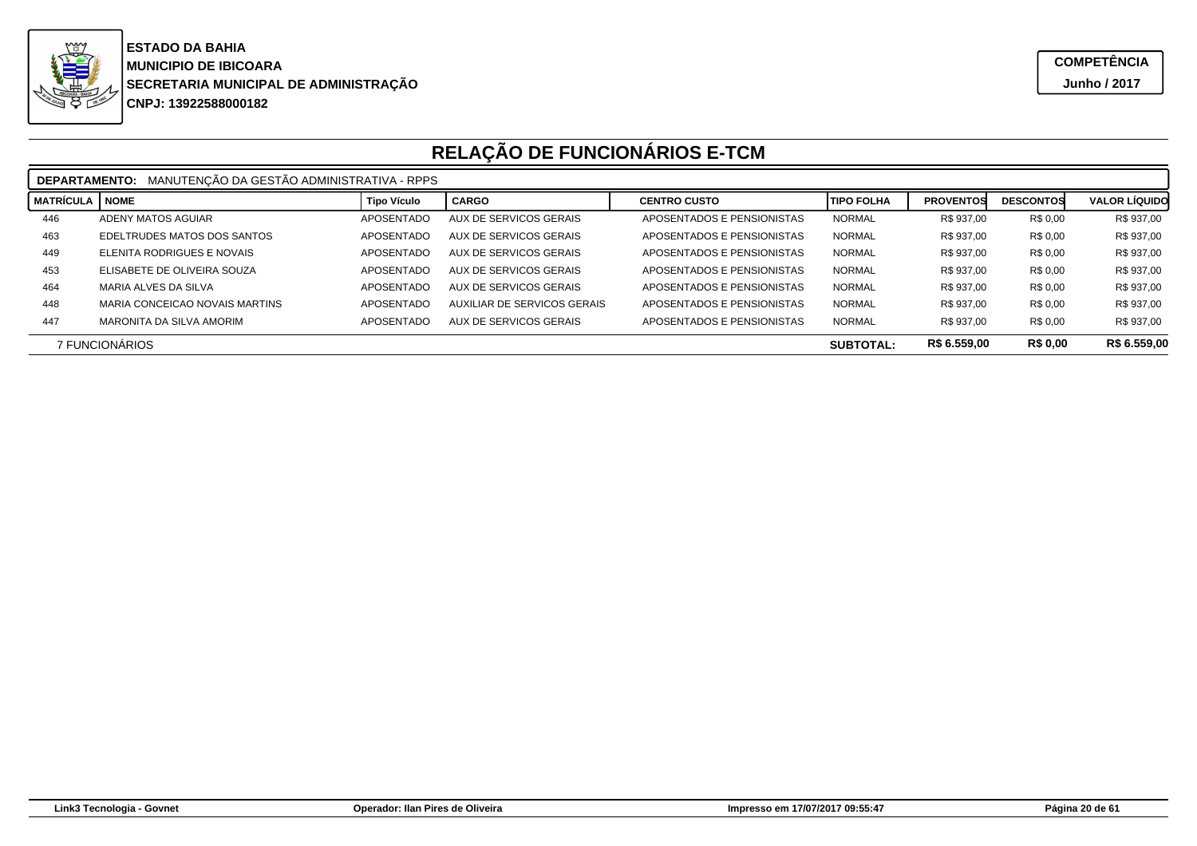**ESTADO DA BAHIA**
**MUNICIPIO DE IBICOARA**
**SECRETARIA MUNICIPAL DE ADMINISTRAÇÃO**
**CNPJ: 13922588000182**

**COMPETÊNCIA**
**Junho / 2017**

# RELAÇÃO DE FUNCIONÁRIOS E-TCM

**DEPARTAMENTO:** MANUTENÇÃO DA GESTÃO ADMINISTRATIVA - RPPS

| MATRÍCULA | NOME | Tipo Vículo | CARGO | CENTRO CUSTO | TIPO FOLHA | PROVENTOS | DESCONTOS | VALOR LÍQUIDO |
|---|---|---|---|---|---|---|---|---|
| 446 | ADENY MATOS AGUIAR | APOSENTADO | AUX DE SERVICOS GERAIS | APOSENTADOS E PENSIONISTAS | NORMAL | R$ 937,00 | R$ 0,00 | R$ 937,00 |
| 463 | EDELTRUDES MATOS DOS SANTOS | APOSENTADO | AUX DE SERVICOS GERAIS | APOSENTADOS E PENSIONISTAS | NORMAL | R$ 937,00 | R$ 0,00 | R$ 937,00 |
| 449 | ELENITA RODRIGUES E NOVAIS | APOSENTADO | AUX DE SERVICOS GERAIS | APOSENTADOS E PENSIONISTAS | NORMAL | R$ 937,00 | R$ 0,00 | R$ 937,00 |
| 453 | ELISABETE DE OLIVEIRA SOUZA | APOSENTADO | AUX DE SERVICOS GERAIS | APOSENTADOS E PENSIONISTAS | NORMAL | R$ 937,00 | R$ 0,00 | R$ 937,00 |
| 464 | MARIA ALVES DA SILVA | APOSENTADO | AUX DE SERVICOS GERAIS | APOSENTADOS E PENSIONISTAS | NORMAL | R$ 937,00 | R$ 0,00 | R$ 937,00 |
| 448 | MARIA CONCEICAO NOVAIS MARTINS | APOSENTADO | AUXILIAR DE SERVICOS GERAIS | APOSENTADOS E PENSIONISTAS | NORMAL | R$ 937,00 | R$ 0,00 | R$ 937,00 |
| 447 | MARONITA DA SILVA AMORIM | APOSENTADO | AUX DE SERVICOS GERAIS | APOSENTADOS E PENSIONISTAS | NORMAL | R$ 937,00 | R$ 0,00 | R$ 937,00 |
| 7 FUNCIONÁRIOS | | | | | **SUBTOTAL:** | **R$ 6.559,00** | **R$ 0,00** | **R$ 6.559,00** |

Link3 Tecnologia - Govnet | Operador: Ilan Pires de Oliveira | Impresso em 17/07/2017 09:55:47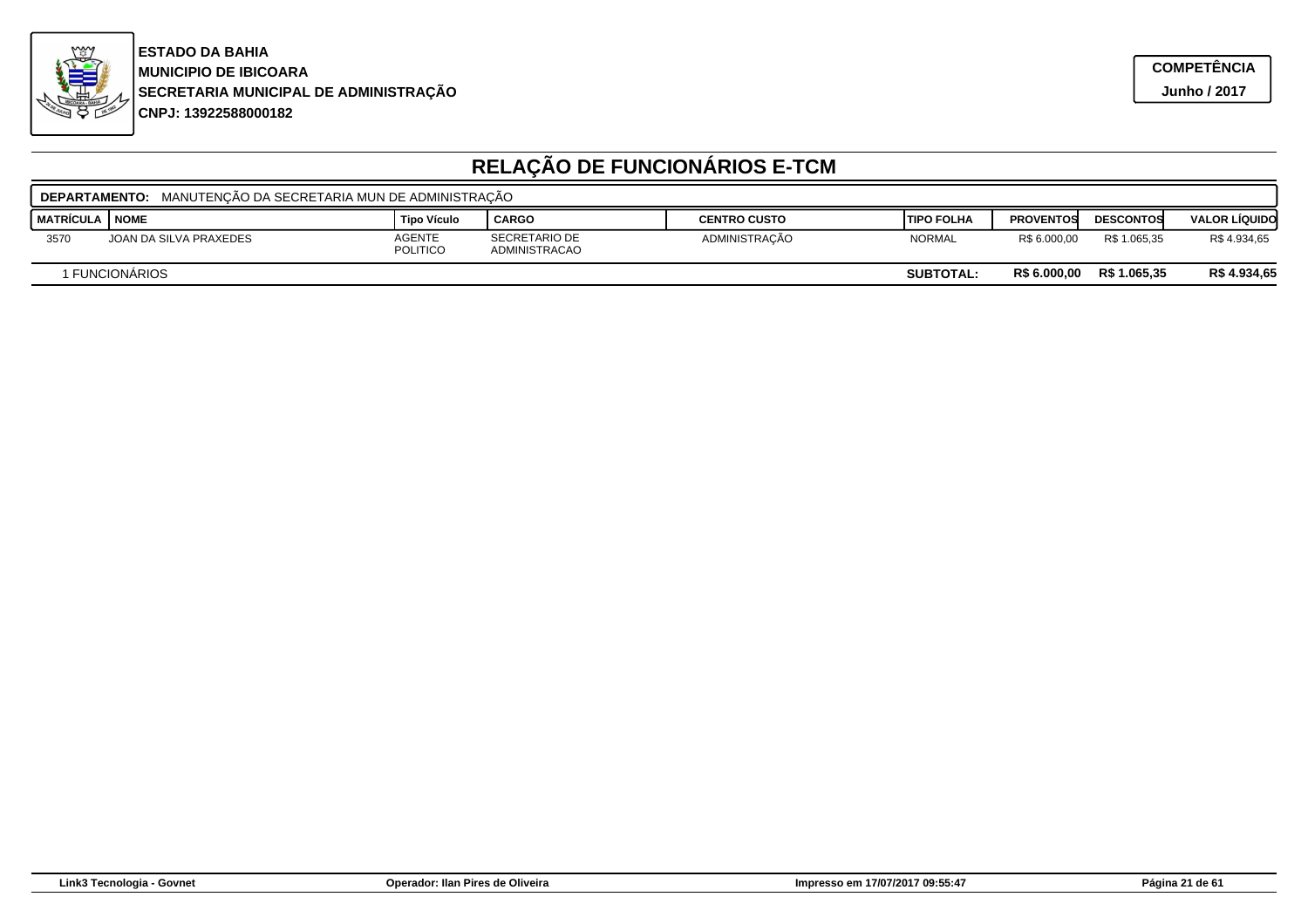**ESTADO DA BAHIA**
**MUNICIPIO DE IBICOARA**
**SECRETARIA MUNICIPAL DE ADMINISTRAÇÃO**
**CNPJ: 13922588000182**

**COMPETÊNCIA**
**Junho / 2017**

# RELAÇÃO DE FUNCIONÁRIOS E-TCM

**DEPARTAMENTO:** MANUTENÇÃO DA SECRETARIA MUN DE ADMINISTRAÇÃO

| MATRÍCULA | NOME | Tipo Vículo | CARGO | CENTRO CUSTO | TIPO FOLHA | PROVENTOS | DESCONTOS | VALOR LÍQUIDO |
|---|---|---|---|---|---|---|---|---|
| 3570 | JOAN DA SILVA PRAXEDES | AGENTE POLITICO | SECRETARIO DE ADMINISTRACAO | ADMINISTRAÇÃO | NORMAL | R$ 6.000,00 | R$ 1.065,35 | R$ 4.934,65 |
| 1 FUNCIONÁRIOS | | | | | **SUBTOTAL:** | **R$ 6.000,00** | **R$ 1.065,35** | **R$ 4.934,65** |

Link3 Tecnologia - Govnet | Operador: Ilan Pires de Oliveira | Impresso em 17/07/2017 09:55:47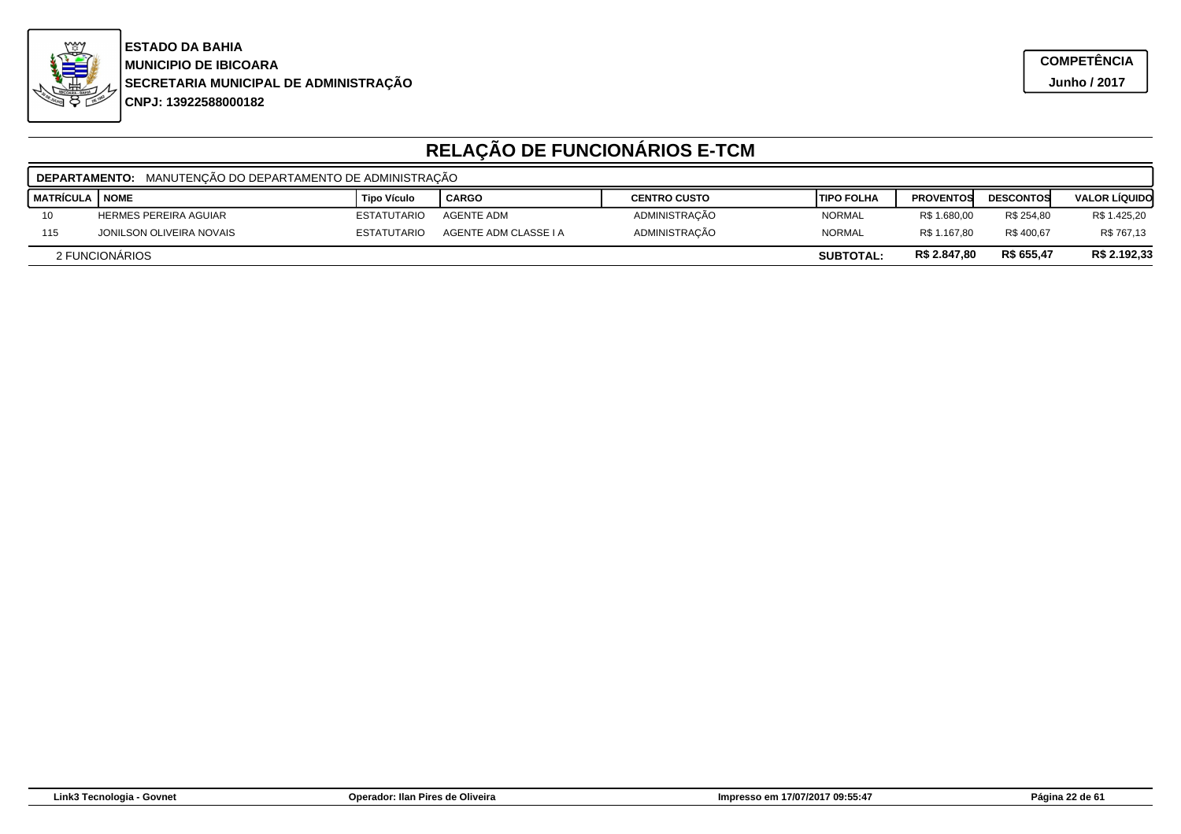**ESTADO DA BAHIA**
**MUNICIPIO DE IBICOARA**
**SECRETARIA MUNICIPAL DE ADMINISTRAÇÃO**
**CNPJ: 13922588000182**

**COMPETÊNCIA**
**Junho / 2017**

# RELAÇÃO DE FUNCIONÁRIOS E-TCM

**DEPARTAMENTO:** MANUTENÇÃO DO DEPARTAMENTO DE ADMINISTRAÇÃO

| MATRÍCULA | NOME | Tipo Vículo | CARGO | CENTRO CUSTO | TIPO FOLHA | PROVENTOS | DESCONTOS | VALOR LÍQUIDO |
|---|---|---|---|---|---|---|---|---|
| 10 | HERMES PEREIRA AGUIAR | ESTATUTARIO | AGENTE ADM | ADMINISTRAÇÃO | NORMAL | R$ 1.680,00 | R$ 254,80 | R$ 1.425,20 |
| 115 | JONILSON OLIVEIRA NOVAIS | ESTATUTARIO | AGENTE ADM CLASSE I A | ADMINISTRAÇÃO | NORMAL | R$ 1.167,80 | R$ 400,67 | R$ 767,13 |
| 2 FUNCIONÁRIOS | | | | | **SUBTOTAL:** | **R$ 2.847,80** | **R$ 655,47** | **R$ 2.192,33** |

Link3 Tecnologia - Govnet | Operador: Ilan Pires de Oliveira | Impresso em 17/07/2017 09:55:47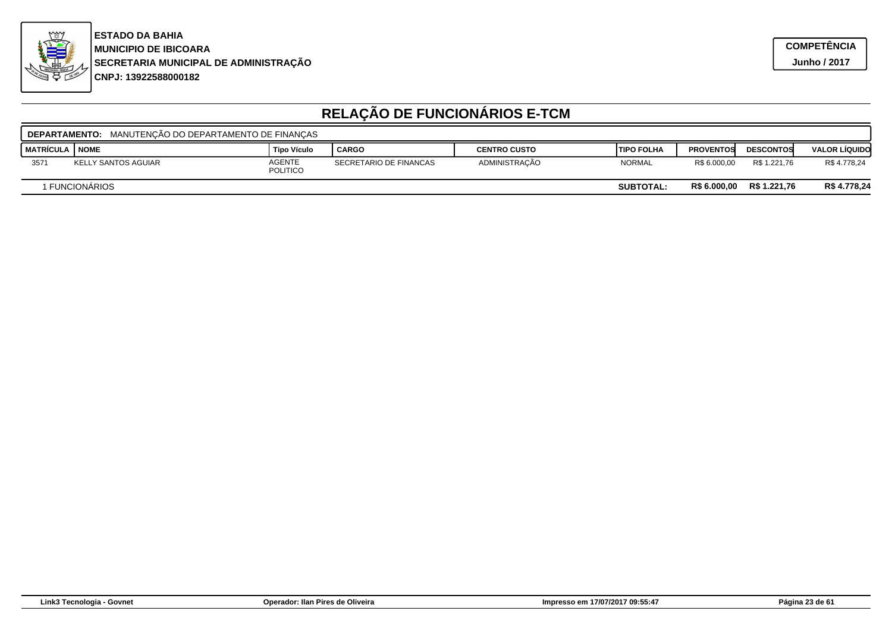**ESTADO DA BAHIA**
**MUNICIPIO DE IBICOARA**
**SECRETARIA MUNICIPAL DE ADMINISTRAÇÃO**
**CNPJ: 13922588000182**

**COMPETÊNCIA**
**Junho / 2017**

# RELAÇÃO DE FUNCIONÁRIOS E-TCM

**DEPARTAMENTO:** MANUTENÇÃO DO DEPARTAMENTO DE FINANÇAS

| MATRÍCULA | NOME | Tipo Vículo | CARGO | CENTRO CUSTO | TIPO FOLHA | PROVENTOS | DESCONTOS | VALOR LÍQUIDO |
|---|---|---|---|---|---|---|---|---|
| 3571 | KELLY SANTOS AGUIAR | AGENTE POLITICO | SECRETARIO DE FINANCAS | ADMINISTRAÇÃO | NORMAL | R$ 6.000,00 | R$ 1.221,76 | R$ 4.778,24 |
| 1 FUNCIONÁRIOS | | | | | **SUBTOTAL:** | **R$ 6.000,00** | **R$ 1.221,76** | **R$ 4.778,24** |

Link3 Tecnologia - Govnet | Operador: Ilan Pires de Oliveira | Impresso em 17/07/2017 09:55:47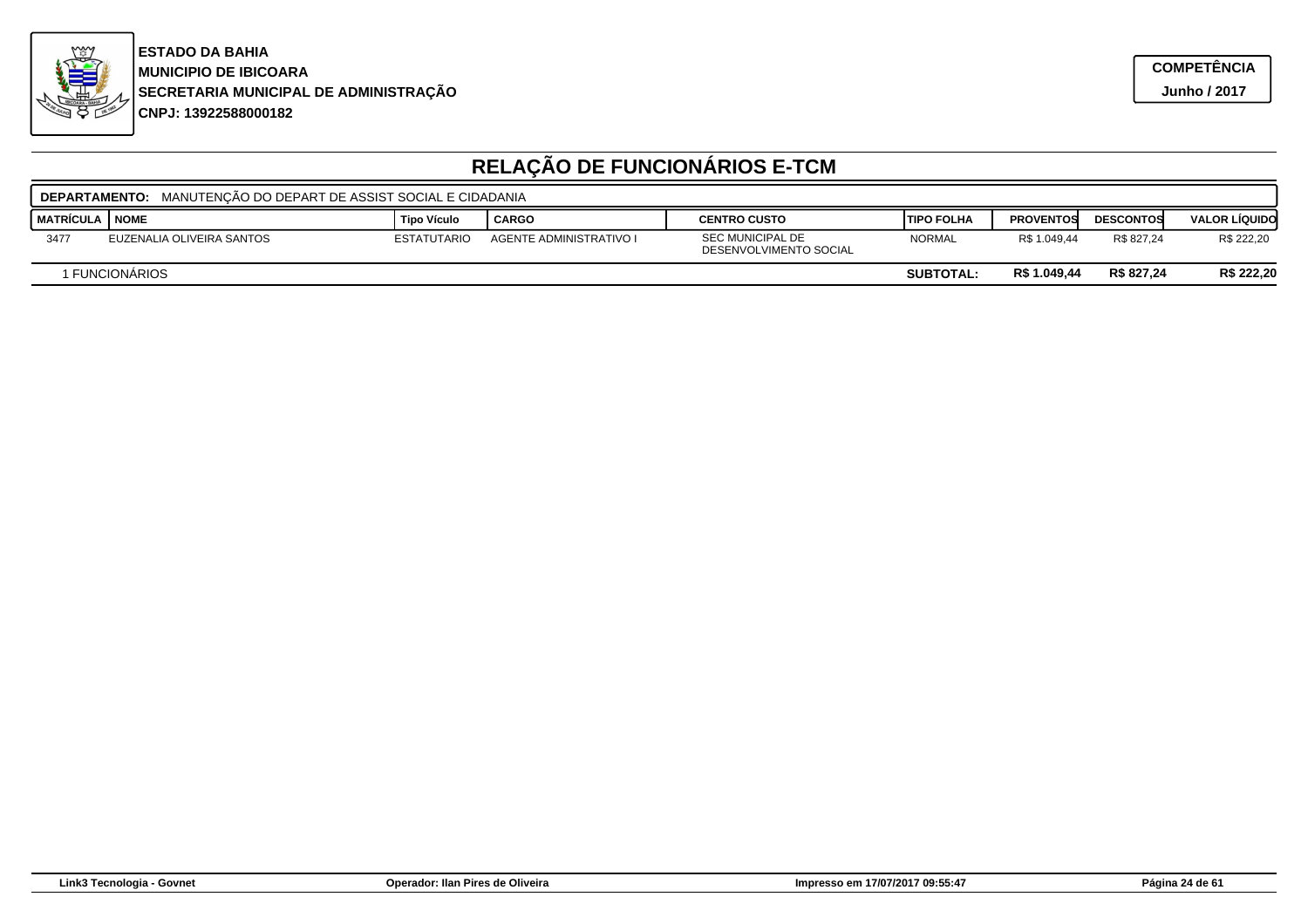**ESTADO DA BAHIA**
**MUNICIPIO DE IBICOARA**
**SECRETARIA MUNICIPAL DE ADMINISTRAÇÃO**
**CNPJ: 13922588000182**

**COMPETÊNCIA**
**Junho / 2017**

# RELAÇÃO DE FUNCIONÁRIOS E-TCM

**DEPARTAMENTO:** MANUTENÇÃO DO DEPART DE ASSIST SOCIAL E CIDADANIA

| MATRÍCULA | NOME | Tipo Vículo | CARGO | CENTRO CUSTO | TIPO FOLHA | PROVENTOS | DESCONTOS | VALOR LÍQUIDO |
|---|---|---|---|---|---|---|---|---|
| 3477 | EUZENALIA OLIVEIRA SANTOS | ESTATUTARIO | AGENTE ADMINISTRATIVO I | SEC MUNICIPAL DE DESENVOLVIMENTO SOCIAL | NORMAL | R$ 1.049,44 | R$ 827,24 | R$ 222,20 |
| 1 FUNCIONÁRIOS | | | | | **SUBTOTAL:** | **R$ 1.049,44** | **R$ 827,24** | **R$ 222,20** |

Link3 Tecnologia - Govnet | Operador: Ilan Pires de Oliveira | Impresso em 17/07/2017 09:55:47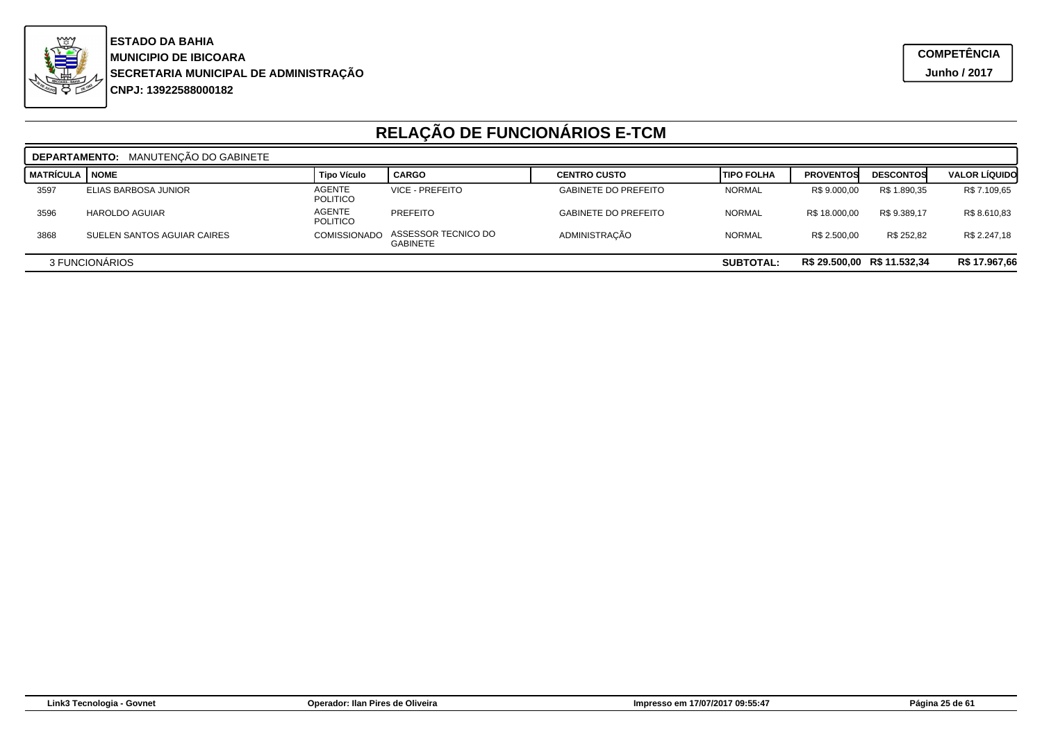**ESTADO DA BAHIA**
**MUNICIPIO DE IBICOARA**
**SECRETARIA MUNICIPAL DE ADMINISTRAÇÃO**
**CNPJ: 13922588000182**

**COMPETÊNCIA**
**Junho / 2017**

# RELAÇÃO DE FUNCIONÁRIOS E-TCM

**DEPARTAMENTO:** MANUTENÇÃO DO GABINETE

| MATRÍCULA | NOME | Tipo Vículo | CARGO | CENTRO CUSTO | TIPO FOLHA | PROVENTOS | DESCONTOS | VALOR LÍQUIDO |
|---|---|---|---|---|---|---|---|---|
| 3597 | ELIAS BARBOSA JUNIOR | AGENTE POLITICO | VICE - PREFEITO | GABINETE DO PREFEITO | NORMAL | R$ 9.000,00 | R$ 1.890,35 | R$ 7.109,65 |
| 3596 | HAROLDO AGUIAR | AGENTE POLITICO | PREFEITO | GABINETE DO PREFEITO | NORMAL | R$ 18.000,00 | R$ 9.389,17 | R$ 8.610,83 |
| 3868 | SUELEN SANTOS AGUIAR CAIRES | COMISSIONADO | ASSESSOR TECNICO DO GABINETE | ADMINISTRAÇÃO | NORMAL | R$ 2.500,00 | R$ 252,82 | R$ 2.247,18 |
| | 3 FUNCIONÁRIOS | | | | **SUBTOTAL:** | **R$ 29.500,00** | **R$ 11.532,34** | **R$ 17.967,66** |

Link3 Tecnologia - Govnet | Operador: Ilan Pires de Oliveira | Impresso em 17/07/2017 09:55:47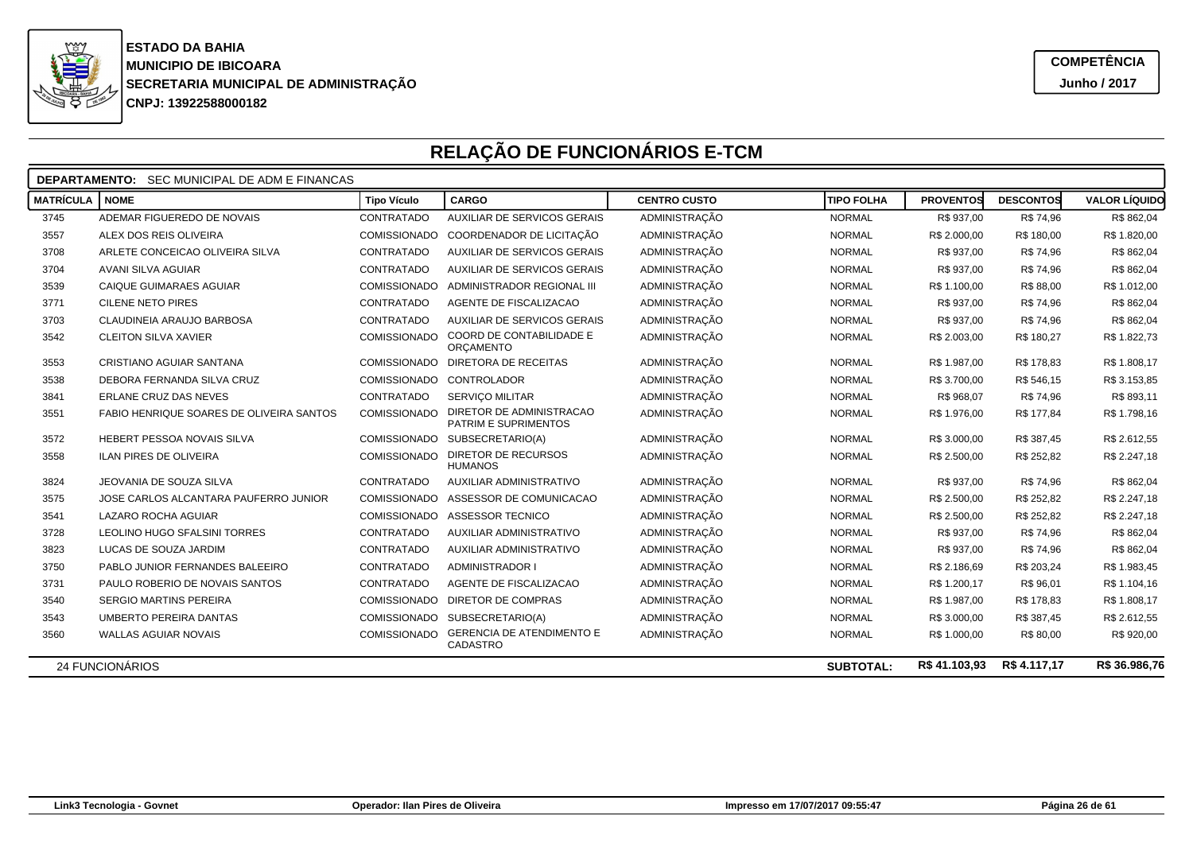**ESTADO DA BAHIA**
**MUNICIPIO DE IBICOARA**
**SECRETARIA MUNICIPAL DE ADMINISTRAÇÃO**
**CNPJ: 13922588000182**

**COMPETÊNCIA**
**Junho / 2017**

# RELAÇÃO DE FUNCIONÁRIOS E-TCM

**DEPARTAMENTO:** SEC MUNICIPAL DE ADM E FINANCAS

| MATRÍCULA | NOME | Tipo Vículo | CARGO | CENTRO CUSTO | TIPO FOLHA | PROVENTOS | DESCONTOS | VALOR LÍQUIDO |
|---|---|---|---|---|---|---|---|---|
| 3745 | ADEMAR FIGUEREDO DE NOVAIS | CONTRATADO | AUXILIAR DE SERVICOS GERAIS | ADMINISTRAÇÃO | NORMAL | R$ 937,00 | R$ 74,96 | R$ 862,04 |
| 3557 | ALEX DOS REIS OLIVEIRA | COMISSIONADO | COORDENADOR DE LICITAÇÃO | ADMINISTRAÇÃO | NORMAL | R$ 2.000,00 | R$ 180,00 | R$ 1.820,00 |
| 3708 | ARLETE CONCEICAO OLIVEIRA SILVA | CONTRATADO | AUXILIAR DE SERVICOS GERAIS | ADMINISTRAÇÃO | NORMAL | R$ 937,00 | R$ 74,96 | R$ 862,04 |
| 3704 | AVANI SILVA AGUIAR | CONTRATADO | AUXILIAR DE SERVICOS GERAIS | ADMINISTRAÇÃO | NORMAL | R$ 937,00 | R$ 74,96 | R$ 862,04 |
| 3539 | CAIQUE GUIMARAES AGUIAR | COMISSIONADO | ADMINISTRADOR REGIONAL III | ADMINISTRAÇÃO | NORMAL | R$ 1.100,00 | R$ 88,00 | R$ 1.012,00 |
| 3771 | CILENE NETO PIRES | CONTRATADO | AGENTE DE FISCALIZACAO | ADMINISTRAÇÃO | NORMAL | R$ 937,00 | R$ 74,96 | R$ 862,04 |
| 3703 | CLAUDINEIA ARAUJO BARBOSA | CONTRATADO | AUXILIAR DE SERVICOS GERAIS | ADMINISTRAÇÃO | NORMAL | R$ 937,00 | R$ 74,96 | R$ 862,04 |
| 3542 | CLEITON SILVA XAVIER | COMISSIONADO | COORD DE CONTABILIDADE E ORÇAMENTO | ADMINISTRAÇÃO | NORMAL | R$ 2.003,00 | R$ 180,27 | R$ 1.822,73 |
| 3553 | CRISTIANO AGUIAR SANTANA | COMISSIONADO | DIRETORA DE RECEITAS | ADMINISTRAÇÃO | NORMAL | R$ 1.987,00 | R$ 178,83 | R$ 1.808,17 |
| 3538 | DEBORA FERNANDA SILVA CRUZ | COMISSIONADO | CONTROLADOR | ADMINISTRAÇÃO | NORMAL | R$ 3.700,00 | R$ 546,15 | R$ 3.153,85 |
| 3841 | ERLANE CRUZ DAS NEVES | CONTRATADO | SERVIÇO MILITAR | ADMINISTRAÇÃO | NORMAL | R$ 968,07 | R$ 74,96 | R$ 893,11 |
| 3551 | FABIO HENRIQUE SOARES DE OLIVEIRA SANTOS | COMISSIONADO | DIRETOR DE ADMINISTRACAO PATRIM E SUPRIMENTOS | ADMINISTRAÇÃO | NORMAL | R$ 1.976,00 | R$ 177,84 | R$ 1.798,16 |
| 3572 | HEBERT PESSOA NOVAIS SILVA | COMISSIONADO | SUBSECRETARIO(A) | ADMINISTRAÇÃO | NORMAL | R$ 3.000,00 | R$ 387,45 | R$ 2.612,55 |
| 3558 | ILAN PIRES DE OLIVEIRA | COMISSIONADO | DIRETOR DE RECURSOS HUMANOS | ADMINISTRAÇÃO | NORMAL | R$ 2.500,00 | R$ 252,82 | R$ 2.247,18 |
| 3824 | JEOVANIA DE SOUZA SILVA | CONTRATADO | AUXILIAR ADMINISTRATIVO | ADMINISTRAÇÃO | NORMAL | R$ 937,00 | R$ 74,96 | R$ 862,04 |
| 3575 | JOSE CARLOS ALCANTARA PAUFERRO JUNIOR | COMISSIONADO | ASSESSOR DE COMUNICACAO | ADMINISTRAÇÃO | NORMAL | R$ 2.500,00 | R$ 252,82 | R$ 2.247,18 |
| 3541 | LAZARO ROCHA AGUIAR | COMISSIONADO | ASSESSOR TECNICO | ADMINISTRAÇÃO | NORMAL | R$ 2.500,00 | R$ 252,82 | R$ 2.247,18 |
| 3728 | LEOLINO HUGO SFALSINI TORRES | CONTRATADO | AUXILIAR ADMINISTRATIVO | ADMINISTRAÇÃO | NORMAL | R$ 937,00 | R$ 74,96 | R$ 862,04 |
| 3823 | LUCAS DE SOUZA JARDIM | CONTRATADO | AUXILIAR ADMINISTRATIVO | ADMINISTRAÇÃO | NORMAL | R$ 937,00 | R$ 74,96 | R$ 862,04 |
| 3750 | PABLO JUNIOR FERNANDES BALEEIRO | CONTRATADO | ADMINISTRADOR I | ADMINISTRAÇÃO | NORMAL | R$ 2.186,69 | R$ 203,24 | R$ 1.983,45 |
| 3731 | PAULO ROBERIO DE NOVAIS SANTOS | CONTRATADO | AGENTE DE FISCALIZACAO | ADMINISTRAÇÃO | NORMAL | R$ 1.200,17 | R$ 96,01 | R$ 1.104,16 |
| 3540 | SERGIO MARTINS PEREIRA | COMISSIONADO | DIRETOR DE COMPRAS | ADMINISTRAÇÃO | NORMAL | R$ 1.987,00 | R$ 178,83 | R$ 1.808,17 |
| 3543 | UMBERTO PEREIRA DANTAS | COMISSIONADO | SUBSECRETARIO(A) | ADMINISTRAÇÃO | NORMAL | R$ 3.000,00 | R$ 387,45 | R$ 2.612,55 |
| 3560 | WALLAS AGUIAR NOVAIS | COMISSIONADO | GERENCIA DE ATENDIMENTO E CADASTRO | ADMINISTRAÇÃO | NORMAL | R$ 1.000,00 | R$ 80,00 | R$ 920,00 |
| 24 FUNCIONÁRIOS | | | | | **SUBTOTAL:** | **R$ 41.103,93** | **R$ 4.117,17** | **R$ 36.986,76** |

Link3 Tecnologia - Govnet | Operador: Ilan Pires de Oliveira | Impresso em 17/07/2017 09:55:47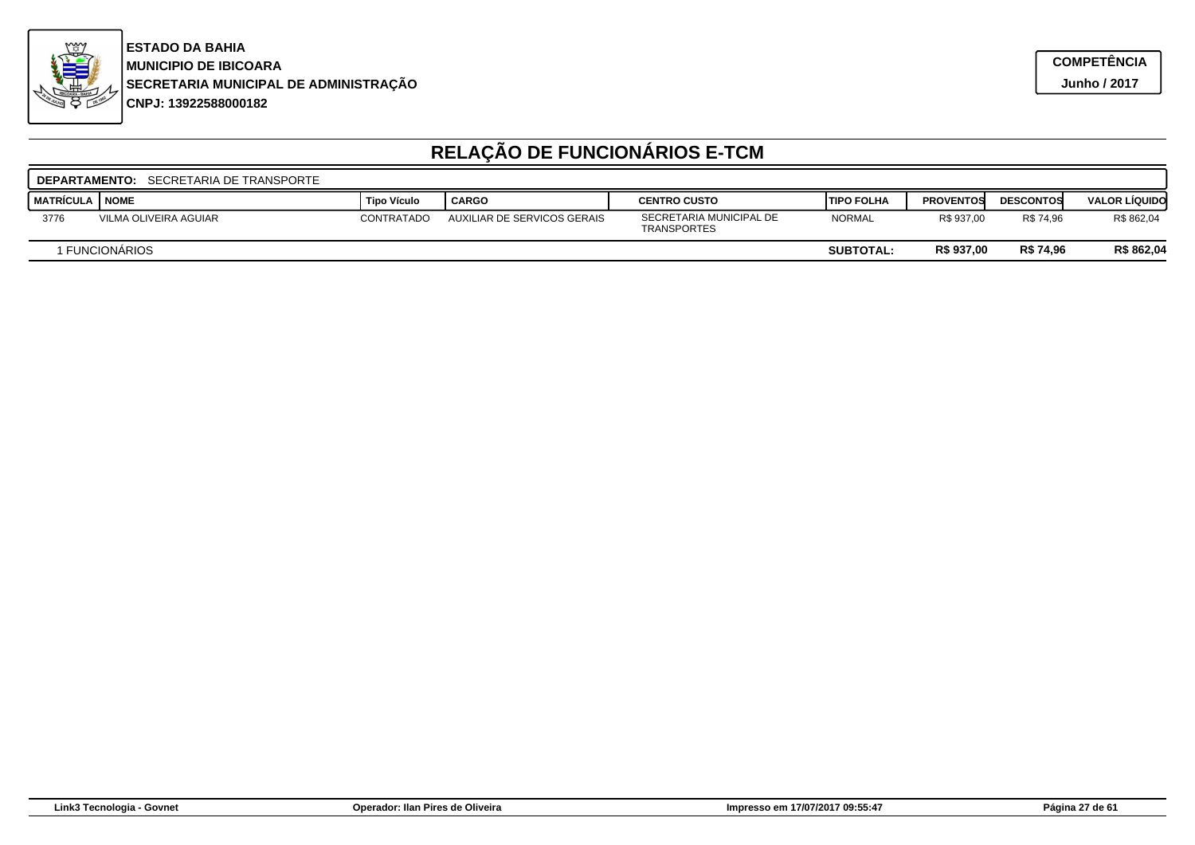**ESTADO DA BAHIA**
**MUNICIPIO DE IBICOARA**
**SECRETARIA MUNICIPAL DE ADMINISTRAÇÃO**
**CNPJ: 13922588000182**

**COMPETÊNCIA**
**Junho / 2017**

# RELAÇÃO DE FUNCIONÁRIOS E-TCM

**DEPARTAMENTO:** SECRETARIA DE TRANSPORTE

| MATRÍCULA | NOME | Tipo Vículo | CARGO | CENTRO CUSTO | TIPO FOLHA | PROVENTOS | DESCONTOS | VALOR LÍQUIDO |
|---|---|---|---|---|---|---|---|---|
| 3776 | VILMA OLIVEIRA AGUIAR | CONTRATADO | AUXILIAR DE SERVICOS GERAIS | SECRETARIA MUNICIPAL DE TRANSPORTES | NORMAL | R$ 937,00 | R$ 74,96 | R$ 862,04 |
| 1 FUNCIONÁRIOS | | | | | **SUBTOTAL:** | **R$ 937,00** | **R$ 74,96** | **R$ 862,04** |

Link3 Tecnologia - Govnet | Operador: Ilan Pires de Oliveira | Impresso em 17/07/2017 09:55:47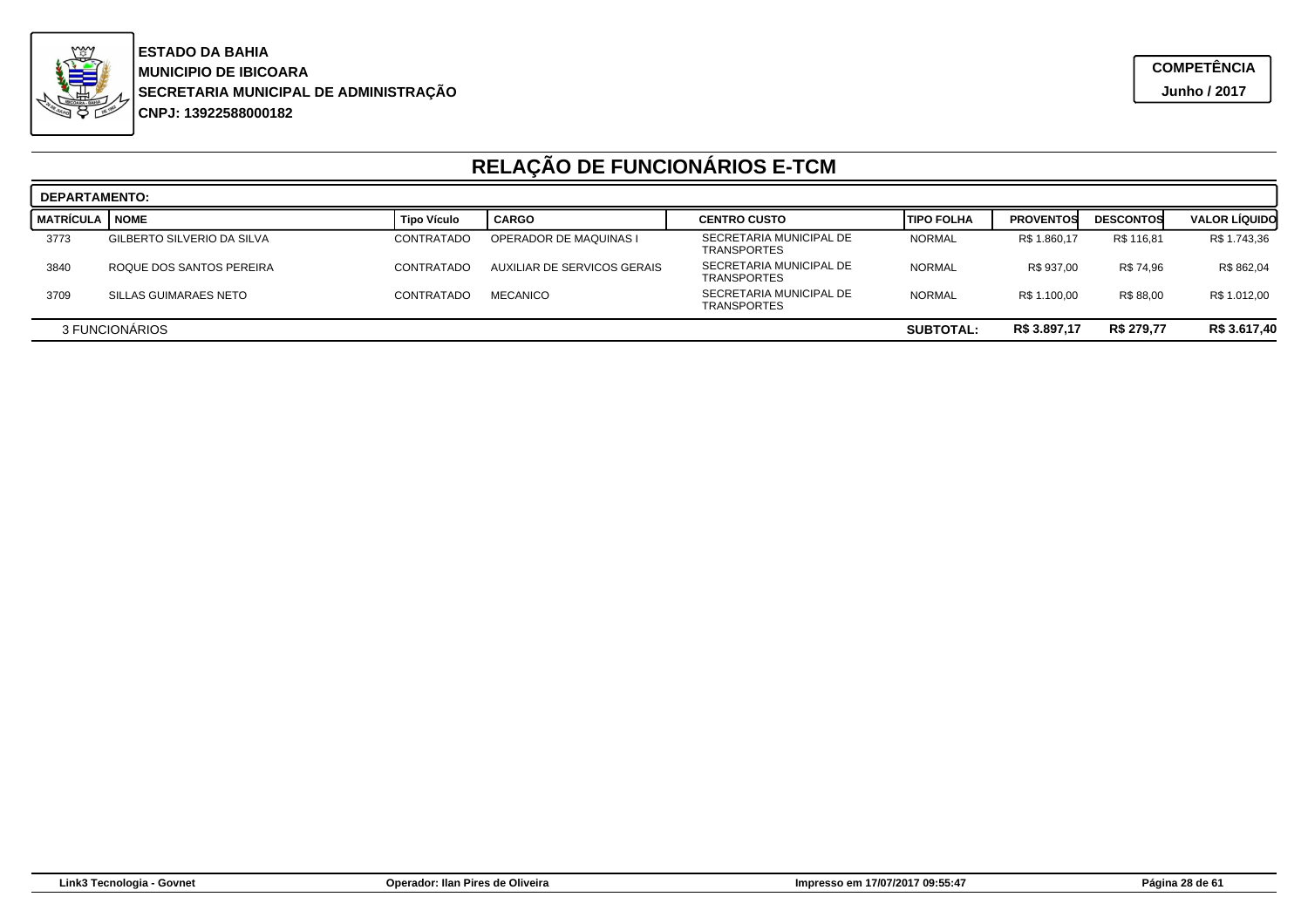**ESTADO DA BAHIA**
**MUNICIPIO DE IBICOARA**
**SECRETARIA MUNICIPAL DE ADMINISTRAÇÃO**
**CNPJ: 13922588000182**

**COMPETÊNCIA**
**Junho / 2017**

# RELAÇÃO DE FUNCIONÁRIOS E-TCM

**DEPARTAMENTO:**

| MATRÍCULA | NOME | Tipo Vículo | CARGO | CENTRO CUSTO | TIPO FOLHA | PROVENTOS | DESCONTOS | VALOR LÍQUIDO |
|---|---|---|---|---|---|---|---|---|
| 3773 | GILBERTO SILVERIO DA SILVA | CONTRATADO | OPERADOR DE MAQUINAS I | SECRETARIA MUNICIPAL DE TRANSPORTES | NORMAL | R$ 1.860,17 | R$ 116,81 | R$ 1.743,36 |
| 3840 | ROQUE DOS SANTOS PEREIRA | CONTRATADO | AUXILIAR DE SERVICOS GERAIS | SECRETARIA MUNICIPAL DE TRANSPORTES | NORMAL | R$ 937,00 | R$ 74,96 | R$ 862,04 |
| 3709 | SILLAS GUIMARAES NETO | CONTRATADO | MECANICO | SECRETARIA MUNICIPAL DE TRANSPORTES | NORMAL | R$ 1.100,00 | R$ 88,00 | R$ 1.012,00 |
| 3 FUNCIONÁRIOS | | | | | **SUBTOTAL:** | **R$ 3.897,17** | **R$ 279,77** | **R$ 3.617,40** |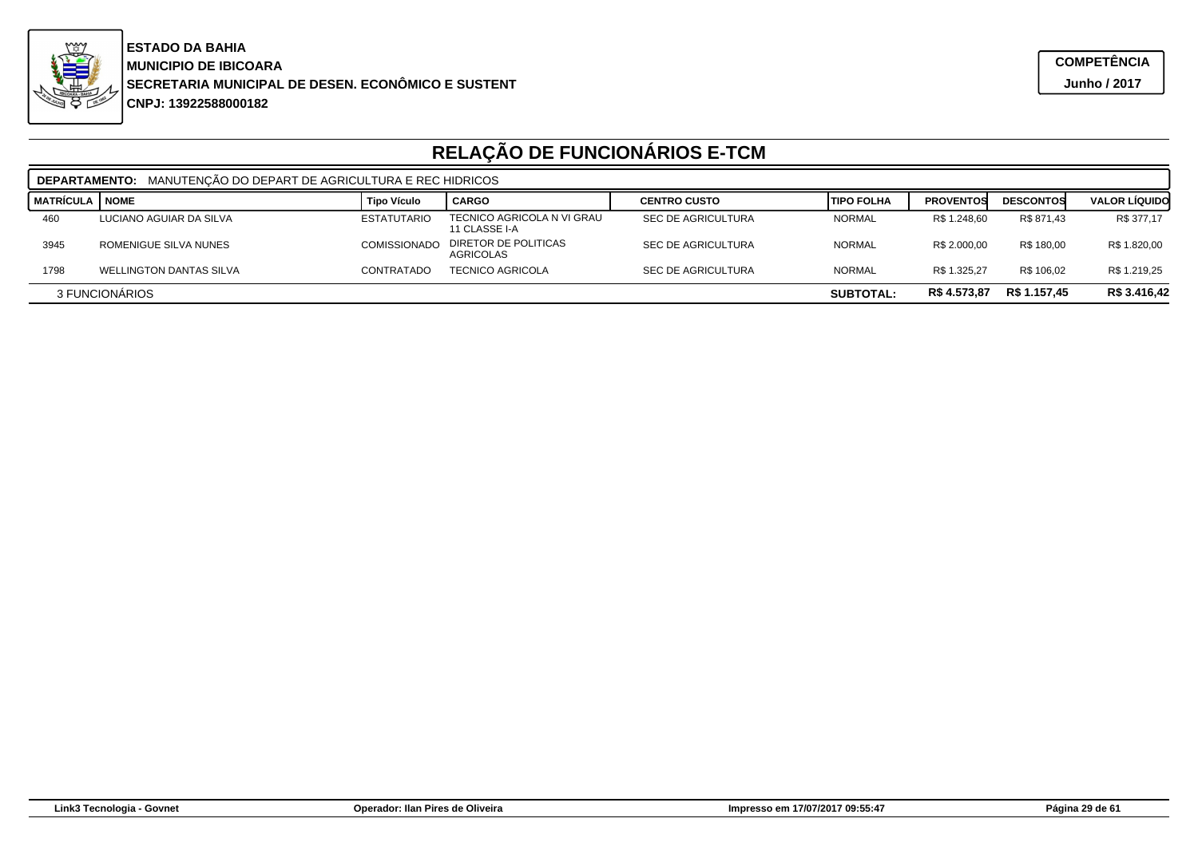**ESTADO DA BAHIA**
**MUNICIPIO DE IBICOARA**
**SECRETARIA MUNICIPAL DE DESEN. ECONÔMICO E SUSTENT**
**CNPJ: 13922588000182**

**COMPETÊNCIA**
**Junho / 2017**

# RELAÇÃO DE FUNCIONÁRIOS E-TCM

**DEPARTAMENTO:** MANUTENÇÃO DO DEPART DE AGRICULTURA E REC HIDRICOS

| MATRÍCULA | NOME | Tipo Vículo | CARGO | CENTRO CUSTO | TIPO FOLHA | PROVENTOS | DESCONTOS | VALOR LÍQUIDO |
|---|---|---|---|---|---|---|---|---|
| 460 | LUCIANO AGUIAR DA SILVA | ESTATUTARIO | TECNICO AGRICOLA N VI GRAU 11 CLASSE I-A | SEC DE AGRICULTURA | NORMAL | R$ 1.248,60 | R$ 871,43 | R$ 377,17 |
| 3945 | ROMENIGUE SILVA NUNES | COMISSIONADO | DIRETOR DE POLITICAS AGRICOLAS | SEC DE AGRICULTURA | NORMAL | R$ 2.000,00 | R$ 180,00 | R$ 1.820,00 |
| 1798 | WELLINGTON DANTAS SILVA | CONTRATADO | TECNICO AGRICOLA | SEC DE AGRICULTURA | NORMAL | R$ 1.325,27 | R$ 106,02 | R$ 1.219,25 |
| 3 FUNCIONÁRIOS | | | | | **SUBTOTAL:** | **R$ 4.573,87** | **R$ 1.157,45** | **R$ 3.416,42** |

Link3 Tecnologia - Govnet | Operador: Ilan Pires de Oliveira | Impresso em 17/07/2017 09:55:47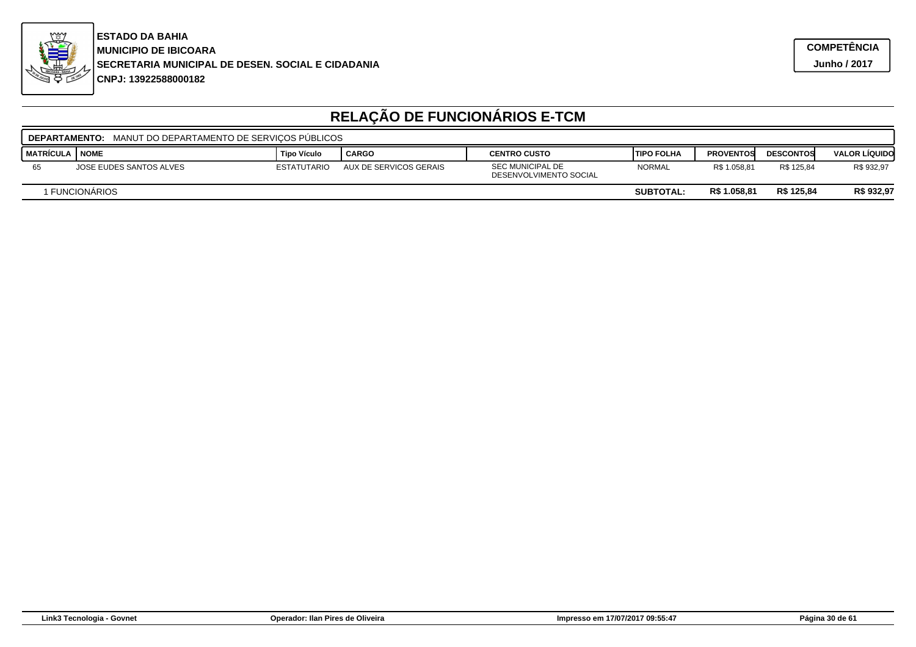**ESTADO DA BAHIA**
**MUNICIPIO DE IBICOARA**
**SECRETARIA MUNICIPAL DE DESEN. SOCIAL E CIDADANIA**
**CNPJ: 13922588000182**

**COMPETÊNCIA**
**Junho / 2017**

# RELAÇÃO DE FUNCIONÁRIOS E-TCM

**DEPARTAMENTO:** MANUT DO DEPARTAMENTO DE SERVIÇOS PÚBLICOS

| MATRÍCULA | NOME | Tipo Vículo | CARGO | CENTRO CUSTO | TIPO FOLHA | PROVENTOS | DESCONTOS | VALOR LÍQUIDO |
|---|---|---|---|---|---|---|---|---|
| 65 | JOSE EUDES SANTOS ALVES | ESTATUTARIO | AUX DE SERVICOS GERAIS | SEC MUNICIPAL DE DESENVOLVIMENTO SOCIAL | NORMAL | R$ 1.058,81 | R$ 125,84 | R$ 932,97 |
| 1 FUNCIONÁRIOS | | | | | **SUBTOTAL:** | **R$ 1.058,81** | **R$ 125,84** | **R$ 932,97** |

Link3 Tecnologia - Govnet    Operador: Ilan Pires de Oliveira    Impresso em 17/07/2017 09:55:47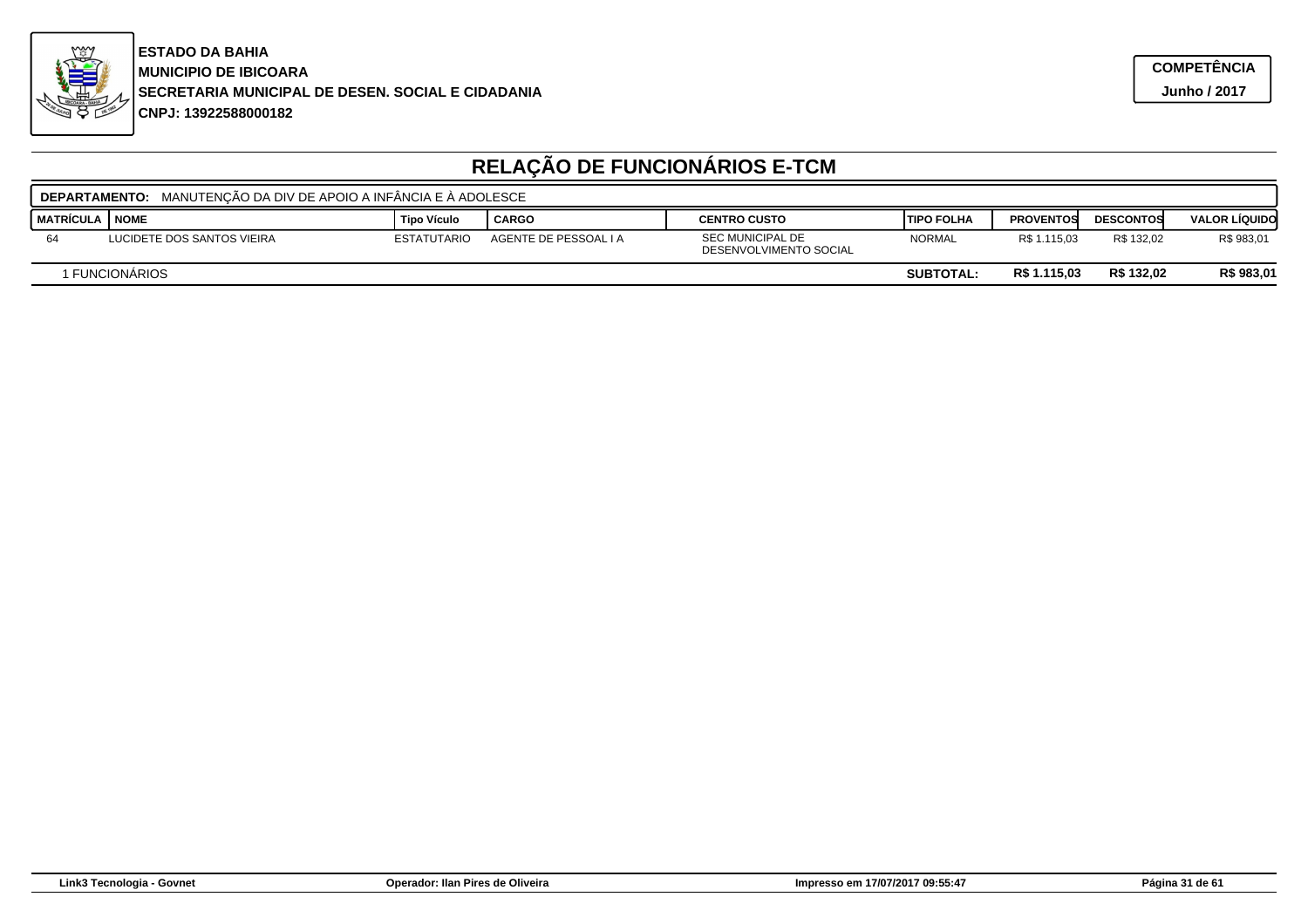**ESTADO DA BAHIA**
**MUNICIPIO DE IBICOARA**
**SECRETARIA MUNICIPAL DE DESEN. SOCIAL E CIDADANIA**
**CNPJ: 13922588000182**

**COMPETÊNCIA**
**Junho / 2017**

# RELAÇÃO DE FUNCIONÁRIOS E-TCM

**DEPARTAMENTO:** MANUTENÇÃO DA DIV DE APOIO A INFÂNCIA E À ADOLESCE

| MATRÍCULA | NOME | Tipo Vículo | CARGO | CENTRO CUSTO | TIPO FOLHA | PROVENTOS | DESCONTOS | VALOR LÍQUIDO |
|---|---|---|---|---|---|---|---|---|
| 64 | LUCIDETE DOS SANTOS VIEIRA | ESTATUTARIO | AGENTE DE PESSOAL I A | SEC MUNICIPAL DE DESENVOLVIMENTO SOCIAL | NORMAL | R$ 1.115,03 | R$ 132,02 | R$ 983,01 |
| 1 FUNCIONÁRIOS | | | | | **SUBTOTAL:** | **R$ 1.115,03** | **R$ 132,02** | **R$ 983,01** |

Link3 Tecnologia - Govnet | Operador: Ilan Pires de Oliveira | Impresso em 17/07/2017 09:55:47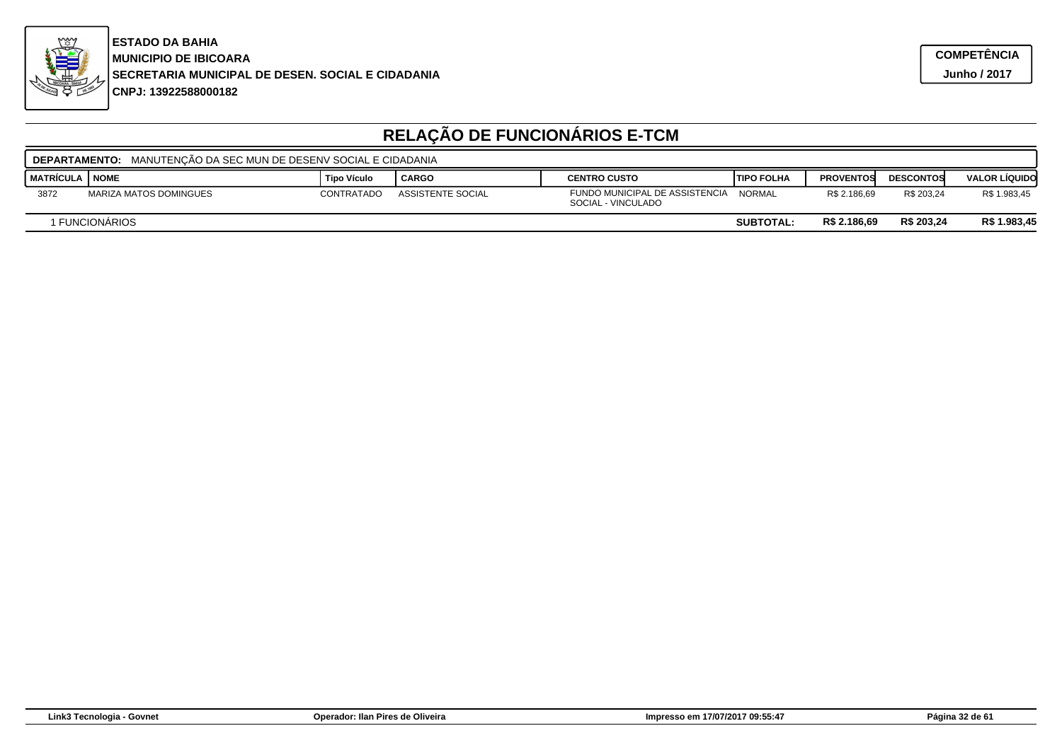**ESTADO DA BAHIA**
**MUNICIPIO DE IBICOARA**
**SECRETARIA MUNICIPAL DE DESEN. SOCIAL E CIDADANIA**
**CNPJ: 13922588000182**

**COMPETÊNCIA**
**Junho / 2017**

# RELAÇÃO DE FUNCIONÁRIOS E-TCM

**DEPARTAMENTO:** MANUTENÇÃO DA SEC MUN DE DESENV SOCIAL E CIDADANIA

| MATRÍCULA | NOME | Tipo Vículo | CARGO | CENTRO CUSTO | TIPO FOLHA | PROVENTOS | DESCONTOS | VALOR LÍQUIDO |
|---|---|---|---|---|---|---|---|---|
| 3872 | MARIZA MATOS DOMINGUES | CONTRATADO | ASSISTENTE SOCIAL | FUNDO MUNICIPAL DE ASSISTENCIA SOCIAL - VINCULADO | NORMAL | R$ 2.186,69 | R$ 203,24 | R$ 1.983,45 |
| 1 FUNCIONÁRIOS | | | | | **SUBTOTAL:** | **R$ 2.186,69** | **R$ 203,24** | **R$ 1.983,45** |

Link3 Tecnologia - Govnet | Operador: Ilan Pires de Oliveira | Impresso em 17/07/2017 09:55:47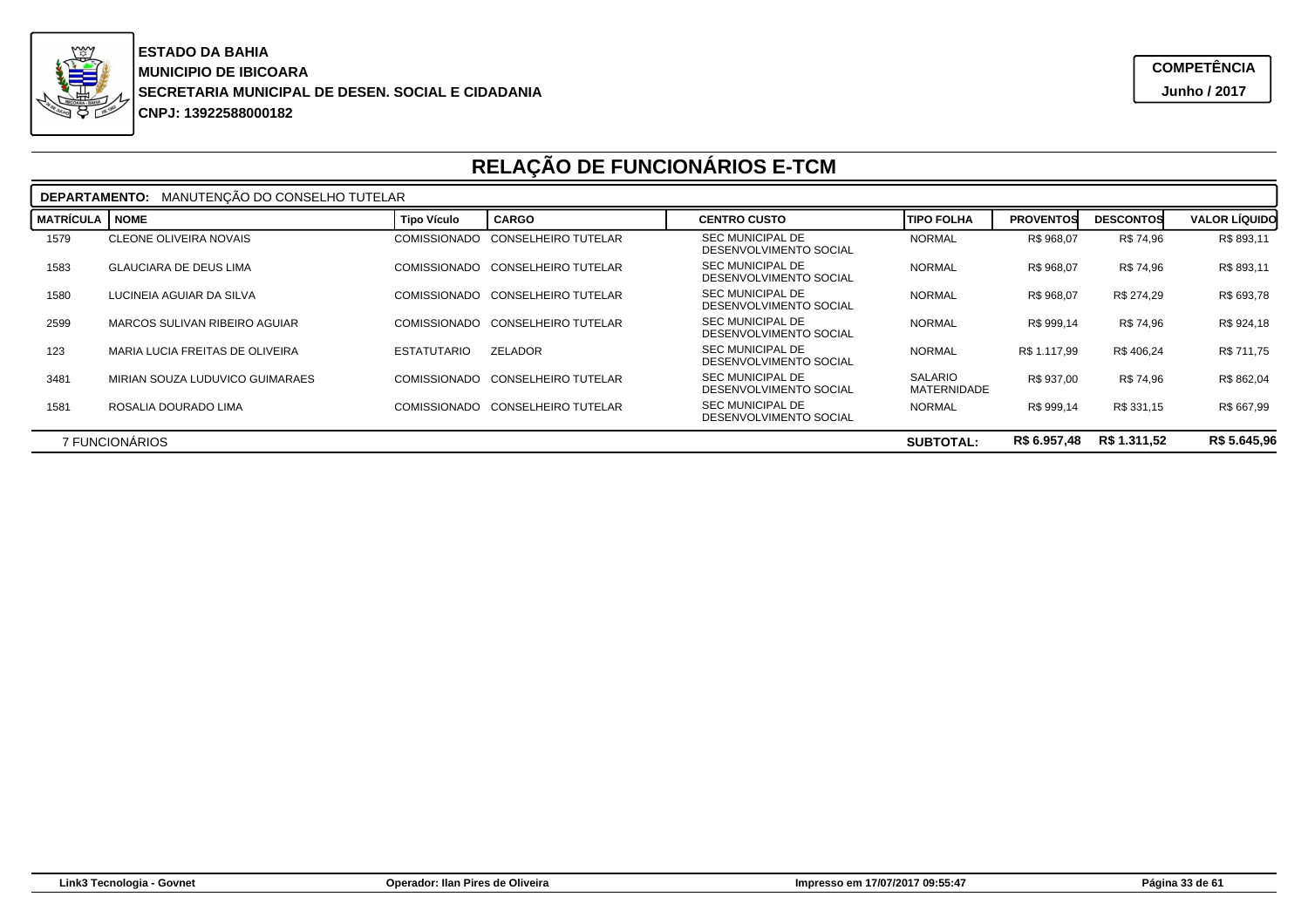**ESTADO DA BAHIA**
**MUNICIPIO DE IBICOARA**
**SECRETARIA MUNICIPAL DE DESEN. SOCIAL E CIDADANIA**
**CNPJ: 13922588000182**

**COMPETÊNCIA**
**Junho / 2017**

# RELAÇÃO DE FUNCIONÁRIOS E-TCM

**DEPARTAMENTO:** MANUTENÇÃO DO CONSELHO TUTELAR

| MATRÍCULA | NOME | Tipo Vículo | CARGO | CENTRO CUSTO | TIPO FOLHA | PROVENTOS | DESCONTOS | VALOR LÍQUIDO |
|---|---|---|---|---|---|---|---|---|
| 1579 | CLEONE OLIVEIRA NOVAIS | COMISSIONADO | CONSELHEIRO TUTELAR | SEC MUNICIPAL DE DESENVOLVIMENTO SOCIAL | NORMAL | R$ 968,07 | R$ 74,96 | R$ 893,11 |
| 1583 | GLAUCIARA DE DEUS LIMA | COMISSIONADO | CONSELHEIRO TUTELAR | SEC MUNICIPAL DE DESENVOLVIMENTO SOCIAL | NORMAL | R$ 968,07 | R$ 74,96 | R$ 893,11 |
| 1580 | LUCINEIA AGUIAR DA SILVA | COMISSIONADO | CONSELHEIRO TUTELAR | SEC MUNICIPAL DE DESENVOLVIMENTO SOCIAL | NORMAL | R$ 968,07 | R$ 274,29 | R$ 693,78 |
| 2599 | MARCOS SULIVAN RIBEIRO AGUIAR | COMISSIONADO | CONSELHEIRO TUTELAR | SEC MUNICIPAL DE DESENVOLVIMENTO SOCIAL | NORMAL | R$ 999,14 | R$ 74,96 | R$ 924,18 |
| 123 | MARIA LUCIA FREITAS DE OLIVEIRA | ESTATUTARIO | ZELADOR | SEC MUNICIPAL DE DESENVOLVIMENTO SOCIAL | NORMAL | R$ 1.117,99 | R$ 406,24 | R$ 711,75 |
| 3481 | MIRIAN SOUZA LUDUVICO GUIMARAES | COMISSIONADO | CONSELHEIRO TUTELAR | SEC MUNICIPAL DE DESENVOLVIMENTO SOCIAL | SALARIO MATERNIDADE | R$ 937,00 | R$ 74,96 | R$ 862,04 |
| 1581 | ROSALIA DOURADO LIMA | COMISSIONADO | CONSELHEIRO TUTELAR | SEC MUNICIPAL DE DESENVOLVIMENTO SOCIAL | NORMAL | R$ 999,14 | R$ 331,15 | R$ 667,99 |
| 7 FUNCIONÁRIOS | | | | | **SUBTOTAL:** | **R$ 6.957,48** | **R$ 1.311,52** | **R$ 5.645,96** |

Link3 Tecnologia - Govnet | Operador: Ilan Pires de Oliveira | Impresso em 17/07/2017 09:55:47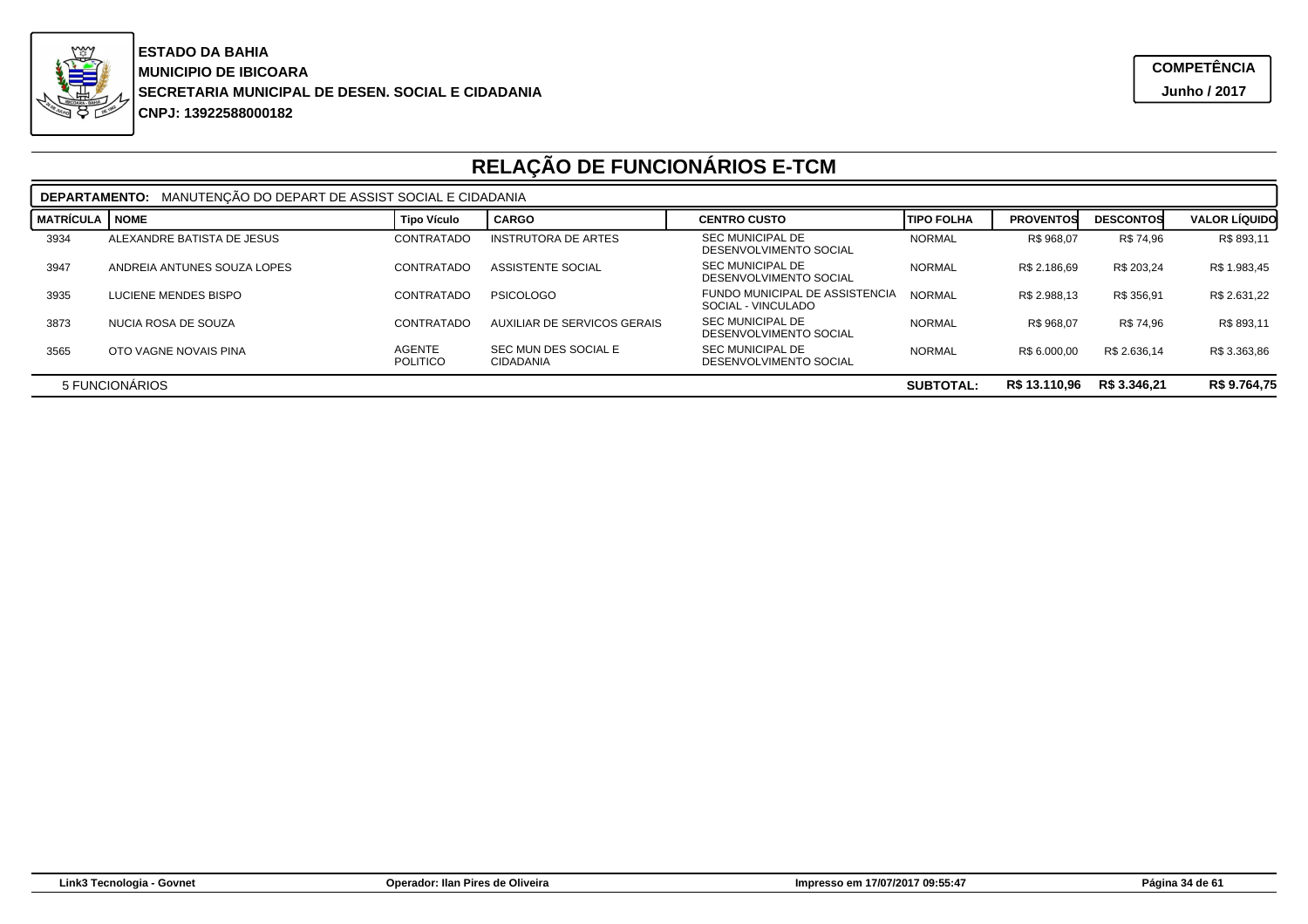**ESTADO DA BAHIA**
**MUNICIPIO DE IBICOARA**
**SECRETARIA MUNICIPAL DE DESEN. SOCIAL E CIDADANIA**
**CNPJ: 13922588000182**

**COMPETÊNCIA**
**Junho / 2017**

# RELAÇÃO DE FUNCIONÁRIOS E-TCM

**DEPARTAMENTO:** MANUTENÇÃO DO DEPART DE ASSIST SOCIAL E CIDADANIA

| MATRÍCULA | NOME | Tipo Vículo | CARGO | CENTRO CUSTO | TIPO FOLHA | PROVENTOS | DESCONTOS | VALOR LÍQUIDO |
|---|---|---|---|---|---|---|---|---|
| 3934 | ALEXANDRE BATISTA DE JESUS | CONTRATADO | INSTRUTORA DE ARTES | SEC MUNICIPAL DE DESENVOLVIMENTO SOCIAL | NORMAL | R$ 968,07 | R$ 74,96 | R$ 893,11 |
| 3947 | ANDREIA ANTUNES SOUZA LOPES | CONTRATADO | ASSISTENTE SOCIAL | SEC MUNICIPAL DE DESENVOLVIMENTO SOCIAL | NORMAL | R$ 2.186,69 | R$ 203,24 | R$ 1.983,45 |
| 3935 | LUCIENE MENDES BISPO | CONTRATADO | PSICOLOGO | FUNDO MUNICIPAL DE ASSISTENCIA SOCIAL - VINCULADO | NORMAL | R$ 2.988,13 | R$ 356,91 | R$ 2.631,22 |
| 3873 | NUCIA ROSA DE SOUZA | CONTRATADO | AUXILIAR DE SERVICOS GERAIS | SEC MUNICIPAL DE DESENVOLVIMENTO SOCIAL | NORMAL | R$ 968,07 | R$ 74,96 | R$ 893,11 |
| 3565 | OTO VAGNE NOVAIS PINA | AGENTE POLITICO | SEC MUN DES SOCIAL E CIDADANIA | SEC MUNICIPAL DE DESENVOLVIMENTO SOCIAL | NORMAL | R$ 6.000,00 | R$ 2.636,14 | R$ 3.363,86 |
| 5 FUNCIONÁRIOS | | | | | **SUBTOTAL:** | **R$ 13.110,96** | **R$ 3.346,21** | **R$ 9.764,75** |

Link3 Tecnologia - Govnet | Operador: Ilan Pires de Oliveira | Impresso em 17/07/2017 09:55:47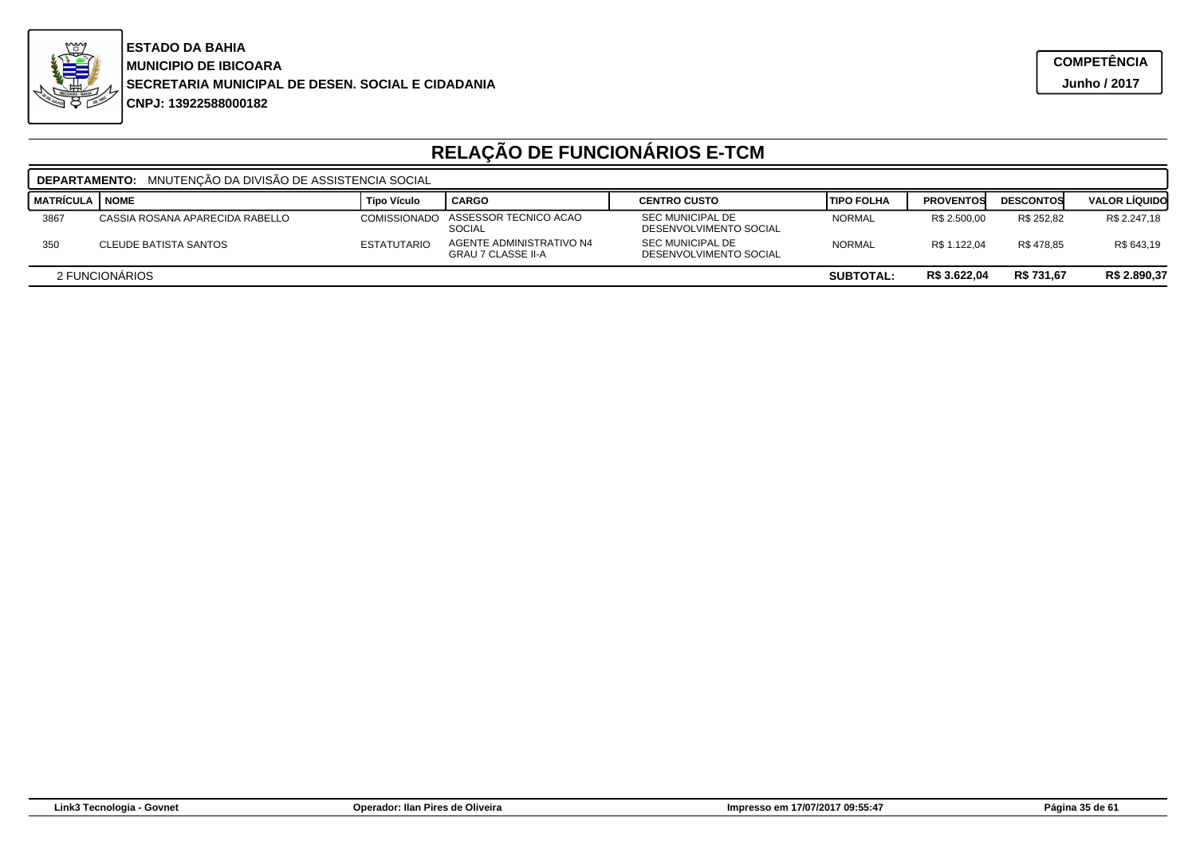**ESTADO DA BAHIA**
**MUNICIPIO DE IBICOARA**
**SECRETARIA MUNICIPAL DE DESEN. SOCIAL E CIDADANIA**
**CNPJ: 13922588000182**

**COMPETÊNCIA**
**Junho / 2017**

# RELAÇÃO DE FUNCIONÁRIOS E-TCM

**DEPARTAMENTO:** MNUTENÇÃO DA DIVISÃO DE ASSISTENCIA SOCIAL

| MATRÍCULA | NOME | Tipo Vículo | CARGO | CENTRO CUSTO | TIPO FOLHA | PROVENTOS | DESCONTOS | VALOR LÍQUIDO |
|---|---|---|---|---|---|---|---|---|
| 3867 | CASSIA ROSANA APARECIDA RABELLO | COMISSIONADO | ASSESSOR TECNICO ACAO SOCIAL | SEC MUNICIPAL DE DESENVOLVIMENTO SOCIAL | NORMAL | R$ 2.500,00 | R$ 252,82 | R$ 2.247,18 |
| 350 | CLEUDE BATISTA SANTOS | ESTATUTARIO | AGENTE ADMINISTRATIVO N4 GRAU 7 CLASSE II-A | SEC MUNICIPAL DE DESENVOLVIMENTO SOCIAL | NORMAL | R$ 1.122,04 | R$ 478,85 | R$ 643,19 |
| 2 FUNCIONÁRIOS | | | | | **SUBTOTAL:** | **R$ 3.622,04** | **R$ 731,67** | **R$ 2.890,37** |

Link3 Tecnologia - Govnet | Operador: Ilan Pires de Oliveira | Impresso em 17/07/2017 09:55:47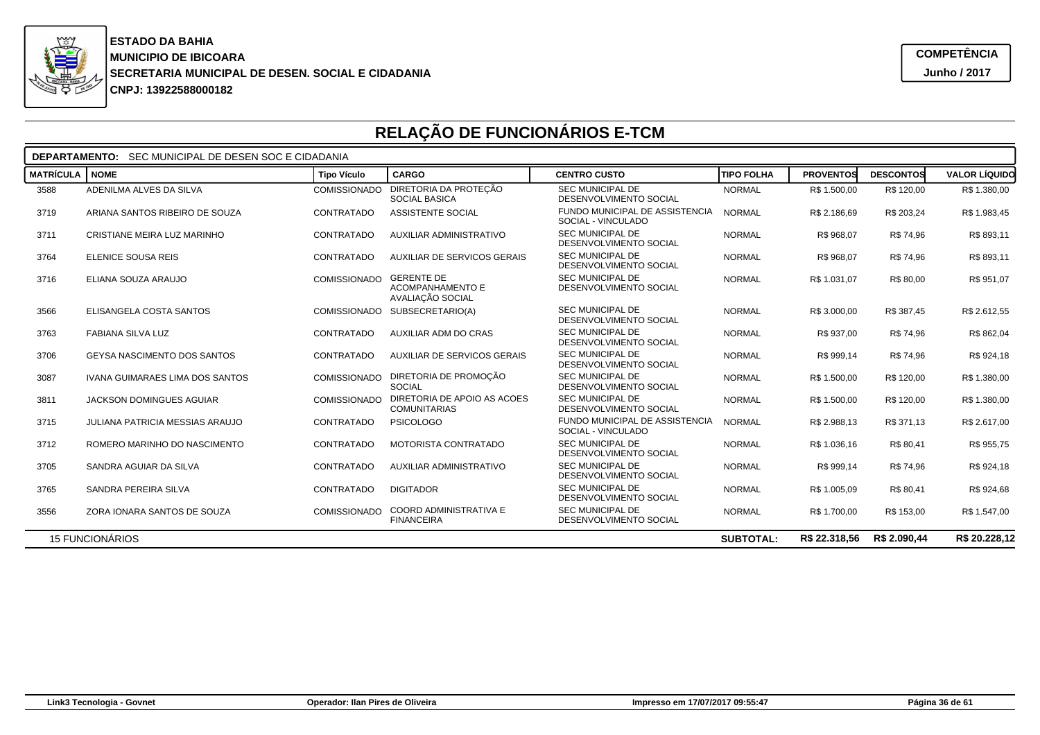**ESTADO DA BAHIA**
**MUNICIPIO DE IBICOARA**
**SECRETARIA MUNICIPAL DE DESEN. SOCIAL E CIDADANIA**
**CNPJ: 13922588000182**

**COMPETÊNCIA**
**Junho / 2017**

# RELAÇÃO DE FUNCIONÁRIOS E-TCM

**DEPARTAMENTO:** SEC MUNICIPAL DE DESEN SOC E CIDADANIA

| MATRÍCULA | NOME | Tipo Vículo | CARGO | CENTRO CUSTO | TIPO FOLHA | PROVENTOS | DESCONTOS | VALOR LÍQUIDO |
|---|---|---|---|---|---|---|---|---|
| 3588 | ADENILMA ALVES DA SILVA | COMISSIONADO | DIRETORIA DA PROTEÇÃO SOCIAL BASICA | SEC MUNICIPAL DE DESENVOLVIMENTO SOCIAL | NORMAL | R$ 1.500,00 | R$ 120,00 | R$ 1.380,00 |
| 3719 | ARIANA SANTOS RIBEIRO DE SOUZA | CONTRATADO | ASSISTENTE SOCIAL | FUNDO MUNICIPAL DE ASSISTENCIA SOCIAL - VINCULADO | NORMAL | R$ 2.186,69 | R$ 203,24 | R$ 1.983,45 |
| 3711 | CRISTIANE MEIRA LUZ MARINHO | CONTRATADO | AUXILIAR ADMINISTRATIVO | SEC MUNICIPAL DE DESENVOLVIMENTO SOCIAL | NORMAL | R$ 968,07 | R$ 74,96 | R$ 893,11 |
| 3764 | ELENICE SOUSA REIS | CONTRATADO | AUXILIAR DE SERVICOS GERAIS | SEC MUNICIPAL DE DESENVOLVIMENTO SOCIAL | NORMAL | R$ 968,07 | R$ 74,96 | R$ 893,11 |
| 3716 | ELIANA SOUZA ARAUJO | COMISSIONADO | GERENTE DE ACOMPANHAMENTO E AVALIAÇÃO SOCIAL | SEC MUNICIPAL DE DESENVOLVIMENTO SOCIAL | NORMAL | R$ 1.031,07 | R$ 80,00 | R$ 951,07 |
| 3566 | ELISANGELA COSTA SANTOS | COMISSIONADO | SUBSECRETARIO(A) | SEC MUNICIPAL DE DESENVOLVIMENTO SOCIAL | NORMAL | R$ 3.000,00 | R$ 387,45 | R$ 2.612,55 |
| 3763 | FABIANA SILVA LUZ | CONTRATADO | AUXILIAR ADM DO CRAS | SEC MUNICIPAL DE DESENVOLVIMENTO SOCIAL | NORMAL | R$ 937,00 | R$ 74,96 | R$ 862,04 |
| 3706 | GEYSA NASCIMENTO DOS SANTOS | CONTRATADO | AUXILIAR DE SERVICOS GERAIS | SEC MUNICIPAL DE DESENVOLVIMENTO SOCIAL | NORMAL | R$ 999,14 | R$ 74,96 | R$ 924,18 |
| 3087 | IVANA GUIMARAES LIMA DOS SANTOS | COMISSIONADO | DIRETORIA DE PROMOÇÃO SOCIAL | SEC MUNICIPAL DE DESENVOLVIMENTO SOCIAL | NORMAL | R$ 1.500,00 | R$ 120,00 | R$ 1.380,00 |
| 3811 | JACKSON DOMINGUES AGUIAR | COMISSIONADO | DIRETORIA DE APOIO AS ACOES COMUNITARIAS | SEC MUNICIPAL DE DESENVOLVIMENTO SOCIAL | NORMAL | R$ 1.500,00 | R$ 120,00 | R$ 1.380,00 |
| 3715 | JULIANA PATRICIA MESSIAS ARAUJO | CONTRATADO | PSICOLOGO | FUNDO MUNICIPAL DE ASSISTENCIA SOCIAL - VINCULADO | NORMAL | R$ 2.988,13 | R$ 371,13 | R$ 2.617,00 |
| 3712 | ROMERO MARINHO DO NASCIMENTO | CONTRATADO | MOTORISTA CONTRATADO | SEC MUNICIPAL DE DESENVOLVIMENTO SOCIAL | NORMAL | R$ 1.036,16 | R$ 80,41 | R$ 955,75 |
| 3705 | SANDRA AGUIAR DA SILVA | CONTRATADO | AUXILIAR ADMINISTRATIVO | SEC MUNICIPAL DE DESENVOLVIMENTO SOCIAL | NORMAL | R$ 999,14 | R$ 74,96 | R$ 924,18 |
| 3765 | SANDRA PEREIRA SILVA | CONTRATADO | DIGITADOR | SEC MUNICIPAL DE DESENVOLVIMENTO SOCIAL | NORMAL | R$ 1.005,09 | R$ 80,41 | R$ 924,68 |
| 3556 | ZORA IONARA SANTOS DE SOUZA | COMISSIONADO | COORD ADMINISTRATIVA E FINANCEIRA | SEC MUNICIPAL DE DESENVOLVIMENTO SOCIAL | NORMAL | R$ 1.700,00 | R$ 153,00 | R$ 1.547,00 |
| 15 FUNCIONÁRIOS | | | | | **SUBTOTAL:** | **R$ 22.318,56** | **R$ 2.090,44** | **R$ 20.228,12** |

Link3 Tecnologia - Govnet | Operador: Ilan Pires de Oliveira | Impresso em 17/07/2017 09:55:47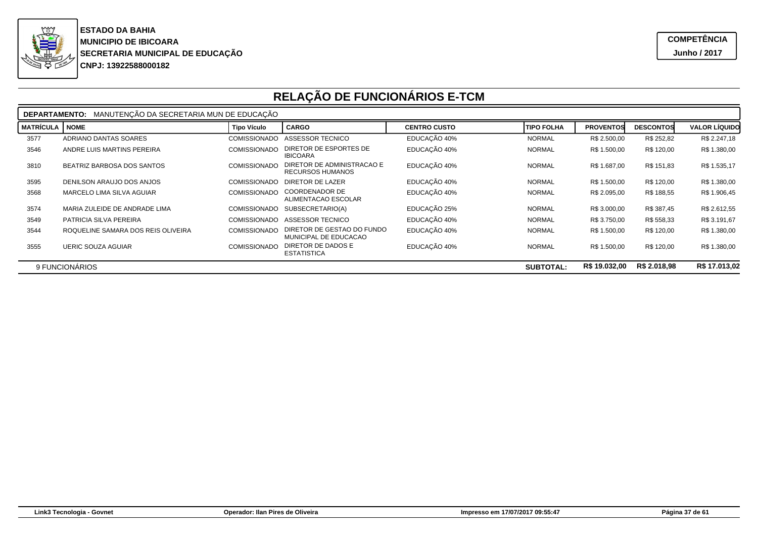**ESTADO DA BAHIA**
**MUNICIPIO DE IBICOARA**
**SECRETARIA MUNICIPAL DE EDUCAÇÃO**
**CNPJ: 13922588000182**

**COMPETÊNCIA**
**Junho / 2017**

# RELAÇÃO DE FUNCIONÁRIOS E-TCM

**DEPARTAMENTO:** MANUTENÇÃO DA SECRETARIA MUN DE EDUCAÇÃO

| MATRÍCULA | NOME | Tipo Vículo | CARGO | CENTRO CUSTO | TIPO FOLHA | PROVENTOS | DESCONTOS | VALOR LÍQUIDO |
|---|---|---|---|---|---|---|---|---|
| 3577 | ADRIANO DANTAS SOARES | COMISSIONADO | ASSESSOR TECNICO | EDUCAÇÃO 40% | NORMAL | R$ 2.500,00 | R$ 252,82 | R$ 2.247,18 |
| 3546 | ANDRE LUIS MARTINS PEREIRA | COMISSIONADO | DIRETOR DE ESPORTES DE IBICOARA | EDUCAÇÃO 40% | NORMAL | R$ 1.500,00 | R$ 120,00 | R$ 1.380,00 |
| 3810 | BEATRIZ BARBOSA DOS SANTOS | COMISSIONADO | DIRETOR DE ADMINISTRACAO E RECURSOS HUMANOS | EDUCAÇÃO 40% | NORMAL | R$ 1.687,00 | R$ 151,83 | R$ 1.535,17 |
| 3595 | DENILSON ARAUJO DOS ANJOS | COMISSIONADO | DIRETOR DE LAZER | EDUCAÇÃO 40% | NORMAL | R$ 1.500,00 | R$ 120,00 | R$ 1.380,00 |
| 3568 | MARCELO LIMA SILVA AGUIAR | COMISSIONADO | COORDENADOR DE ALIMENTACAO ESCOLAR | EDUCAÇÃO 40% | NORMAL | R$ 2.095,00 | R$ 188,55 | R$ 1.906,45 |
| 3574 | MARIA ZULEIDE DE ANDRADE LIMA | COMISSIONADO | SUBSECRETARIO(A) | EDUCAÇÃO 25% | NORMAL | R$ 3.000,00 | R$ 387,45 | R$ 2.612,55 |
| 3549 | PATRICIA SILVA PEREIRA | COMISSIONADO | ASSESSOR TECNICO | EDUCAÇÃO 40% | NORMAL | R$ 3.750,00 | R$ 558,33 | R$ 3.191,67 |
| 3544 | ROQUELINE SAMARA DOS REIS OLIVEIRA | COMISSIONADO | DIRETOR DE GESTAO DO FUNDO MUNICIPAL DE EDUCACAO | EDUCAÇÃO 40% | NORMAL | R$ 1.500,00 | R$ 120,00 | R$ 1.380,00 |
| 3555 | UERIC SOUZA AGUIAR | COMISSIONADO | DIRETOR DE DADOS E ESTATISTICA | EDUCAÇÃO 40% | NORMAL | R$ 1.500,00 | R$ 120,00 | R$ 1.380,00 |
| 9 FUNCIONÁRIOS | | | | | **SUBTOTAL:** | **R$ 19.032,00** | **R$ 2.018,98** | **R$ 17.013,02** |

Link3 Tecnologia - Govnet | Operador: Ilan Pires de Oliveira | Impresso em 17/07/2017 09:55:47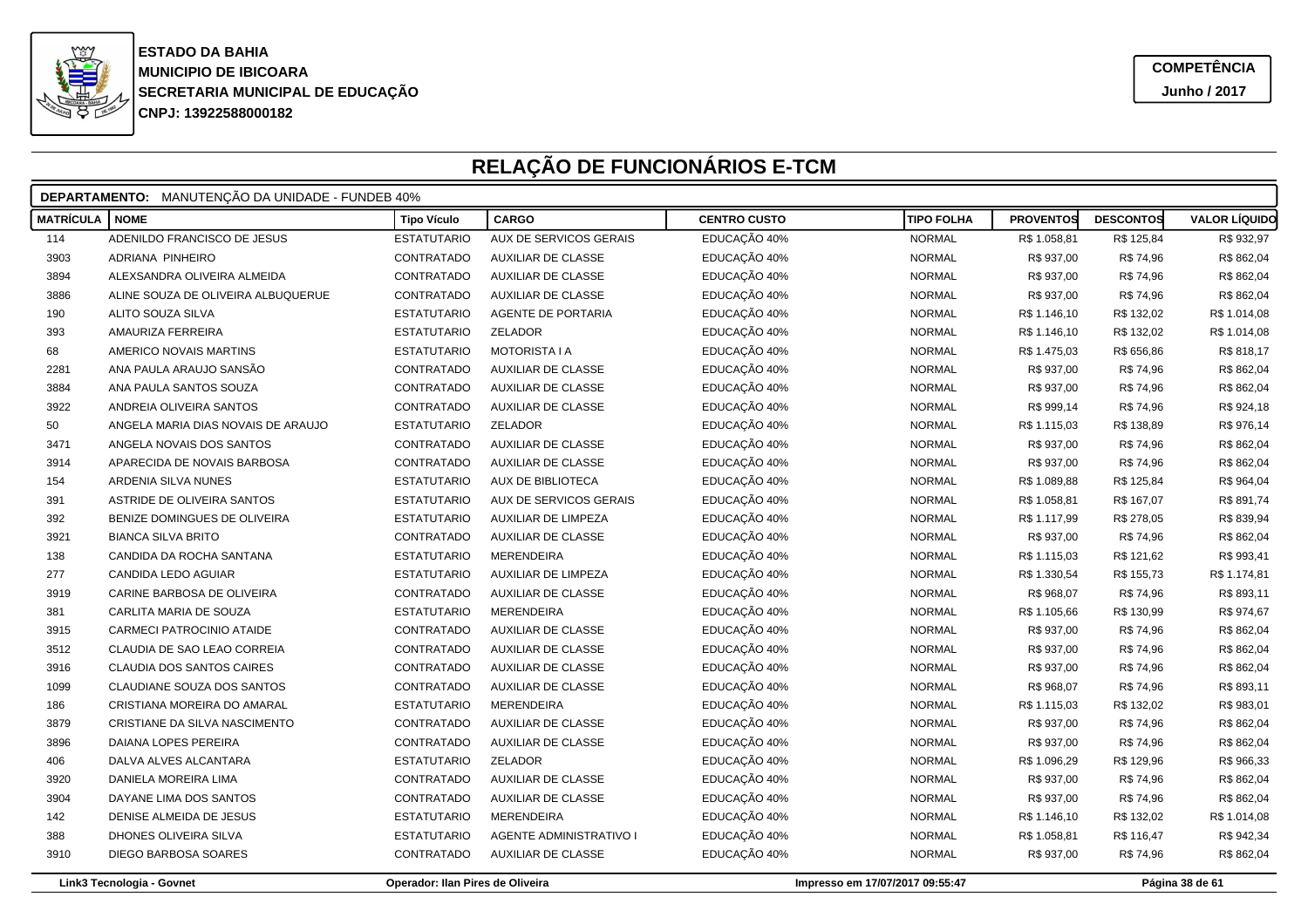**ESTADO DA BAHIA**
**MUNICIPIO DE IBICOARA**
**SECRETARIA MUNICIPAL DE EDUCAÇÃO**
**CNPJ: 13922588000182**

**COMPETÊNCIA**
**Junho / 2017**

# RELAÇÃO DE FUNCIONÁRIOS E-TCM

**DEPARTAMENTO:** MANUTENÇÃO DA UNIDADE - FUNDEB 40%

| MATRÍCULA | NOME | Tipo Víuclo | CARGO | CENTRO CUSTO | TIPO FOLHA | PROVENTOS | DESCONTOS | VALOR LÍQUIDO |
|---|---|---|---|---|---|---|---|---|
| 114 | ADENILDO FRANCISCO DE JESUS | ESTATUTARIO | AUX DE SERVICOS GERAIS | EDUCAÇÃO 40% | NORMAL | R$ 1.058,81 | R$ 125,84 | R$ 932,97 |
| 3903 | ADRIANA PINHEIRO | CONTRATADO | AUXILIAR DE CLASSE | EDUCAÇÃO 40% | NORMAL | R$ 937,00 | R$ 74,96 | R$ 862,04 |
| 3894 | ALEXSANDRA OLIVEIRA ALMEIDA | CONTRATADO | AUXILIAR DE CLASSE | EDUCAÇÃO 40% | NORMAL | R$ 937,00 | R$ 74,96 | R$ 862,04 |
| 3886 | ALINE SOUZA DE OLIVEIRA ALBUQUERUE | CONTRATADO | AUXILIAR DE CLASSE | EDUCAÇÃO 40% | NORMAL | R$ 937,00 | R$ 74,96 | R$ 862,04 |
| 190 | ALITO SOUZA SILVA | ESTATUTARIO | AGENTE DE PORTARIA | EDUCAÇÃO 40% | NORMAL | R$ 1.146,10 | R$ 132,02 | R$ 1.014,08 |
| 393 | AMAURIZA FERREIRA | ESTATUTARIO | ZELADOR | EDUCAÇÃO 40% | NORMAL | R$ 1.146,10 | R$ 132,02 | R$ 1.014,08 |
| 68 | AMERICO NOVAIS MARTINS | ESTATUTARIO | MOTORISTA I A | EDUCAÇÃO 40% | NORMAL | R$ 1.475,03 | R$ 656,86 | R$ 818,17 |
| 2281 | ANA PAULA ARAUJO SANSÃO | CONTRATADO | AUXILIAR DE CLASSE | EDUCAÇÃO 40% | NORMAL | R$ 937,00 | R$ 74,96 | R$ 862,04 |
| 3884 | ANA PAULA SANTOS SOUZA | CONTRATADO | AUXILIAR DE CLASSE | EDUCAÇÃO 40% | NORMAL | R$ 937,00 | R$ 74,96 | R$ 862,04 |
| 3922 | ANDREIA OLIVEIRA SANTOS | CONTRATADO | AUXILIAR DE CLASSE | EDUCAÇÃO 40% | NORMAL | R$ 999,14 | R$ 74,96 | R$ 924,18 |
| 50 | ANGELA MARIA DIAS NOVAIS DE ARAUJO | ESTATUTARIO | ZELADOR | EDUCAÇÃO 40% | NORMAL | R$ 1.115,03 | R$ 138,89 | R$ 976,14 |
| 3471 | ANGELA NOVAIS DOS SANTOS | CONTRATADO | AUXILIAR DE CLASSE | EDUCAÇÃO 40% | NORMAL | R$ 937,00 | R$ 74,96 | R$ 862,04 |
| 3914 | APARECIDA DE NOVAIS BARBOSA | CONTRATADO | AUXILIAR DE CLASSE | EDUCAÇÃO 40% | NORMAL | R$ 937,00 | R$ 74,96 | R$ 862,04 |
| 154 | ARDENIA SILVA NUNES | ESTATUTARIO | AUX DE BIBLIOTECA | EDUCAÇÃO 40% | NORMAL | R$ 1.089,88 | R$ 125,84 | R$ 964,04 |
| 391 | ASTRIDE DE OLIVEIRA SANTOS | ESTATUTARIO | AUX DE SERVICOS GERAIS | EDUCAÇÃO 40% | NORMAL | R$ 1.058,81 | R$ 167,07 | R$ 891,74 |
| 392 | BENIZE DOMINGUES DE OLIVEIRA | ESTATUTARIO | AUXILIAR DE LIMPEZA | EDUCAÇÃO 40% | NORMAL | R$ 1.117,99 | R$ 278,05 | R$ 839,94 |
| 3921 | BIANCA SILVA BRITO | CONTRATADO | AUXILIAR DE CLASSE | EDUCAÇÃO 40% | NORMAL | R$ 937,00 | R$ 74,96 | R$ 862,04 |
| 138 | CANDIDA DA ROCHA SANTANA | ESTATUTARIO | MERENDEIRA | EDUCAÇÃO 40% | NORMAL | R$ 1.115,03 | R$ 121,62 | R$ 993,41 |
| 277 | CANDIDA LEDO AGUIAR | ESTATUTARIO | AUXILIAR DE LIMPEZA | EDUCAÇÃO 40% | NORMAL | R$ 1.330,54 | R$ 155,73 | R$ 1.174,81 |
| 3919 | CARINE BARBOSA DE OLIVEIRA | CONTRATADO | AUXILIAR DE CLASSE | EDUCAÇÃO 40% | NORMAL | R$ 968,07 | R$ 74,96 | R$ 893,11 |
| 381 | CARLITA MARIA DE SOUZA | ESTATUTARIO | MERENDEIRA | EDUCAÇÃO 40% | NORMAL | R$ 1.105,66 | R$ 130,99 | R$ 974,67 |
| 3915 | CARMECI PATROCINIO ATAIDE | CONTRATADO | AUXILIAR DE CLASSE | EDUCAÇÃO 40% | NORMAL | R$ 937,00 | R$ 74,96 | R$ 862,04 |
| 3512 | CLAUDIA DE SAO LEAO CORREIA | CONTRATADO | AUXILIAR DE CLASSE | EDUCAÇÃO 40% | NORMAL | R$ 937,00 | R$ 74,96 | R$ 862,04 |
| 3916 | CLAUDIA DOS SANTOS CAIRES | CONTRATADO | AUXILIAR DE CLASSE | EDUCAÇÃO 40% | NORMAL | R$ 937,00 | R$ 74,96 | R$ 862,04 |
| 1099 | CLAUDIANE SOUZA DOS SANTOS | CONTRATADO | AUXILIAR DE CLASSE | EDUCAÇÃO 40% | NORMAL | R$ 968,07 | R$ 74,96 | R$ 893,11 |
| 186 | CRISTIANA MOREIRA DO AMARAL | ESTATUTARIO | MERENDEIRA | EDUCAÇÃO 40% | NORMAL | R$ 1.115,03 | R$ 132,02 | R$ 983,01 |
| 3879 | CRISTIANE DA SILVA NASCIMENTO | CONTRATADO | AUXILIAR DE CLASSE | EDUCAÇÃO 40% | NORMAL | R$ 937,00 | R$ 74,96 | R$ 862,04 |
| 3896 | DAIANA LOPES PEREIRA | CONTRATADO | AUXILIAR DE CLASSE | EDUCAÇÃO 40% | NORMAL | R$ 937,00 | R$ 74,96 | R$ 862,04 |
| 406 | DALVA ALVES ALCANTARA | ESTATUTARIO | ZELADOR | EDUCAÇÃO 40% | NORMAL | R$ 1.096,29 | R$ 129,96 | R$ 966,33 |
| 3920 | DANIELA MOREIRA LIMA | CONTRATADO | AUXILIAR DE CLASSE | EDUCAÇÃO 40% | NORMAL | R$ 937,00 | R$ 74,96 | R$ 862,04 |
| 3904 | DAYANE LIMA DOS SANTOS | CONTRATADO | AUXILIAR DE CLASSE | EDUCAÇÃO 40% | NORMAL | R$ 937,00 | R$ 74,96 | R$ 862,04 |
| 142 | DENISE ALMEIDA DE JESUS | ESTATUTARIO | MERENDEIRA | EDUCAÇÃO 40% | NORMAL | R$ 1.146,10 | R$ 132,02 | R$ 1.014,08 |
| 388 | DHONES OLIVEIRA SILVA | ESTATUTARIO | AGENTE ADMINISTRATIVO I | EDUCAÇÃO 40% | NORMAL | R$ 1.058,81 | R$ 116,47 | R$ 942,34 |
| 3910 | DIEGO BARBOSA SOARES | CONTRATADO | AUXILIAR DE CLASSE | EDUCAÇÃO 40% | NORMAL | R$ 937,00 | R$ 74,96 | R$ 862,04 |

Link3 Tecnologia - Govnet | Operador: Ilan Pires de Oliveira | Impresso em 17/07/2017 09:55:47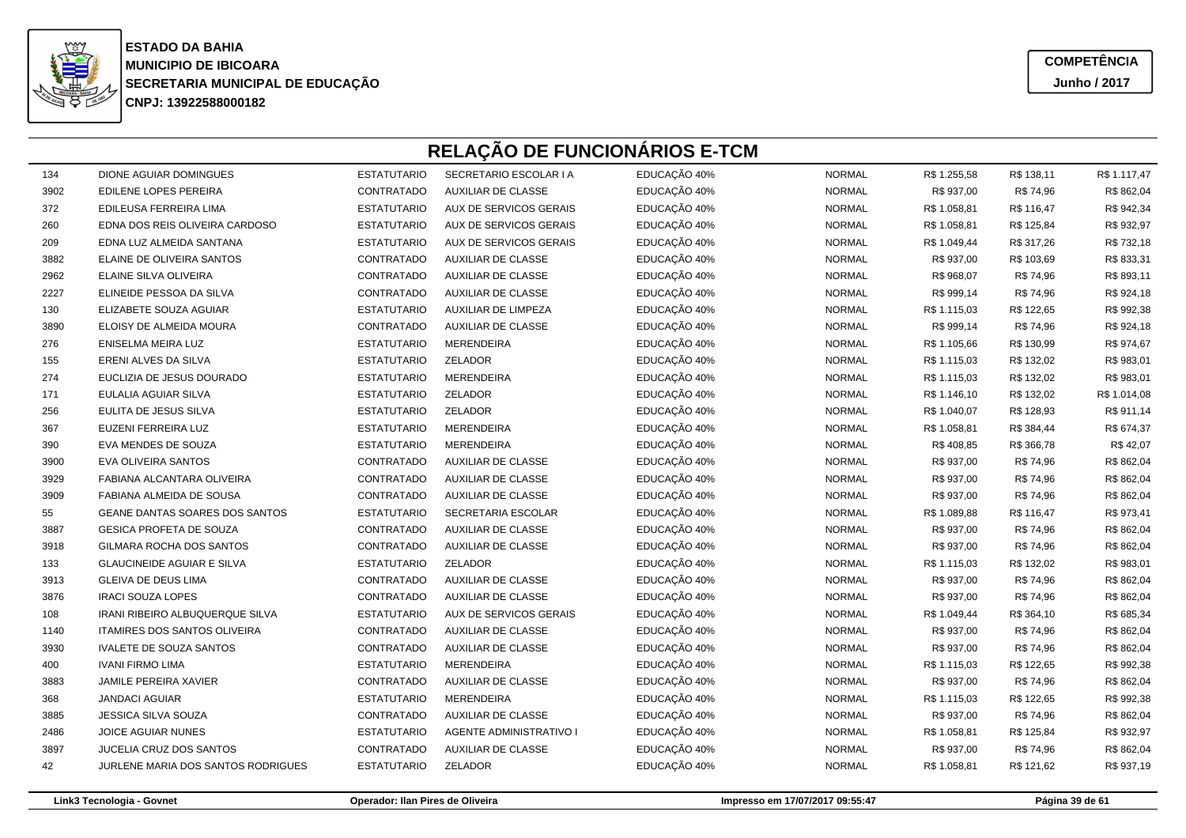**ESTADO DA BAHIA**
**MUNICIPIO DE IBICOARA**
**SECRETARIA MUNICIPAL DE EDUCAÇÃO**
**CNPJ: 13922588000182**

**COMPETÊNCIA**
**Junho / 2017**

# RELAÇÃO DE FUNCIONÁRIOS E-TCM

| | | | | | | | | |
|---|---|---|---|---|---|---|---|---|
| 134 | DIONE AGUIAR DOMINGUES | ESTATUTARIO | SECRETARIO ESCOLAR I A | EDUCAÇÃO 40% | NORMAL | R$ 1.255,58 | R$ 138,11 | R$ 1.117,47 |
| 3902 | EDILENE LOPES PEREIRA | CONTRATADO | AUXILIAR DE CLASSE | EDUCAÇÃO 40% | NORMAL | R$ 937,00 | R$ 74,96 | R$ 862,04 |
| 372 | EDILEUSA FERREIRA LIMA | ESTATUTARIO | AUX DE SERVICOS GERAIS | EDUCAÇÃO 40% | NORMAL | R$ 1.058,81 | R$ 116,47 | R$ 942,34 |
| 260 | EDNA DOS REIS OLIVEIRA CARDOSO | ESTATUTARIO | AUX DE SERVICOS GERAIS | EDUCAÇÃO 40% | NORMAL | R$ 1.058,81 | R$ 125,84 | R$ 932,97 |
| 209 | EDNA LUZ ALMEIDA SANTANA | ESTATUTARIO | AUX DE SERVICOS GERAIS | EDUCAÇÃO 40% | NORMAL | R$ 1.049,44 | R$ 317,26 | R$ 732,18 |
| 3882 | ELAINE DE OLIVEIRA SANTOS | CONTRATADO | AUXILIAR DE CLASSE | EDUCAÇÃO 40% | NORMAL | R$ 937,00 | R$ 103,69 | R$ 833,31 |
| 2962 | ELAINE SILVA OLIVEIRA | CONTRATADO | AUXILIAR DE CLASSE | EDUCAÇÃO 40% | NORMAL | R$ 968,07 | R$ 74,96 | R$ 893,11 |
| 2227 | ELINEIDE PESSOA DA SILVA | CONTRATADO | AUXILIAR DE CLASSE | EDUCAÇÃO 40% | NORMAL | R$ 999,14 | R$ 74,96 | R$ 924,18 |
| 130 | ELIZABETE SOUZA AGUIAR | ESTATUTARIO | AUXILIAR DE LIMPEZA | EDUCAÇÃO 40% | NORMAL | R$ 1.115,03 | R$ 122,65 | R$ 992,38 |
| 3890 | ELOISY DE ALMEIDA MOURA | CONTRATADO | AUXILIAR DE CLASSE | EDUCAÇÃO 40% | NORMAL | R$ 999,14 | R$ 74,96 | R$ 924,18 |
| 276 | ENISELMA MEIRA LUZ | ESTATUTARIO | MERENDEIRA | EDUCAÇÃO 40% | NORMAL | R$ 1.105,66 | R$ 130,99 | R$ 974,67 |
| 155 | ERENI ALVES DA SILVA | ESTATUTARIO | ZELADOR | EDUCAÇÃO 40% | NORMAL | R$ 1.115,03 | R$ 132,02 | R$ 983,01 |
| 274 | EUCLIZIA DE JESUS DOURADO | ESTATUTARIO | MERENDEIRA | EDUCAÇÃO 40% | NORMAL | R$ 1.115,03 | R$ 132,02 | R$ 983,01 |
| 171 | EULALIA AGUIAR SILVA | ESTATUTARIO | ZELADOR | EDUCAÇÃO 40% | NORMAL | R$ 1.146,10 | R$ 132,02 | R$ 1.014,08 |
| 256 | EULITA DE JESUS SILVA | ESTATUTARIO | ZELADOR | EDUCAÇÃO 40% | NORMAL | R$ 1.040,07 | R$ 128,93 | R$ 911,14 |
| 367 | EUZENI FERREIRA LUZ | ESTATUTARIO | MERENDEIRA | EDUCAÇÃO 40% | NORMAL | R$ 1.058,81 | R$ 384,44 | R$ 674,37 |
| 390 | EVA MENDES DE SOUZA | ESTATUTARIO | MERENDEIRA | EDUCAÇÃO 40% | NORMAL | R$ 408,85 | R$ 366,78 | R$ 42,07 |
| 3900 | EVA OLIVEIRA SANTOS | CONTRATADO | AUXILIAR DE CLASSE | EDUCAÇÃO 40% | NORMAL | R$ 937,00 | R$ 74,96 | R$ 862,04 |
| 3929 | FABIANA ALCANTARA OLIVEIRA | CONTRATADO | AUXILIAR DE CLASSE | EDUCAÇÃO 40% | NORMAL | R$ 937,00 | R$ 74,96 | R$ 862,04 |
| 3909 | FABIANA ALMEIDA DE SOUSA | CONTRATADO | AUXILIAR DE CLASSE | EDUCAÇÃO 40% | NORMAL | R$ 937,00 | R$ 74,96 | R$ 862,04 |
| 55 | GEANE DANTAS SOARES DOS SANTOS | ESTATUTARIO | SECRETARIA ESCOLAR | EDUCAÇÃO 40% | NORMAL | R$ 1.089,88 | R$ 116,47 | R$ 973,41 |
| 3887 | GESICA PROFETA DE SOUZA | CONTRATADO | AUXILIAR DE CLASSE | EDUCAÇÃO 40% | NORMAL | R$ 937,00 | R$ 74,96 | R$ 862,04 |
| 3918 | GILMARA ROCHA DOS SANTOS | CONTRATADO | AUXILIAR DE CLASSE | EDUCAÇÃO 40% | NORMAL | R$ 937,00 | R$ 74,96 | R$ 862,04 |
| 133 | GLAUCINEIDE AGUIAR E SILVA | ESTATUTARIO | ZELADOR | EDUCAÇÃO 40% | NORMAL | R$ 1.115,03 | R$ 132,02 | R$ 983,01 |
| 3913 | GLEIVA DE DEUS LIMA | CONTRATADO | AUXILIAR DE CLASSE | EDUCAÇÃO 40% | NORMAL | R$ 937,00 | R$ 74,96 | R$ 862,04 |
| 3876 | IRACI SOUZA LOPES | CONTRATADO | AUXILIAR DE CLASSE | EDUCAÇÃO 40% | NORMAL | R$ 937,00 | R$ 74,96 | R$ 862,04 |
| 108 | IRANI RIBEIRO ALBUQUERQUE SILVA | ESTATUTARIO | AUX DE SERVICOS GERAIS | EDUCAÇÃO 40% | NORMAL | R$ 1.049,44 | R$ 364,10 | R$ 685,34 |
| 1140 | ITAMIRES DOS SANTOS OLIVEIRA | CONTRATADO | AUXILIAR DE CLASSE | EDUCAÇÃO 40% | NORMAL | R$ 937,00 | R$ 74,96 | R$ 862,04 |
| 3930 | IVALETE DE SOUZA SANTOS | CONTRATADO | AUXILIAR DE CLASSE | EDUCAÇÃO 40% | NORMAL | R$ 937,00 | R$ 74,96 | R$ 862,04 |
| 400 | IVANI FIRMO LIMA | ESTATUTARIO | MERENDEIRA | EDUCAÇÃO 40% | NORMAL | R$ 1.115,03 | R$ 122,65 | R$ 992,38 |
| 3883 | JAMILE PEREIRA XAVIER | CONTRATADO | AUXILIAR DE CLASSE | EDUCAÇÃO 40% | NORMAL | R$ 937,00 | R$ 74,96 | R$ 862,04 |
| 368 | JANDACI AGUIAR | ESTATUTARIO | MERENDEIRA | EDUCAÇÃO 40% | NORMAL | R$ 1.115,03 | R$ 122,65 | R$ 992,38 |
| 3885 | JESSICA SILVA SOUZA | CONTRATADO | AUXILIAR DE CLASSE | EDUCAÇÃO 40% | NORMAL | R$ 937,00 | R$ 74,96 | R$ 862,04 |
| 2486 | JOICE AGUIAR NUNES | ESTATUTARIO | AGENTE ADMINISTRATIVO I | EDUCAÇÃO 40% | NORMAL | R$ 1.058,81 | R$ 125,84 | R$ 932,97 |
| 3897 | JUCELIA CRUZ DOS SANTOS | CONTRATADO | AUXILIAR DE CLASSE | EDUCAÇÃO 40% | NORMAL | R$ 937,00 | R$ 74,96 | R$ 862,04 |
| 42 | JURLENE MARIA DOS SANTOS RODRIGUES | ESTATUTARIO | ZELADOR | EDUCAÇÃO 40% | NORMAL | R$ 1.058,81 | R$ 121,62 | R$ 937,19 |

Link3 Tecnologia - Govnet | Operador: Ilan Pires de Oliveira | Impresso em 17/07/2017 09:55:47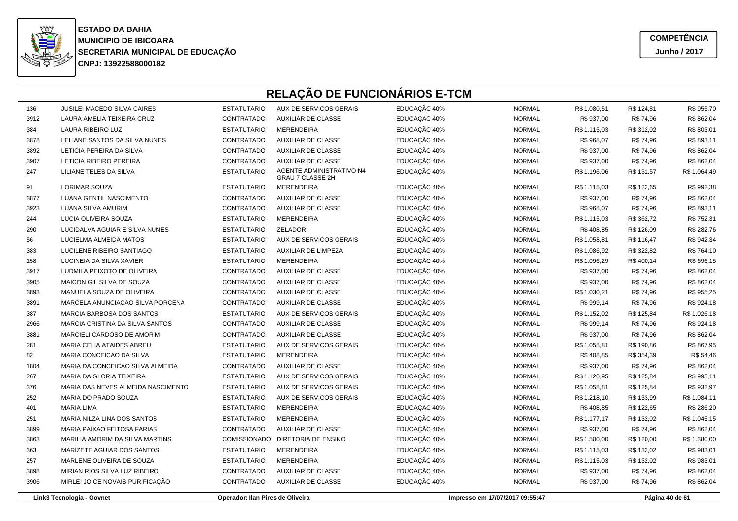**ESTADO DA BAHIA**
**MUNICIPIO DE IBICOARA**
**SECRETARIA MUNICIPAL DE EDUCAÇÃO**
**CNPJ: 13922588000182**

**COMPETÊNCIA**
**Junho / 2017**

# RELAÇÃO DE FUNCIONÁRIOS E-TCM

| | | | | | | | | |
|---|---|---|---|---|---|---|---|---|
| 136 | JUSILEI MACEDO SILVA CAIRES | ESTATUTARIO | AUX DE SERVICOS GERAIS | EDUCAÇÃO 40% | NORMAL | R$ 1.080,51 | R$ 124,81 | R$ 955,70 |
| 3912 | LAURA AMELIA TEIXEIRA CRUZ | CONTRATADO | AUXILIAR DE CLASSE | EDUCAÇÃO 40% | NORMAL | R$ 937,00 | R$ 74,96 | R$ 862,04 |
| 384 | LAURA RIBEIRO LUZ | ESTATUTARIO | MERENDEIRA | EDUCAÇÃO 40% | NORMAL | R$ 1.115,03 | R$ 312,02 | R$ 803,01 |
| 3878 | LELIANE SANTOS DA SILVA NUNES | CONTRATADO | AUXILIAR DE CLASSE | EDUCAÇÃO 40% | NORMAL | R$ 968,07 | R$ 74,96 | R$ 893,11 |
| 3892 | LETICIA PEREIRA DA SILVA | CONTRATADO | AUXILIAR DE CLASSE | EDUCAÇÃO 40% | NORMAL | R$ 937,00 | R$ 74,96 | R$ 862,04 |
| 3907 | LETICIA RIBEIRO PEREIRA | CONTRATADO | AUXILIAR DE CLASSE | EDUCAÇÃO 40% | NORMAL | R$ 937,00 | R$ 74,96 | R$ 862,04 |
| 247 | LILIANE TELES DA SILVA | ESTATUTARIO | AGENTE ADMINISTRATIVO N4 GRAU 7 CLASSE 2H | EDUCAÇÃO 40% | NORMAL | R$ 1.196,06 | R$ 131,57 | R$ 1.064,49 |
| 91 | LORIMAR SOUZA | ESTATUTARIO | MERENDEIRA | EDUCAÇÃO 40% | NORMAL | R$ 1.115,03 | R$ 122,65 | R$ 992,38 |
| 3877 | LUANA GENTIL NASCIMENTO | CONTRATADO | AUXILIAR DE CLASSE | EDUCAÇÃO 40% | NORMAL | R$ 937,00 | R$ 74,96 | R$ 862,04 |
| 3923 | LUANA SILVA AMURIM | CONTRATADO | AUXILIAR DE CLASSE | EDUCAÇÃO 40% | NORMAL | R$ 968,07 | R$ 74,96 | R$ 893,11 |
| 244 | LUCIA OLIVEIRA SOUZA | ESTATUTARIO | MERENDEIRA | EDUCAÇÃO 40% | NORMAL | R$ 1.115,03 | R$ 362,72 | R$ 752,31 |
| 290 | LUCIDALVA AGUIAR E SILVA NUNES | ESTATUTARIO | ZELADOR | EDUCAÇÃO 40% | NORMAL | R$ 408,85 | R$ 126,09 | R$ 282,76 |
| 56 | LUCIELMA ALMEIDA MATOS | ESTATUTARIO | AUX DE SERVICOS GERAIS | EDUCAÇÃO 40% | NORMAL | R$ 1.058,81 | R$ 116,47 | R$ 942,34 |
| 383 | LUCILENE RIBEIRO SANTIAGO | ESTATUTARIO | AUXILIAR DE LIMPEZA | EDUCAÇÃO 40% | NORMAL | R$ 1.086,92 | R$ 322,82 | R$ 764,10 |
| 158 | LUCINEIA DA SILVA XAVIER | ESTATUTARIO | MERENDEIRA | EDUCAÇÃO 40% | NORMAL | R$ 1.096,29 | R$ 400,14 | R$ 696,15 |
| 3917 | LUDMILA PEIXOTO DE OLIVEIRA | CONTRATADO | AUXILIAR DE CLASSE | EDUCAÇÃO 40% | NORMAL | R$ 937,00 | R$ 74,96 | R$ 862,04 |
| 3905 | MAICON GIL SILVA DE SOUZA | CONTRATADO | AUXILIAR DE CLASSE | EDUCAÇÃO 40% | NORMAL | R$ 937,00 | R$ 74,96 | R$ 862,04 |
| 3893 | MANUELA SOUZA DE OLIVEIRA | CONTRATADO | AUXILIAR DE CLASSE | EDUCAÇÃO 40% | NORMAL | R$ 1.030,21 | R$ 74,96 | R$ 955,25 |
| 3891 | MARCELA ANUNCIACAO SILVA PORCENA | CONTRATADO | AUXILIAR DE CLASSE | EDUCAÇÃO 40% | NORMAL | R$ 999,14 | R$ 74,96 | R$ 924,18 |
| 387 | MARCIA BARBOSA DOS SANTOS | ESTATUTARIO | AUX DE SERVICOS GERAIS | EDUCAÇÃO 40% | NORMAL | R$ 1.152,02 | R$ 125,84 | R$ 1.026,18 |
| 2966 | MARCIA CRISTINA DA SILVA SANTOS | CONTRATADO | AUXILIAR DE CLASSE | EDUCAÇÃO 40% | NORMAL | R$ 999,14 | R$ 74,96 | R$ 924,18 |
| 3881 | MARCIELI CARDOSO DE AMORIM | CONTRATADO | AUXILIAR DE CLASSE | EDUCAÇÃO 40% | NORMAL | R$ 937,00 | R$ 74,96 | R$ 862,04 |
| 281 | MARIA CELIA ATAIDES ABREU | ESTATUTARIO | AUX DE SERVICOS GERAIS | EDUCAÇÃO 40% | NORMAL | R$ 1.058,81 | R$ 190,86 | R$ 867,95 |
| 82 | MARIA CONCEICAO DA SILVA | ESTATUTARIO | MERENDEIRA | EDUCAÇÃO 40% | NORMAL | R$ 408,85 | R$ 354,39 | R$ 54,46 |
| 1804 | MARIA DA CONCEICAO SILVA ALMEIDA | CONTRATADO | AUXILIAR DE CLASSE | EDUCAÇÃO 40% | NORMAL | R$ 937,00 | R$ 74,96 | R$ 862,04 |
| 267 | MARIA DA GLORIA TEIXEIRA | ESTATUTARIO | AUX DE SERVICOS GERAIS | EDUCAÇÃO 40% | NORMAL | R$ 1.120,95 | R$ 125,84 | R$ 995,11 |
| 376 | MARIA DAS NEVES ALMEIDA NASCIMENTO | ESTATUTARIO | AUX DE SERVICOS GERAIS | EDUCAÇÃO 40% | NORMAL | R$ 1.058,81 | R$ 125,84 | R$ 932,97 |
| 252 | MARIA DO PRADO SOUZA | ESTATUTARIO | AUX DE SERVICOS GERAIS | EDUCAÇÃO 40% | NORMAL | R$ 1.218,10 | R$ 133,99 | R$ 1.084,11 |
| 401 | MARIA LIMA | ESTATUTARIO | MERENDEIRA | EDUCAÇÃO 40% | NORMAL | R$ 408,85 | R$ 122,65 | R$ 286,20 |
| 251 | MARIA NILZA LINA DOS SANTOS | ESTATUTARIO | MERENDEIRA | EDUCAÇÃO 40% | NORMAL | R$ 1.177,17 | R$ 132,02 | R$ 1.045,15 |
| 3899 | MARIA PAIXAO FEITOSA FARIAS | CONTRATADO | AUXILIAR DE CLASSE | EDUCAÇÃO 40% | NORMAL | R$ 937,00 | R$ 74,96 | R$ 862,04 |
| 3863 | MARILIA AMORIM DA SILVA MARTINS | COMISSIONADO | DIRETORIA DE ENSINO | EDUCAÇÃO 40% | NORMAL | R$ 1.500,00 | R$ 120,00 | R$ 1.380,00 |
| 363 | MARIZETE AGUIAR DOS SANTOS | ESTATUTARIO | MERENDEIRA | EDUCAÇÃO 40% | NORMAL | R$ 1.115,03 | R$ 132,02 | R$ 983,01 |
| 257 | MARLENE OLIVEIRA DE SOUZA | ESTATUTARIO | MERENDEIRA | EDUCAÇÃO 40% | NORMAL | R$ 1.115,03 | R$ 132,02 | R$ 983,01 |
| 3898 | MIRIAN RIOS SILVA LUZ RIBEIRO | CONTRATADO | AUXILIAR DE CLASSE | EDUCAÇÃO 40% | NORMAL | R$ 937,00 | R$ 74,96 | R$ 862,04 |
| 3906 | MIRLEI JOICE NOVAIS PURIFICAÇÃO | CONTRATADO | AUXILIAR DE CLASSE | EDUCAÇÃO 40% | NORMAL | R$ 937,00 | R$ 74,96 | R$ 862,04 |

Link3 Tecnologia - Govnet | Operador: Ilan Pires de Oliveira | Impresso em 17/07/2017 09:55:47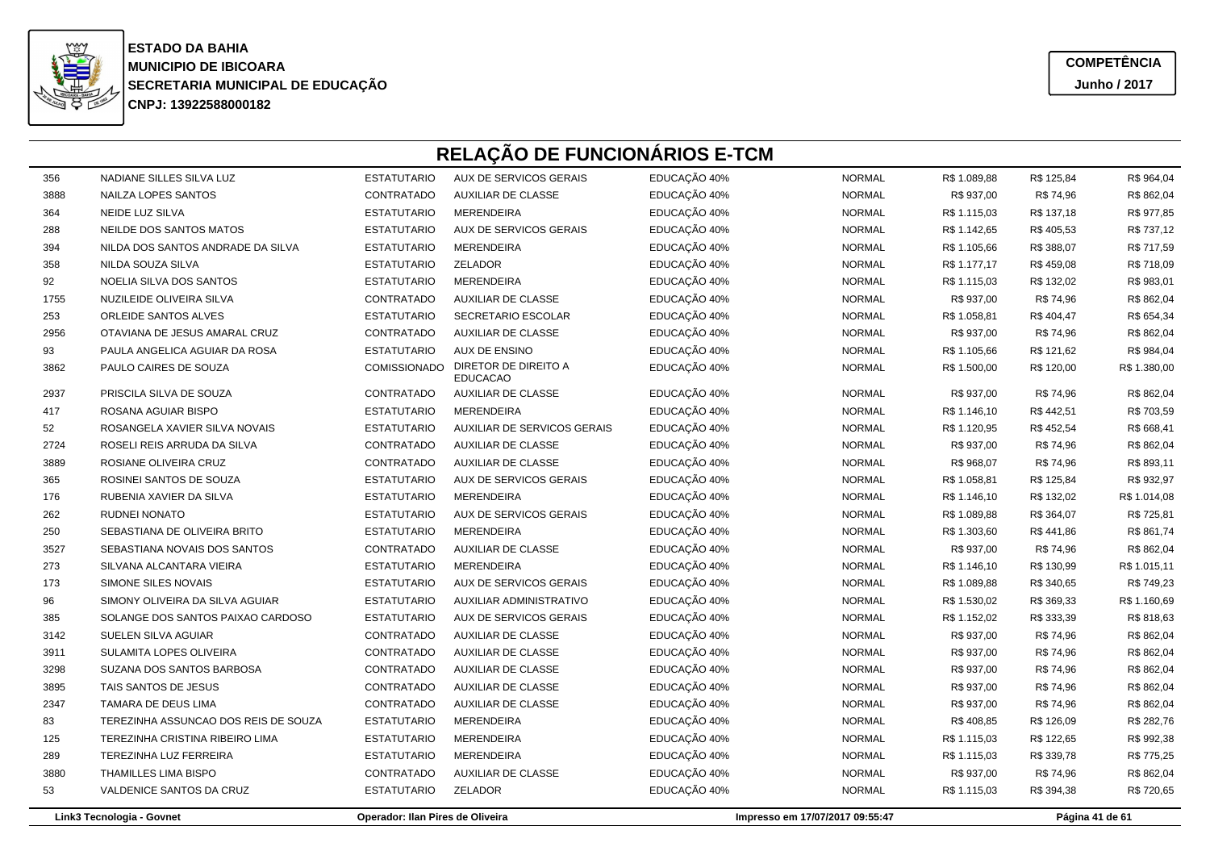**ESTADO DA BAHIA**
**MUNICIPIO DE IBICOARA**
**SECRETARIA MUNICIPAL DE EDUCAÇÃO**
**CNPJ: 13922588000182**

**COMPETÊNCIA**
**Junho / 2017**

# RELAÇÃO DE FUNCIONÁRIOS E-TCM

| | | | | | | | | |
|---|---|---|---|---|---|---|---|---|
| 356 | NADIANE SILLES SILVA LUZ | ESTATUTARIO | AUX DE SERVICOS GERAIS | EDUCAÇÃO 40% | NORMAL | R$ 1.089,88 | R$ 125,84 | R$ 964,04 |
| 3888 | NAILZA LOPES SANTOS | CONTRATADO | AUXILIAR DE CLASSE | EDUCAÇÃO 40% | NORMAL | R$ 937,00 | R$ 74,96 | R$ 862,04 |
| 364 | NEIDE LUZ SILVA | ESTATUTARIO | MERENDEIRA | EDUCAÇÃO 40% | NORMAL | R$ 1.115,03 | R$ 137,18 | R$ 977,85 |
| 288 | NEILDE DOS SANTOS MATOS | ESTATUTARIO | AUX DE SERVICOS GERAIS | EDUCAÇÃO 40% | NORMAL | R$ 1.142,65 | R$ 405,53 | R$ 737,12 |
| 394 | NILDA DOS SANTOS ANDRADE DA SILVA | ESTATUTARIO | MERENDEIRA | EDUCAÇÃO 40% | NORMAL | R$ 1.105,66 | R$ 388,07 | R$ 717,59 |
| 358 | NILDA SOUZA SILVA | ESTATUTARIO | ZELADOR | EDUCAÇÃO 40% | NORMAL | R$ 1.177,17 | R$ 459,08 | R$ 718,09 |
| 92 | NOELIA SILVA DOS SANTOS | ESTATUTARIO | MERENDEIRA | EDUCAÇÃO 40% | NORMAL | R$ 1.115,03 | R$ 132,02 | R$ 983,01 |
| 1755 | NUZILEIDE OLIVEIRA SILVA | CONTRATADO | AUXILIAR DE CLASSE | EDUCAÇÃO 40% | NORMAL | R$ 937,00 | R$ 74,96 | R$ 862,04 |
| 253 | ORLEIDE SANTOS ALVES | ESTATUTARIO | SECRETARIO ESCOLAR | EDUCAÇÃO 40% | NORMAL | R$ 1.058,81 | R$ 404,47 | R$ 654,34 |
| 2956 | OTAVIANA DE JESUS AMARAL CRUZ | CONTRATADO | AUXILIAR DE CLASSE | EDUCAÇÃO 40% | NORMAL | R$ 937,00 | R$ 74,96 | R$ 862,04 |
| 93 | PAULA ANGELICA AGUIAR DA ROSA | ESTATUTARIO | AUX DE ENSINO | EDUCAÇÃO 40% | NORMAL | R$ 1.105,66 | R$ 121,62 | R$ 984,04 |
| 3862 | PAULO CAIRES DE SOUZA | COMISSIONADO | DIRETOR DE DIREITO A EDUCACAO | EDUCAÇÃO 40% | NORMAL | R$ 1.500,00 | R$ 120,00 | R$ 1.380,00 |
| 2937 | PRISCILA SILVA DE SOUZA | CONTRATADO | AUXILIAR DE CLASSE | EDUCAÇÃO 40% | NORMAL | R$ 937,00 | R$ 74,96 | R$ 862,04 |
| 417 | ROSANA AGUIAR BISPO | ESTATUTARIO | MERENDEIRA | EDUCAÇÃO 40% | NORMAL | R$ 1.146,10 | R$ 442,51 | R$ 703,59 |
| 52 | ROSANGELA XAVIER SILVA NOVAIS | ESTATUTARIO | AUXILIAR DE SERVICOS GERAIS | EDUCAÇÃO 40% | NORMAL | R$ 1.120,95 | R$ 452,54 | R$ 668,41 |
| 2724 | ROSELI REIS ARRUDA DA SILVA | CONTRATADO | AUXILIAR DE CLASSE | EDUCAÇÃO 40% | NORMAL | R$ 937,00 | R$ 74,96 | R$ 862,04 |
| 3889 | ROSIANE OLIVEIRA CRUZ | CONTRATADO | AUXILIAR DE CLASSE | EDUCAÇÃO 40% | NORMAL | R$ 968,07 | R$ 74,96 | R$ 893,11 |
| 365 | ROSINEI SANTOS DE SOUZA | ESTATUTARIO | AUX DE SERVICOS GERAIS | EDUCAÇÃO 40% | NORMAL | R$ 1.058,81 | R$ 125,84 | R$ 932,97 |
| 176 | RUBENIA XAVIER DA SILVA | ESTATUTARIO | MERENDEIRA | EDUCAÇÃO 40% | NORMAL | R$ 1.146,10 | R$ 132,02 | R$ 1.014,08 |
| 262 | RUDNEI NONATO | ESTATUTARIO | AUX DE SERVICOS GERAIS | EDUCAÇÃO 40% | NORMAL | R$ 1.089,88 | R$ 364,07 | R$ 725,81 |
| 250 | SEBASTIANA DE OLIVEIRA BRITO | ESTATUTARIO | MERENDEIRA | EDUCAÇÃO 40% | NORMAL | R$ 1.303,60 | R$ 441,86 | R$ 861,74 |
| 3527 | SEBASTIANA NOVAIS DOS SANTOS | CONTRATADO | AUXILIAR DE CLASSE | EDUCAÇÃO 40% | NORMAL | R$ 937,00 | R$ 74,96 | R$ 862,04 |
| 273 | SILVANA ALCANTARA VIEIRA | ESTATUTARIO | MERENDEIRA | EDUCAÇÃO 40% | NORMAL | R$ 1.146,10 | R$ 130,99 | R$ 1.015,11 |
| 173 | SIMONE SILES NOVAIS | ESTATUTARIO | AUX DE SERVICOS GERAIS | EDUCAÇÃO 40% | NORMAL | R$ 1.089,88 | R$ 340,65 | R$ 749,23 |
| 96 | SIMONY OLIVEIRA DA SILVA AGUIAR | ESTATUTARIO | AUXILIAR ADMINISTRATIVO | EDUCAÇÃO 40% | NORMAL | R$ 1.530,02 | R$ 369,33 | R$ 1.160,69 |
| 385 | SOLANGE DOS SANTOS PAIXAO CARDOSO | ESTATUTARIO | AUX DE SERVICOS GERAIS | EDUCAÇÃO 40% | NORMAL | R$ 1.152,02 | R$ 333,39 | R$ 818,63 |
| 3142 | SUELEN SILVA AGUIAR | CONTRATADO | AUXILIAR DE CLASSE | EDUCAÇÃO 40% | NORMAL | R$ 937,00 | R$ 74,96 | R$ 862,04 |
| 3911 | SULAMITA LOPES OLIVEIRA | CONTRATADO | AUXILIAR DE CLASSE | EDUCAÇÃO 40% | NORMAL | R$ 937,00 | R$ 74,96 | R$ 862,04 |
| 3298 | SUZANA DOS SANTOS BARBOSA | CONTRATADO | AUXILIAR DE CLASSE | EDUCAÇÃO 40% | NORMAL | R$ 937,00 | R$ 74,96 | R$ 862,04 |
| 3895 | TAIS SANTOS DE JESUS | CONTRATADO | AUXILIAR DE CLASSE | EDUCAÇÃO 40% | NORMAL | R$ 937,00 | R$ 74,96 | R$ 862,04 |
| 2347 | TAMARA DE DEUS LIMA | CONTRATADO | AUXILIAR DE CLASSE | EDUCAÇÃO 40% | NORMAL | R$ 937,00 | R$ 74,96 | R$ 862,04 |
| 83 | TEREZINHA ASSUNCAO DOS REIS DE SOUZA | ESTATUTARIO | MERENDEIRA | EDUCAÇÃO 40% | NORMAL | R$ 408,85 | R$ 126,09 | R$ 282,76 |
| 125 | TEREZINHA CRISTINA RIBEIRO LIMA | ESTATUTARIO | MERENDEIRA | EDUCAÇÃO 40% | NORMAL | R$ 1.115,03 | R$ 122,65 | R$ 992,38 |
| 289 | TEREZINHA LUZ FERREIRA | ESTATUTARIO | MERENDEIRA | EDUCAÇÃO 40% | NORMAL | R$ 1.115,03 | R$ 339,78 | R$ 775,25 |
| 3880 | THAMILLES LIMA BISPO | CONTRATADO | AUXILIAR DE CLASSE | EDUCAÇÃO 40% | NORMAL | R$ 937,00 | R$ 74,96 | R$ 862,04 |
| 53 | VALDENICE SANTOS DA CRUZ | ESTATUTARIO | ZELADOR | EDUCAÇÃO 40% | NORMAL | R$ 1.115,03 | R$ 394,38 | R$ 720,65 |

Link3 Tecnologia - Govnet | Operador: Ilan Pires de Oliveira | Impresso em 17/07/2017 09:55:47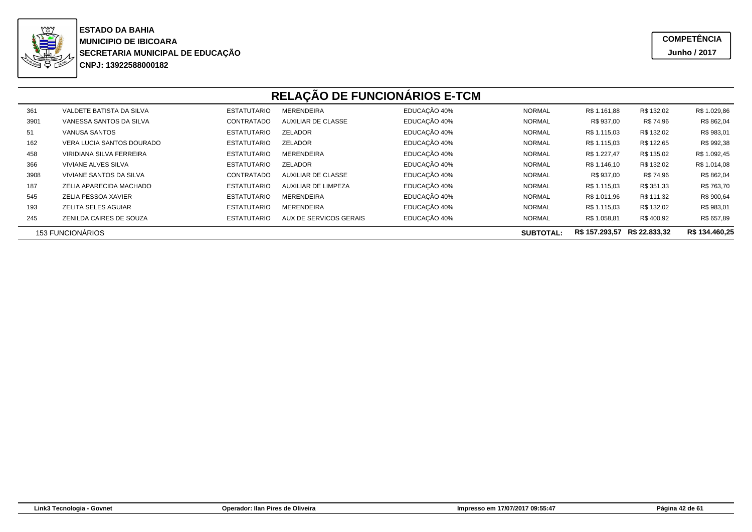**ESTADO DA BAHIA**
**MUNICIPIO DE IBICOARA**
**SECRETARIA MUNICIPAL DE EDUCAÇÃO**
**CNPJ: 13922588000182**

**COMPETÊNCIA**
**Junho / 2017**

# RELAÇÃO DE FUNCIONÁRIOS E-TCM

| | | | | | | | | |
|---|---|---|---|---|---|---|---|---|
| 361 | VALDETE BATISTA DA SILVA | ESTATUTARIO | MERENDEIRA | EDUCAÇÃO 40% | NORMAL | R$ 1.161,88 | R$ 132,02 | R$ 1.029,86 |
| 3901 | VANESSA SANTOS DA SILVA | CONTRATADO | AUXILIAR DE CLASSE | EDUCAÇÃO 40% | NORMAL | R$ 937,00 | R$ 74,96 | R$ 862,04 |
| 51 | VANUSA SANTOS | ESTATUTARIO | ZELADOR | EDUCAÇÃO 40% | NORMAL | R$ 1.115,03 | R$ 132,02 | R$ 983,01 |
| 162 | VERA LUCIA SANTOS DOURADO | ESTATUTARIO | ZELADOR | EDUCAÇÃO 40% | NORMAL | R$ 1.115,03 | R$ 122,65 | R$ 992,38 |
| 458 | VIRIDIANA SILVA FERREIRA | ESTATUTARIO | MERENDEIRA | EDUCAÇÃO 40% | NORMAL | R$ 1.227,47 | R$ 135,02 | R$ 1.092,45 |
| 366 | VIVIANE ALVES SILVA | ESTATUTARIO | ZELADOR | EDUCAÇÃO 40% | NORMAL | R$ 1.146,10 | R$ 132,02 | R$ 1.014,08 |
| 3908 | VIVIANE SANTOS DA SILVA | CONTRATADO | AUXILIAR DE CLASSE | EDUCAÇÃO 40% | NORMAL | R$ 937,00 | R$ 74,96 | R$ 862,04 |
| 187 | ZELIA APARECIDA MACHADO | ESTATUTARIO | AUXILIAR DE LIMPEZA | EDUCAÇÃO 40% | NORMAL | R$ 1.115,03 | R$ 351,33 | R$ 763,70 |
| 545 | ZELIA PESSOA XAVIER | ESTATUTARIO | MERENDEIRA | EDUCAÇÃO 40% | NORMAL | R$ 1.011,96 | R$ 111,32 | R$ 900,64 |
| 193 | ZELITA SELES AGUIAR | ESTATUTARIO | MERENDEIRA | EDUCAÇÃO 40% | NORMAL | R$ 1.115,03 | R$ 132,02 | R$ 983,01 |
| 245 | ZENILDA CAIRES DE SOUZA | ESTATUTARIO | AUX DE SERVICOS GERAIS | EDUCAÇÃO 40% | NORMAL | R$ 1.058,81 | R$ 400,92 | R$ 657,89 |
| 153 FUNCIONÁRIOS | | | | | **SUBTOTAL:** | **R$ 157.293,57** | **R$ 22.833,32** | **R$ 134.460,25** |

Link3 Tecnologia - Govnet | Operador: Ilan Pires de Oliveira | Impresso em 17/07/2017 09:55:47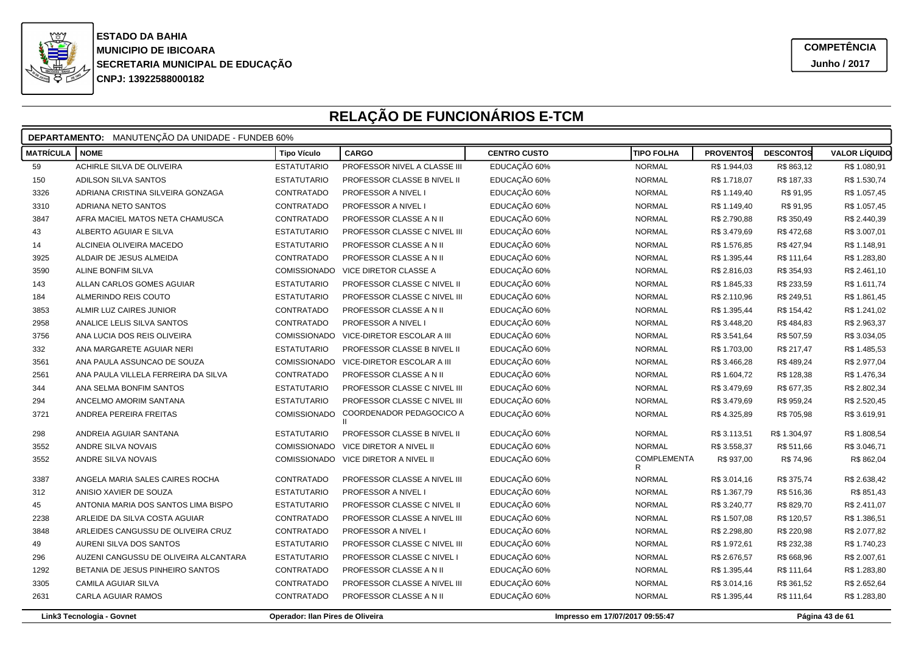**ESTADO DA BAHIA**
**MUNICIPIO DE IBICOARA**
**SECRETARIA MUNICIPAL DE EDUCAÇÃO**
**CNPJ: 13922588000182**

**COMPETÊNCIA**
**Junho / 2017**

# RELAÇÃO DE FUNCIONÁRIOS E-TCM

**DEPARTAMENTO:** MANUTENÇÃO DA UNIDADE - FUNDEB 60%

| MATRÍCULA | NOME | Tipo Vículo | CARGO | CENTRO CUSTO | TIPO FOLHA | PROVENTOS | DESCONTOS | VALOR LÍQUIDO |
|---|---|---|---|---|---|---|---|---|
| 59 | ACHIRLE SILVA DE OLIVEIRA | ESTATUTARIO | PROFESSOR NIVEL A CLASSE III | EDUCAÇÃO 60% | NORMAL | R$ 1.944,03 | R$ 863,12 | R$ 1.080,91 |
| 150 | ADILSON SILVA SANTOS | ESTATUTARIO | PROFESSOR CLASSE B NIVEL II | EDUCAÇÃO 60% | NORMAL | R$ 1.718,07 | R$ 187,33 | R$ 1.530,74 |
| 3326 | ADRIANA CRISTINA SILVEIRA GONZAGA | CONTRATADO | PROFESSOR A NIVEL I | EDUCAÇÃO 60% | NORMAL | R$ 1.149,40 | R$ 91,95 | R$ 1.057,45 |
| 3310 | ADRIANA NETO SANTOS | CONTRATADO | PROFESSOR A NIVEL I | EDUCAÇÃO 60% | NORMAL | R$ 1.149,40 | R$ 91,95 | R$ 1.057,45 |
| 3847 | AFRA MACIEL MATOS NETA CHAMUSCA | CONTRATADO | PROFESSOR CLASSE A N II | EDUCAÇÃO 60% | NORMAL | R$ 2.790,88 | R$ 350,49 | R$ 2.440,39 |
| 43 | ALBERTO AGUIAR E SILVA | ESTATUTARIO | PROFESSOR CLASSE C NIVEL III | EDUCAÇÃO 60% | NORMAL | R$ 3.479,69 | R$ 472,68 | R$ 3.007,01 |
| 14 | ALCINEIA OLIVEIRA MACEDO | ESTATUTARIO | PROFESSOR CLASSE A N II | EDUCAÇÃO 60% | NORMAL | R$ 1.576,85 | R$ 427,94 | R$ 1.148,91 |
| 3925 | ALDAIR DE JESUS ALMEIDA | CONTRATADO | PROFESSOR CLASSE A N II | EDUCAÇÃO 60% | NORMAL | R$ 1.395,44 | R$ 111,64 | R$ 1.283,80 |
| 3590 | ALINE BONFIM SILVA | COMISSIONADO | VICE DIRETOR CLASSE A | EDUCAÇÃO 60% | NORMAL | R$ 2.816,03 | R$ 354,93 | R$ 2.461,10 |
| 143 | ALLAN CARLOS GOMES AGUIAR | ESTATUTARIO | PROFESSOR CLASSE C NIVEL II | EDUCAÇÃO 60% | NORMAL | R$ 1.845,33 | R$ 233,59 | R$ 1.611,74 |
| 184 | ALMERINDO REIS COUTO | ESTATUTARIO | PROFESSOR CLASSE C NIVEL III | EDUCAÇÃO 60% | NORMAL | R$ 2.110,96 | R$ 249,51 | R$ 1.861,45 |
| 3853 | ALMIR LUZ CAIRES JUNIOR | CONTRATADO | PROFESSOR CLASSE A N II | EDUCAÇÃO 60% | NORMAL | R$ 1.395,44 | R$ 154,42 | R$ 1.241,02 |
| 2958 | ANALICE LELIS SILVA SANTOS | CONTRATADO | PROFESSOR A NIVEL I | EDUCAÇÃO 60% | NORMAL | R$ 3.448,20 | R$ 484,83 | R$ 2.963,37 |
| 3756 | ANA LUCIA DOS REIS OLIVEIRA | COMISSIONADO | VICE-DIRETOR ESCOLAR A III | EDUCAÇÃO 60% | NORMAL | R$ 3.541,64 | R$ 507,59 | R$ 3.034,05 |
| 332 | ANA MARGARETE AGUIAR NERI | ESTATUTARIO | PROFESSOR CLASSE B NIVEL II | EDUCAÇÃO 60% | NORMAL | R$ 1.703,00 | R$ 217,47 | R$ 1.485,53 |
| 3561 | ANA PAULA ASSUNCAO DE SOUZA | COMISSIONADO | VICE-DIRETOR ESCOLAR A III | EDUCAÇÃO 60% | NORMAL | R$ 3.466,28 | R$ 489,24 | R$ 2.977,04 |
| 2561 | ANA PAULA VILLELA FERREIRA DA SILVA | CONTRATADO | PROFESSOR CLASSE A N II | EDUCAÇÃO 60% | NORMAL | R$ 1.604,72 | R$ 128,38 | R$ 1.476,34 |
| 344 | ANA SELMA BONFIM SANTOS | ESTATUTARIO | PROFESSOR CLASSE C NIVEL III | EDUCAÇÃO 60% | NORMAL | R$ 3.479,69 | R$ 677,35 | R$ 2.802,34 |
| 294 | ANCELMO AMORIM SANTANA | ESTATUTARIO | PROFESSOR CLASSE C NIVEL III | EDUCAÇÃO 60% | NORMAL | R$ 3.479,69 | R$ 959,24 | R$ 2.520,45 |
| 3721 | ANDREA PEREIRA FREITAS | COMISSIONADO | COORDENADOR PEDAGOCICO A II | EDUCAÇÃO 60% | NORMAL | R$ 4.325,89 | R$ 705,98 | R$ 3.619,91 |
| 298 | ANDREIA AGUIAR SANTANA | ESTATUTARIO | PROFESSOR CLASSE B NIVEL II | EDUCAÇÃO 60% | NORMAL | R$ 3.113,51 | R$ 1.304,97 | R$ 1.808,54 |
| 3552 | ANDRE SILVA NOVAIS | COMISSIONADO | VICE DIRETOR A NIVEL II | EDUCAÇÃO 60% | NORMAL | R$ 3.558,37 | R$ 511,66 | R$ 3.046,71 |
| 3552 | ANDRE SILVA NOVAIS | COMISSIONADO | VICE DIRETOR A NIVEL II | EDUCAÇÃO 60% | COMPLEMENTAR | R$ 937,00 | R$ 74,96 | R$ 862,04 |
| 3387 | ANGELA MARIA SALES CAIRES ROCHA | CONTRATADO | PROFESSOR CLASSE A NIVEL III | EDUCAÇÃO 60% | NORMAL | R$ 3.014,16 | R$ 375,74 | R$ 2.638,42 |
| 312 | ANISIO XAVIER DE SOUZA | ESTATUTARIO | PROFESSOR A NIVEL I | EDUCAÇÃO 60% | NORMAL | R$ 1.367,79 | R$ 516,36 | R$ 851,43 |
| 45 | ANTONIA MARIA DOS SANTOS LIMA BISPO | ESTATUTARIO | PROFESSOR CLASSE C NIVEL II | EDUCAÇÃO 60% | NORMAL | R$ 3.240,77 | R$ 829,70 | R$ 2.411,07 |
| 2238 | ARLEIDE DA SILVA COSTA AGUIAR | CONTRATADO | PROFESSOR CLASSE A NIVEL III | EDUCAÇÃO 60% | NORMAL | R$ 1.507,08 | R$ 120,57 | R$ 1.386,51 |
| 3848 | ARLEIDES CANGUSSU DE OLIVEIRA CRUZ | CONTRATADO | PROFESSOR A NIVEL I | EDUCAÇÃO 60% | NORMAL | R$ 2.298,80 | R$ 220,98 | R$ 2.077,82 |
| 49 | AURENI SILVA DOS SANTOS | ESTATUTARIO | PROFESSOR CLASSE C NIVEL III | EDUCAÇÃO 60% | NORMAL | R$ 1.972,61 | R$ 232,38 | R$ 1.740,23 |
| 296 | AUZENI CANGUSSU DE OLIVEIRA ALCANTARA | ESTATUTARIO | PROFESSOR CLASSE C NIVEL I | EDUCAÇÃO 60% | NORMAL | R$ 2.676,57 | R$ 668,96 | R$ 2.007,61 |
| 1292 | BETANIA DE JESUS PINHEIRO SANTOS | CONTRATADO | PROFESSOR CLASSE A N II | EDUCAÇÃO 60% | NORMAL | R$ 1.395,44 | R$ 111,64 | R$ 1.283,80 |
| 3305 | CAMILA AGUIAR SILVA | CONTRATADO | PROFESSOR CLASSE A NIVEL III | EDUCAÇÃO 60% | NORMAL | R$ 3.014,16 | R$ 361,52 | R$ 2.652,64 |
| 2631 | CARLA AGUIAR RAMOS | CONTRATADO | PROFESSOR CLASSE A N II | EDUCAÇÃO 60% | NORMAL | R$ 1.395,44 | R$ 111,64 | R$ 1.283,80 |

Link3 Tecnologia - Govnet | Operador: Ilan Pires de Oliveira | Impresso em 17/07/2017 09:55:47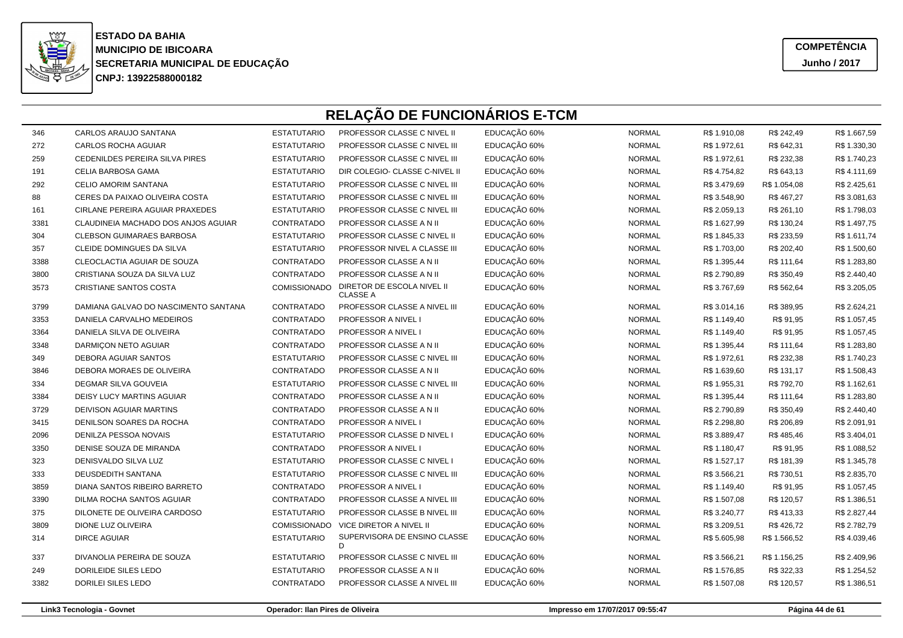**ESTADO DA BAHIA**
**MUNICIPIO DE IBICOARA**
**SECRETARIA MUNICIPAL DE EDUCAÇÃO**
**CNPJ: 13922588000182**

**COMPETÊNCIA**
**Junho / 2017**

# RELAÇÃO DE FUNCIONÁRIOS E-TCM

| | | | | | | | | |
|---|---|---|---|---|---|---|---|---|
| 346 | CARLOS ARAUJO SANTANA | ESTATUTARIO | PROFESSOR CLASSE C NIVEL II | EDUCAÇÃO 60% | NORMAL | R$ 1.910,08 | R$ 242,49 | R$ 1.667,59 |
| 272 | CARLOS ROCHA AGUIAR | ESTATUTARIO | PROFESSOR CLASSE C NIVEL III | EDUCAÇÃO 60% | NORMAL | R$ 1.972,61 | R$ 642,31 | R$ 1.330,30 |
| 259 | CEDENILDES PEREIRA SILVA PIRES | ESTATUTARIO | PROFESSOR CLASSE C NIVEL III | EDUCAÇÃO 60% | NORMAL | R$ 1.972,61 | R$ 232,38 | R$ 1.740,23 |
| 191 | CELIA BARBOSA GAMA | ESTATUTARIO | DIR COLEGIO- CLASSE C-NIVEL II | EDUCAÇÃO 60% | NORMAL | R$ 4.754,82 | R$ 643,13 | R$ 4.111,69 |
| 292 | CELIO AMORIM SANTANA | ESTATUTARIO | PROFESSOR CLASSE C NIVEL III | EDUCAÇÃO 60% | NORMAL | R$ 3.479,69 | R$ 1.054,08 | R$ 2.425,61 |
| 88 | CERES DA PAIXAO OLIVEIRA COSTA | ESTATUTARIO | PROFESSOR CLASSE C NIVEL III | EDUCAÇÃO 60% | NORMAL | R$ 3.548,90 | R$ 467,27 | R$ 3.081,63 |
| 161 | CIRLANE PEREIRA AGUIAR PRAXEDES | ESTATUTARIO | PROFESSOR CLASSE C NIVEL III | EDUCAÇÃO 60% | NORMAL | R$ 2.059,13 | R$ 261,10 | R$ 1.798,03 |
| 3381 | CLAUDINEIA MACHADO DOS ANJOS AGUIAR | CONTRATADO | PROFESSOR CLASSE A N II | EDUCAÇÃO 60% | NORMAL | R$ 1.627,99 | R$ 130,24 | R$ 1.497,75 |
| 304 | CLEBSON GUIMARAES BARBOSA | ESTATUTARIO | PROFESSOR CLASSE C NIVEL II | EDUCAÇÃO 60% | NORMAL | R$ 1.845,33 | R$ 233,59 | R$ 1.611,74 |
| 357 | CLEIDE DOMINGUES DA SILVA | ESTATUTARIO | PROFESSOR NIVEL A CLASSE III | EDUCAÇÃO 60% | NORMAL | R$ 1.703,00 | R$ 202,40 | R$ 1.500,60 |
| 3388 | CLEOCLACTIA AGUIAR DE SOUZA | CONTRATADO | PROFESSOR CLASSE A N II | EDUCAÇÃO 60% | NORMAL | R$ 1.395,44 | R$ 111,64 | R$ 1.283,80 |
| 3800 | CRISTIANA SOUZA DA SILVA LUZ | CONTRATADO | PROFESSOR CLASSE A N II | EDUCAÇÃO 60% | NORMAL | R$ 2.790,89 | R$ 350,49 | R$ 2.440,40 |
| 3573 | CRISTIANE SANTOS COSTA | COMISSIONADO | DIRETOR DE ESCOLA NIVEL II CLASSE A | EDUCAÇÃO 60% | NORMAL | R$ 3.767,69 | R$ 562,64 | R$ 3.205,05 |
| 3799 | DAMIANA GALVAO DO NASCIMENTO SANTANA | CONTRATADO | PROFESSOR CLASSE A NIVEL III | EDUCAÇÃO 60% | NORMAL | R$ 3.014,16 | R$ 389,95 | R$ 2.624,21 |
| 3353 | DANIELA CARVALHO MEDEIROS | CONTRATADO | PROFESSOR A NIVEL I | EDUCAÇÃO 60% | NORMAL | R$ 1.149,40 | R$ 91,95 | R$ 1.057,45 |
| 3364 | DANIELA SILVA DE OLIVEIRA | CONTRATADO | PROFESSOR A NIVEL I | EDUCAÇÃO 60% | NORMAL | R$ 1.149,40 | R$ 91,95 | R$ 1.057,45 |
| 3348 | DARMIÇON NETO AGUIAR | CONTRATADO | PROFESSOR CLASSE A N II | EDUCAÇÃO 60% | NORMAL | R$ 1.395,44 | R$ 111,64 | R$ 1.283,80 |
| 349 | DEBORA AGUIAR SANTOS | ESTATUTARIO | PROFESSOR CLASSE C NIVEL III | EDUCAÇÃO 60% | NORMAL | R$ 1.972,61 | R$ 232,38 | R$ 1.740,23 |
| 3846 | DEBORA MORAES DE OLIVEIRA | CONTRATADO | PROFESSOR CLASSE A N II | EDUCAÇÃO 60% | NORMAL | R$ 1.639,60 | R$ 131,17 | R$ 1.508,43 |
| 334 | DEGMAR SILVA GOUVEIA | ESTATUTARIO | PROFESSOR CLASSE C NIVEL III | EDUCAÇÃO 60% | NORMAL | R$ 1.955,31 | R$ 792,70 | R$ 1.162,61 |
| 3384 | DEISY LUCY MARTINS AGUIAR | CONTRATADO | PROFESSOR CLASSE A N II | EDUCAÇÃO 60% | NORMAL | R$ 1.395,44 | R$ 111,64 | R$ 1.283,80 |
| 3729 | DEIVISON AGUIAR MARTINS | CONTRATADO | PROFESSOR CLASSE A N II | EDUCAÇÃO 60% | NORMAL | R$ 2.790,89 | R$ 350,49 | R$ 2.440,40 |
| 3415 | DENILSON SOARES DA ROCHA | CONTRATADO | PROFESSOR A NIVEL I | EDUCAÇÃO 60% | NORMAL | R$ 2.298,80 | R$ 206,89 | R$ 2.091,91 |
| 2096 | DENILZA PESSOA NOVAIS | ESTATUTARIO | PROFESSOR CLASSE D NIVEL I | EDUCAÇÃO 60% | NORMAL | R$ 3.889,47 | R$ 485,46 | R$ 3.404,01 |
| 3350 | DENISE SOUZA DE MIRANDA | CONTRATADO | PROFESSOR A NIVEL I | EDUCAÇÃO 60% | NORMAL | R$ 1.180,47 | R$ 91,95 | R$ 1.088,52 |
| 323 | DENISVALDO SILVA LUZ | ESTATUTARIO | PROFESSOR CLASSE C NIVEL I | EDUCAÇÃO 60% | NORMAL | R$ 1.527,17 | R$ 181,39 | R$ 1.345,78 |
| 333 | DEUSDEDITH SANTANA | ESTATUTARIO | PROFESSOR CLASSE C NIVEL III | EDUCAÇÃO 60% | NORMAL | R$ 3.566,21 | R$ 730,51 | R$ 2.835,70 |
| 3859 | DIANA SANTOS RIBEIRO BARRETO | CONTRATADO | PROFESSOR A NIVEL I | EDUCAÇÃO 60% | NORMAL | R$ 1.149,40 | R$ 91,95 | R$ 1.057,45 |
| 3390 | DILMA ROCHA SANTOS AGUIAR | CONTRATADO | PROFESSOR CLASSE A NIVEL III | EDUCAÇÃO 60% | NORMAL | R$ 1.507,08 | R$ 120,57 | R$ 1.386,51 |
| 375 | DILONETE DE OLIVEIRA CARDOSO | ESTATUTARIO | PROFESSOR CLASSE B NIVEL III | EDUCAÇÃO 60% | NORMAL | R$ 3.240,77 | R$ 413,33 | R$ 2.827,44 |
| 3809 | DIONE LUZ OLIVEIRA | COMISSIONADO | VICE DIRETOR A NIVEL II | EDUCAÇÃO 60% | NORMAL | R$ 3.209,51 | R$ 426,72 | R$ 2.782,79 |
| 314 | DIRCE AGUIAR | ESTATUTARIO | SUPERVISORA DE ENSINO CLASSE D | EDUCAÇÃO 60% | NORMAL | R$ 5.605,98 | R$ 1.566,52 | R$ 4.039,46 |
| 337 | DIVANOLIA PEREIRA DE SOUZA | ESTATUTARIO | PROFESSOR CLASSE C NIVEL III | EDUCAÇÃO 60% | NORMAL | R$ 3.566,21 | R$ 1.156,25 | R$ 2.409,96 |
| 249 | DORILEIDE SILES LEDO | ESTATUTARIO | PROFESSOR CLASSE A N II | EDUCAÇÃO 60% | NORMAL | R$ 1.576,85 | R$ 322,33 | R$ 1.254,52 |
| 3382 | DORILEI SILES LEDO | CONTRATADO | PROFESSOR CLASSE A NIVEL III | EDUCAÇÃO 60% | NORMAL | R$ 1.507,08 | R$ 120,57 | R$ 1.386,51 |

Link3 Tecnologia - Govnet | Operador: Ilan Pires de Oliveira | Impresso em 17/07/2017 09:55:47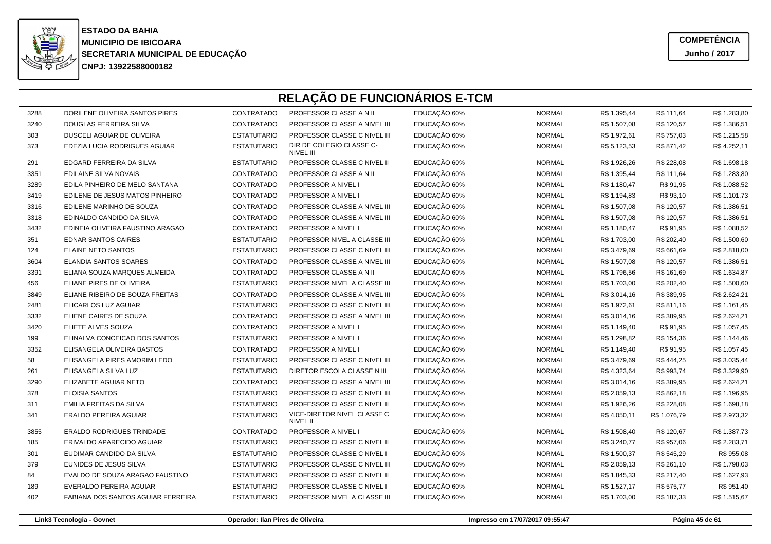**ESTADO DA BAHIA**
**MUNICIPIO DE IBICOARA**
**SECRETARIA MUNICIPAL DE EDUCAÇÃO**
**CNPJ: 13922588000182**

**COMPETÊNCIA**
**Junho / 2017**

# RELAÇÃO DE FUNCIONÁRIOS E-TCM

| | | | | | | | | |
|---|---|---|---|---|---|---|---|---|
| 3288 | DORILENE OLIVEIRA SANTOS PIRES | CONTRATADO | PROFESSOR CLASSE A N II | EDUCAÇÃO 60% | NORMAL | R$ 1.395,44 | R$ 111,64 | R$ 1.283,80 |
| 3240 | DOUGLAS FERREIRA SILVA | CONTRATADO | PROFESSOR CLASSE A NIVEL III | EDUCAÇÃO 60% | NORMAL | R$ 1.507,08 | R$ 120,57 | R$ 1.386,51 |
| 303 | DUSCELI AGUIAR DE OLIVEIRA | ESTATUTARIO | PROFESSOR CLASSE C NIVEL III | EDUCAÇÃO 60% | NORMAL | R$ 1.972,61 | R$ 757,03 | R$ 1.215,58 |
| 373 | EDEZIA LUCIA RODRIGUES AGUIAR | ESTATUTARIO | DIR DE COLEGIO CLASSE C-NIVEL III | EDUCAÇÃO 60% | NORMAL | R$ 5.123,53 | R$ 871,42 | R$ 4.252,11 |
| 291 | EDGARD FERREIRA DA SILVA | ESTATUTARIO | PROFESSOR CLASSE C NIVEL II | EDUCAÇÃO 60% | NORMAL | R$ 1.926,26 | R$ 228,08 | R$ 1.698,18 |
| 3351 | EDILAINE SILVA NOVAIS | CONTRATADO | PROFESSOR CLASSE A N II | EDUCAÇÃO 60% | NORMAL | R$ 1.395,44 | R$ 111,64 | R$ 1.283,80 |
| 3289 | EDILA PINHEIRO DE MELO SANTANA | CONTRATADO | PROFESSOR A NIVEL I | EDUCAÇÃO 60% | NORMAL | R$ 1.180,47 | R$ 91,95 | R$ 1.088,52 |
| 3419 | EDILENE DE JESUS MATOS PINHEIRO | CONTRATADO | PROFESSOR A NIVEL I | EDUCAÇÃO 60% | NORMAL | R$ 1.194,83 | R$ 93,10 | R$ 1.101,73 |
| 3316 | EDILENE MARINHO DE SOUZA | CONTRATADO | PROFESSOR CLASSE A NIVEL III | EDUCAÇÃO 60% | NORMAL | R$ 1.507,08 | R$ 120,57 | R$ 1.386,51 |
| 3318 | EDINALDO CANDIDO DA SILVA | CONTRATADO | PROFESSOR CLASSE A NIVEL III | EDUCAÇÃO 60% | NORMAL | R$ 1.507,08 | R$ 120,57 | R$ 1.386,51 |
| 3432 | EDINEIA OLIVEIRA FAUSTINO ARAGAO | CONTRATADO | PROFESSOR A NIVEL I | EDUCAÇÃO 60% | NORMAL | R$ 1.180,47 | R$ 91,95 | R$ 1.088,52 |
| 351 | EDNAR SANTOS CAIRES | ESTATUTARIO | PROFESSOR NIVEL A CLASSE III | EDUCAÇÃO 60% | NORMAL | R$ 1.703,00 | R$ 202,40 | R$ 1.500,60 |
| 124 | ELAINE NETO SANTOS | ESTATUTARIO | PROFESSOR CLASSE C NIVEL III | EDUCAÇÃO 60% | NORMAL | R$ 3.479,69 | R$ 661,69 | R$ 2.818,00 |
| 3604 | ELANDIA SANTOS SOARES | CONTRATADO | PROFESSOR CLASSE A NIVEL III | EDUCAÇÃO 60% | NORMAL | R$ 1.507,08 | R$ 120,57 | R$ 1.386,51 |
| 3391 | ELIANA SOUZA MARQUES ALMEIDA | CONTRATADO | PROFESSOR CLASSE A N II | EDUCAÇÃO 60% | NORMAL | R$ 1.796,56 | R$ 161,69 | R$ 1.634,87 |
| 456 | ELIANE PIRES DE OLIVEIRA | ESTATUTARIO | PROFESSOR NIVEL A CLASSE III | EDUCAÇÃO 60% | NORMAL | R$ 1.703,00 | R$ 202,40 | R$ 1.500,60 |
| 3849 | ELIANE RIBEIRO DE SOUZA FREITAS | CONTRATADO | PROFESSOR CLASSE A NIVEL III | EDUCAÇÃO 60% | NORMAL | R$ 3.014,16 | R$ 389,95 | R$ 2.624,21 |
| 2481 | ELICARLOS LUZ AGUIAR | ESTATUTARIO | PROFESSOR CLASSE C NIVEL III | EDUCAÇÃO 60% | NORMAL | R$ 1.972,61 | R$ 811,16 | R$ 1.161,45 |
| 3332 | ELIENE CAIRES DE SOUZA | CONTRATADO | PROFESSOR CLASSE A NIVEL III | EDUCAÇÃO 60% | NORMAL | R$ 3.014,16 | R$ 389,95 | R$ 2.624,21 |
| 3420 | ELIETE ALVES SOUZA | CONTRATADO | PROFESSOR A NIVEL I | EDUCAÇÃO 60% | NORMAL | R$ 1.149,40 | R$ 91,95 | R$ 1.057,45 |
| 199 | ELINALVA CONCEICAO DOS SANTOS | ESTATUTARIO | PROFESSOR A NIVEL I | EDUCAÇÃO 60% | NORMAL | R$ 1.298,82 | R$ 154,36 | R$ 1.144,46 |
| 3352 | ELISANGELA OLIVEIRA BASTOS | CONTRATADO | PROFESSOR A NIVEL I | EDUCAÇÃO 60% | NORMAL | R$ 1.149,40 | R$ 91,95 | R$ 1.057,45 |
| 58 | ELISANGELA PIRES AMORIM LEDO | ESTATUTARIO | PROFESSOR CLASSE C NIVEL III | EDUCAÇÃO 60% | NORMAL | R$ 3.479,69 | R$ 444,25 | R$ 3.035,44 |
| 261 | ELISANGELA SILVA LUZ | ESTATUTARIO | DIRETOR ESCOLA CLASSE N III | EDUCAÇÃO 60% | NORMAL | R$ 4.323,64 | R$ 993,74 | R$ 3.329,90 |
| 3290 | ELIZABETE AGUIAR NETO | CONTRATADO | PROFESSOR CLASSE A NIVEL III | EDUCAÇÃO 60% | NORMAL | R$ 3.014,16 | R$ 389,95 | R$ 2.624,21 |
| 378 | ELOISIA SANTOS | ESTATUTARIO | PROFESSOR CLASSE C NIVEL III | EDUCAÇÃO 60% | NORMAL | R$ 2.059,13 | R$ 862,18 | R$ 1.196,95 |
| 311 | EMILIA FREITAS DA SILVA | ESTATUTARIO | PROFESSOR CLASSE C NIVEL II | EDUCAÇÃO 60% | NORMAL | R$ 1.926,26 | R$ 228,08 | R$ 1.698,18 |
| 341 | ERALDO PEREIRA AGUIAR | ESTATUTARIO | VICE-DIRETOR NIVEL CLASSE C NIVEL II | EDUCAÇÃO 60% | NORMAL | R$ 4.050,11 | R$ 1.076,79 | R$ 2.973,32 |
| 3855 | ERALDO RODRIGUES TRINDADE | CONTRATADO | PROFESSOR A NIVEL I | EDUCAÇÃO 60% | NORMAL | R$ 1.508,40 | R$ 120,67 | R$ 1.387,73 |
| 185 | ERIVALDO APARECIDO AGUIAR | ESTATUTARIO | PROFESSOR CLASSE C NIVEL II | EDUCAÇÃO 60% | NORMAL | R$ 3.240,77 | R$ 957,06 | R$ 2.283,71 |
| 301 | EUDIMAR CANDIDO DA SILVA | ESTATUTARIO | PROFESSOR CLASSE C NIVEL I | EDUCAÇÃO 60% | NORMAL | R$ 1.500,37 | R$ 545,29 | R$ 955,08 |
| 379 | EUNIDES DE JESUS SILVA | ESTATUTARIO | PROFESSOR CLASSE C NIVEL III | EDUCAÇÃO 60% | NORMAL | R$ 2.059,13 | R$ 261,10 | R$ 1.798,03 |
| 84 | EVALDO DE SOUZA ARAGAO FAUSTINO | ESTATUTARIO | PROFESSOR CLASSE C NIVEL II | EDUCAÇÃO 60% | NORMAL | R$ 1.845,33 | R$ 217,40 | R$ 1.627,93 |
| 189 | EVERALDO PEREIRA AGUIAR | ESTATUTARIO | PROFESSOR CLASSE C NIVEL I | EDUCAÇÃO 60% | NORMAL | R$ 1.527,17 | R$ 575,77 | R$ 951,40 |
| 402 | FABIANA DOS SANTOS AGUIAR FERREIRA | ESTATUTARIO | PROFESSOR NIVEL A CLASSE III | EDUCAÇÃO 60% | NORMAL | R$ 1.703,00 | R$ 187,33 | R$ 1.515,67 |

Link3 Tecnologia - Govnet | Operador: Ilan Pires de Oliveira | Impresso em 17/07/2017 09:55:47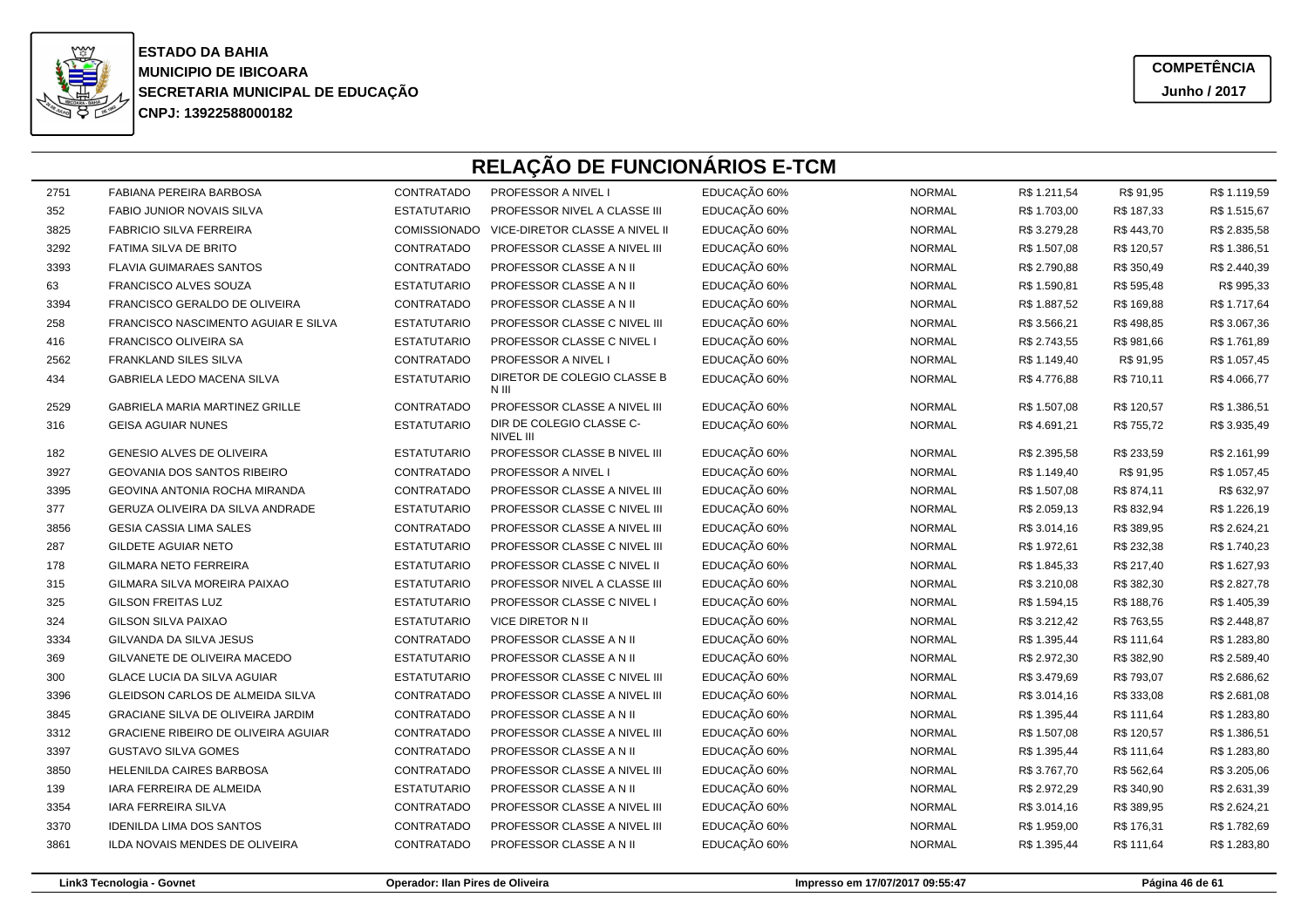**ESTADO DA BAHIA**
**MUNICIPIO DE IBICOARA**
**SECRETARIA MUNICIPAL DE EDUCAÇÃO**
**CNPJ: 13922588000182**

**COMPETÊNCIA**
**Junho / 2017**

# RELAÇÃO DE FUNCIONÁRIOS E-TCM

| | | | | | | | | |
|---|---|---|---|---|---|---|---|---|
| 2751 | FABIANA PEREIRA BARBOSA | CONTRATADO | PROFESSOR A NIVEL I | EDUCAÇÃO 60% | NORMAL | R$ 1.211,54 | R$ 91,95 | R$ 1.119,59 |
| 352 | FABIO JUNIOR NOVAIS SILVA | ESTATUTARIO | PROFESSOR NIVEL A CLASSE III | EDUCAÇÃO 60% | NORMAL | R$ 1.703,00 | R$ 187,33 | R$ 1.515,67 |
| 3825 | FABRICIO SILVA FERREIRA | COMISSIONADO | VICE-DIRETOR CLASSE A NIVEL II | EDUCAÇÃO 60% | NORMAL | R$ 3.279,28 | R$ 443,70 | R$ 2.835,58 |
| 3292 | FATIMA SILVA DE BRITO | CONTRATADO | PROFESSOR CLASSE A NIVEL III | EDUCAÇÃO 60% | NORMAL | R$ 1.507,08 | R$ 120,57 | R$ 1.386,51 |
| 3393 | FLAVIA GUIMARAES SANTOS | CONTRATADO | PROFESSOR CLASSE A N II | EDUCAÇÃO 60% | NORMAL | R$ 2.790,88 | R$ 350,49 | R$ 2.440,39 |
| 63 | FRANCISCO ALVES SOUZA | ESTATUTARIO | PROFESSOR CLASSE A N II | EDUCAÇÃO 60% | NORMAL | R$ 1.590,81 | R$ 595,48 | R$ 995,33 |
| 3394 | FRANCISCO GERALDO DE OLIVEIRA | CONTRATADO | PROFESSOR CLASSE A N II | EDUCAÇÃO 60% | NORMAL | R$ 1.887,52 | R$ 169,88 | R$ 1.717,64 |
| 258 | FRANCISCO NASCIMENTO AGUIAR E SILVA | ESTATUTARIO | PROFESSOR CLASSE C NIVEL III | EDUCAÇÃO 60% | NORMAL | R$ 3.566,21 | R$ 498,85 | R$ 3.067,36 |
| 416 | FRANCISCO OLIVEIRA SA | ESTATUTARIO | PROFESSOR CLASSE C NIVEL I | EDUCAÇÃO 60% | NORMAL | R$ 2.743,55 | R$ 981,66 | R$ 1.761,89 |
| 2562 | FRANKLAND SILES SILVA | CONTRATADO | PROFESSOR A NIVEL I | EDUCAÇÃO 60% | NORMAL | R$ 1.149,40 | R$ 91,95 | R$ 1.057,45 |
| 434 | GABRIELA LEDO MACENA SILVA | ESTATUTARIO | DIRETOR DE COLEGIO CLASSE B N III | EDUCAÇÃO 60% | NORMAL | R$ 4.776,88 | R$ 710,11 | R$ 4.066,77 |
| 2529 | GABRIELA MARIA MARTINEZ GRILLE | CONTRATADO | PROFESSOR CLASSE A NIVEL III | EDUCAÇÃO 60% | NORMAL | R$ 1.507,08 | R$ 120,57 | R$ 1.386,51 |
| 316 | GEISA AGUIAR NUNES | ESTATUTARIO | DIR DE COLEGIO CLASSE C-NIVEL III | EDUCAÇÃO 60% | NORMAL | R$ 4.691,21 | R$ 755,72 | R$ 3.935,49 |
| 182 | GENESIO ALVES DE OLIVEIRA | ESTATUTARIO | PROFESSOR CLASSE B NIVEL III | EDUCAÇÃO 60% | NORMAL | R$ 2.395,58 | R$ 233,59 | R$ 2.161,99 |
| 3927 | GEOVANIA DOS SANTOS RIBEIRO | CONTRATADO | PROFESSOR A NIVEL I | EDUCAÇÃO 60% | NORMAL | R$ 1.149,40 | R$ 91,95 | R$ 1.057,45 |
| 3395 | GEOVINA ANTONIA ROCHA MIRANDA | CONTRATADO | PROFESSOR CLASSE A NIVEL III | EDUCAÇÃO 60% | NORMAL | R$ 1.507,08 | R$ 874,11 | R$ 632,97 |
| 377 | GERUZA OLIVEIRA DA SILVA ANDRADE | ESTATUTARIO | PROFESSOR CLASSE C NIVEL III | EDUCAÇÃO 60% | NORMAL | R$ 2.059,13 | R$ 832,94 | R$ 1.226,19 |
| 3856 | GESIA CASSIA LIMA SALES | CONTRATADO | PROFESSOR CLASSE A NIVEL III | EDUCAÇÃO 60% | NORMAL | R$ 3.014,16 | R$ 389,95 | R$ 2.624,21 |
| 287 | GILDETE AGUIAR NETO | ESTATUTARIO | PROFESSOR CLASSE C NIVEL III | EDUCAÇÃO 60% | NORMAL | R$ 1.972,61 | R$ 232,38 | R$ 1.740,23 |
| 178 | GILMARA NETO FERREIRA | ESTATUTARIO | PROFESSOR CLASSE C NIVEL II | EDUCAÇÃO 60% | NORMAL | R$ 1.845,33 | R$ 217,40 | R$ 1.627,93 |
| 315 | GILMARA SILVA MOREIRA PAIXAO | ESTATUTARIO | PROFESSOR NIVEL A CLASSE III | EDUCAÇÃO 60% | NORMAL | R$ 3.210,08 | R$ 382,30 | R$ 2.827,78 |
| 325 | GILSON FREITAS LUZ | ESTATUTARIO | PROFESSOR CLASSE C NIVEL I | EDUCAÇÃO 60% | NORMAL | R$ 1.594,15 | R$ 188,76 | R$ 1.405,39 |
| 324 | GILSON SILVA PAIXAO | ESTATUTARIO | VICE DIRETOR N II | EDUCAÇÃO 60% | NORMAL | R$ 3.212,42 | R$ 763,55 | R$ 2.448,87 |
| 3334 | GILVANDA DA SILVA JESUS | CONTRATADO | PROFESSOR CLASSE A N II | EDUCAÇÃO 60% | NORMAL | R$ 1.395,44 | R$ 111,64 | R$ 1.283,80 |
| 369 | GILVANETE DE OLIVEIRA MACEDO | ESTATUTARIO | PROFESSOR CLASSE A N II | EDUCAÇÃO 60% | NORMAL | R$ 2.972,30 | R$ 382,90 | R$ 2.589,40 |
| 300 | GLACE LUCIA DA SILVA AGUIAR | ESTATUTARIO | PROFESSOR CLASSE C NIVEL III | EDUCAÇÃO 60% | NORMAL | R$ 3.479,69 | R$ 793,07 | R$ 2.686,62 |
| 3396 | GLEIDSON CARLOS DE ALMEIDA SILVA | CONTRATADO | PROFESSOR CLASSE A NIVEL III | EDUCAÇÃO 60% | NORMAL | R$ 3.014,16 | R$ 333,08 | R$ 2.681,08 |
| 3845 | GRACIANE SILVA DE OLIVEIRA JARDIM | CONTRATADO | PROFESSOR CLASSE A N II | EDUCAÇÃO 60% | NORMAL | R$ 1.395,44 | R$ 111,64 | R$ 1.283,80 |
| 3312 | GRACIENE RIBEIRO DE OLIVEIRA AGUIAR | CONTRATADO | PROFESSOR CLASSE A NIVEL III | EDUCAÇÃO 60% | NORMAL | R$ 1.507,08 | R$ 120,57 | R$ 1.386,51 |
| 3397 | GUSTAVO SILVA GOMES | CONTRATADO | PROFESSOR CLASSE A N II | EDUCAÇÃO 60% | NORMAL | R$ 1.395,44 | R$ 111,64 | R$ 1.283,80 |
| 3850 | HELENILDA CAIRES BARBOSA | CONTRATADO | PROFESSOR CLASSE A NIVEL III | EDUCAÇÃO 60% | NORMAL | R$ 3.767,70 | R$ 562,64 | R$ 3.205,06 |
| 139 | IARA FERREIRA DE ALMEIDA | ESTATUTARIO | PROFESSOR CLASSE A N II | EDUCAÇÃO 60% | NORMAL | R$ 2.972,29 | R$ 340,90 | R$ 2.631,39 |
| 3354 | IARA FERREIRA SILVA | CONTRATADO | PROFESSOR CLASSE A NIVEL III | EDUCAÇÃO 60% | NORMAL | R$ 3.014,16 | R$ 389,95 | R$ 2.624,21 |
| 3370 | IDENILDA LIMA DOS SANTOS | CONTRATADO | PROFESSOR CLASSE A NIVEL III | EDUCAÇÃO 60% | NORMAL | R$ 1.959,00 | R$ 176,31 | R$ 1.782,69 |
| 3861 | ILDA NOVAIS MENDES DE OLIVEIRA | CONTRATADO | PROFESSOR CLASSE A N II | EDUCAÇÃO 60% | NORMAL | R$ 1.395,44 | R$ 111,64 | R$ 1.283,80 |

Link3 Tecnologia - Govnet | Operador: Ilan Pires de Oliveira | Impresso em 17/07/2017 09:55:47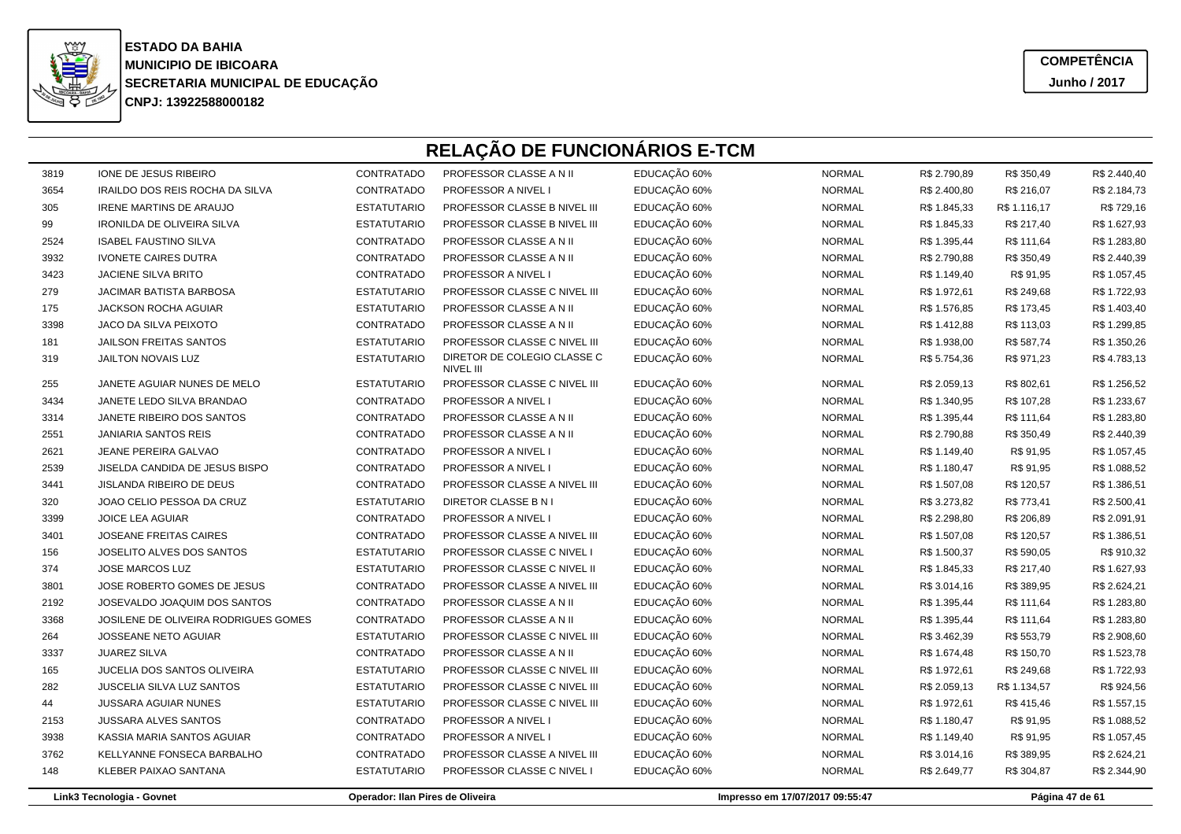**ESTADO DA BAHIA**
**MUNICIPIO DE IBICOARA**
**SECRETARIA MUNICIPAL DE EDUCAÇÃO**
**CNPJ: 13922588000182**

**COMPETÊNCIA**
**Junho / 2017**

# RELAÇÃO DE FUNCIONÁRIOS E-TCM

| | | | | | | | | |
|---|---|---|---|---|---|---|---|---|
| 3819 | IONE DE JESUS RIBEIRO | CONTRATADO | PROFESSOR CLASSE A N II | EDUCAÇÃO 60% | NORMAL | R$ 2.790,89 | R$ 350,49 | R$ 2.440,40 |
| 3654 | IRAILDO DOS REIS ROCHA DA SILVA | CONTRATADO | PROFESSOR A NIVEL I | EDUCAÇÃO 60% | NORMAL | R$ 2.400,80 | R$ 216,07 | R$ 2.184,73 |
| 305 | IRENE MARTINS DE ARAUJO | ESTATUTARIO | PROFESSOR CLASSE B NIVEL III | EDUCAÇÃO 60% | NORMAL | R$ 1.845,33 | R$ 1.116,17 | R$ 729,16 |
| 99 | IRONILDA DE OLIVEIRA SILVA | ESTATUTARIO | PROFESSOR CLASSE B NIVEL III | EDUCAÇÃO 60% | NORMAL | R$ 1.845,33 | R$ 217,40 | R$ 1.627,93 |
| 2524 | ISABEL FAUSTINO SILVA | CONTRATADO | PROFESSOR CLASSE A N II | EDUCAÇÃO 60% | NORMAL | R$ 1.395,44 | R$ 111,64 | R$ 1.283,80 |
| 3932 | IVONETE CAIRES DUTRA | CONTRATADO | PROFESSOR CLASSE A N II | EDUCAÇÃO 60% | NORMAL | R$ 2.790,88 | R$ 350,49 | R$ 2.440,39 |
| 3423 | JACIENE SILVA BRITO | CONTRATADO | PROFESSOR A NIVEL I | EDUCAÇÃO 60% | NORMAL | R$ 1.149,40 | R$ 91,95 | R$ 1.057,45 |
| 279 | JACIMAR BATISTA BARBOSA | ESTATUTARIO | PROFESSOR CLASSE C NIVEL III | EDUCAÇÃO 60% | NORMAL | R$ 1.972,61 | R$ 249,68 | R$ 1.722,93 |
| 175 | JACKSON ROCHA AGUIAR | ESTATUTARIO | PROFESSOR CLASSE A N II | EDUCAÇÃO 60% | NORMAL | R$ 1.576,85 | R$ 173,45 | R$ 1.403,40 |
| 3398 | JACO DA SILVA PEIXOTO | CONTRATADO | PROFESSOR CLASSE A N II | EDUCAÇÃO 60% | NORMAL | R$ 1.412,88 | R$ 113,03 | R$ 1.299,85 |
| 181 | JAILSON FREITAS SANTOS | ESTATUTARIO | PROFESSOR CLASSE C NIVEL III | EDUCAÇÃO 60% | NORMAL | R$ 1.938,00 | R$ 587,74 | R$ 1.350,26 |
| 319 | JAILTON NOVAIS LUZ | ESTATUTARIO | DIRETOR DE COLEGIO CLASSE C NIVEL III | EDUCAÇÃO 60% | NORMAL | R$ 5.754,36 | R$ 971,23 | R$ 4.783,13 |
| 255 | JANETE AGUIAR NUNES DE MELO | ESTATUTARIO | PROFESSOR CLASSE C NIVEL III | EDUCAÇÃO 60% | NORMAL | R$ 2.059,13 | R$ 802,61 | R$ 1.256,52 |
| 3434 | JANETE LEDO SILVA BRANDAO | CONTRATADO | PROFESSOR A NIVEL I | EDUCAÇÃO 60% | NORMAL | R$ 1.340,95 | R$ 107,28 | R$ 1.233,67 |
| 3314 | JANETE RIBEIRO DOS SANTOS | CONTRATADO | PROFESSOR CLASSE A N II | EDUCAÇÃO 60% | NORMAL | R$ 1.395,44 | R$ 111,64 | R$ 1.283,80 |
| 2551 | JANIARIA SANTOS REIS | CONTRATADO | PROFESSOR CLASSE A N II | EDUCAÇÃO 60% | NORMAL | R$ 2.790,88 | R$ 350,49 | R$ 2.440,39 |
| 2621 | JEANE PEREIRA GALVAO | CONTRATADO | PROFESSOR A NIVEL I | EDUCAÇÃO 60% | NORMAL | R$ 1.149,40 | R$ 91,95 | R$ 1.057,45 |
| 2539 | JISELDA CANDIDA DE JESUS BISPO | CONTRATADO | PROFESSOR A NIVEL I | EDUCAÇÃO 60% | NORMAL | R$ 1.180,47 | R$ 91,95 | R$ 1.088,52 |
| 3441 | JISLANDA RIBEIRO DE DEUS | CONTRATADO | PROFESSOR CLASSE A NIVEL III | EDUCAÇÃO 60% | NORMAL | R$ 1.507,08 | R$ 120,57 | R$ 1.386,51 |
| 320 | JOAO CELIO PESSOA DA CRUZ | ESTATUTARIO | DIRETOR CLASSE B N I | EDUCAÇÃO 60% | NORMAL | R$ 3.273,82 | R$ 773,41 | R$ 2.500,41 |
| 3399 | JOICE LEA AGUIAR | CONTRATADO | PROFESSOR A NIVEL I | EDUCAÇÃO 60% | NORMAL | R$ 2.298,80 | R$ 206,89 | R$ 2.091,91 |
| 3401 | JOSEANE FREITAS CAIRES | CONTRATADO | PROFESSOR CLASSE A NIVEL III | EDUCAÇÃO 60% | NORMAL | R$ 1.507,08 | R$ 120,57 | R$ 1.386,51 |
| 156 | JOSELITO ALVES DOS SANTOS | ESTATUTARIO | PROFESSOR CLASSE C NIVEL I | EDUCAÇÃO 60% | NORMAL | R$ 1.500,37 | R$ 590,05 | R$ 910,32 |
| 374 | JOSE MARCOS LUZ | ESTATUTARIO | PROFESSOR CLASSE C NIVEL II | EDUCAÇÃO 60% | NORMAL | R$ 1.845,33 | R$ 217,40 | R$ 1.627,93 |
| 3801 | JOSE ROBERTO GOMES DE JESUS | CONTRATADO | PROFESSOR CLASSE A NIVEL III | EDUCAÇÃO 60% | NORMAL | R$ 3.014,16 | R$ 389,95 | R$ 2.624,21 |
| 2192 | JOSEVALDO JOAQUIM DOS SANTOS | CONTRATADO | PROFESSOR CLASSE A N II | EDUCAÇÃO 60% | NORMAL | R$ 1.395,44 | R$ 111,64 | R$ 1.283,80 |
| 3368 | JOSILENE DE OLIVEIRA RODRIGUES GOMES | CONTRATADO | PROFESSOR CLASSE A N II | EDUCAÇÃO 60% | NORMAL | R$ 1.395,44 | R$ 111,64 | R$ 1.283,80 |
| 264 | JOSSEANE NETO AGUIAR | ESTATUTARIO | PROFESSOR CLASSE C NIVEL III | EDUCAÇÃO 60% | NORMAL | R$ 3.462,39 | R$ 553,79 | R$ 2.908,60 |
| 3337 | JUAREZ SILVA | CONTRATADO | PROFESSOR CLASSE A N II | EDUCAÇÃO 60% | NORMAL | R$ 1.674,48 | R$ 150,70 | R$ 1.523,78 |
| 165 | JUCELIA DOS SANTOS OLIVEIRA | ESTATUTARIO | PROFESSOR CLASSE C NIVEL III | EDUCAÇÃO 60% | NORMAL | R$ 1.972,61 | R$ 249,68 | R$ 1.722,93 |
| 282 | JUSCELIA SILVA LUZ SANTOS | ESTATUTARIO | PROFESSOR CLASSE C NIVEL III | EDUCAÇÃO 60% | NORMAL | R$ 2.059,13 | R$ 1.134,57 | R$ 924,56 |
| 44 | JUSSARA AGUIAR NUNES | ESTATUTARIO | PROFESSOR CLASSE C NIVEL III | EDUCAÇÃO 60% | NORMAL | R$ 1.972,61 | R$ 415,46 | R$ 1.557,15 |
| 2153 | JUSSARA ALVES SANTOS | CONTRATADO | PROFESSOR A NIVEL I | EDUCAÇÃO 60% | NORMAL | R$ 1.180,47 | R$ 91,95 | R$ 1.088,52 |
| 3938 | KASSIA MARIA SANTOS AGUIAR | CONTRATADO | PROFESSOR A NIVEL I | EDUCAÇÃO 60% | NORMAL | R$ 1.149,40 | R$ 91,95 | R$ 1.057,45 |
| 3762 | KELLYANNE FONSECA BARBALHO | CONTRATADO | PROFESSOR CLASSE A NIVEL III | EDUCAÇÃO 60% | NORMAL | R$ 3.014,16 | R$ 389,95 | R$ 2.624,21 |
| 148 | KLEBER PAIXAO SANTANA | ESTATUTARIO | PROFESSOR CLASSE C NIVEL I | EDUCAÇÃO 60% | NORMAL | R$ 2.649,77 | R$ 304,87 | R$ 2.344,90 |

Link3 Tecnologia - Govnet | Operador: Ilan Pires de Oliveira | Impresso em 17/07/2017 09:55:47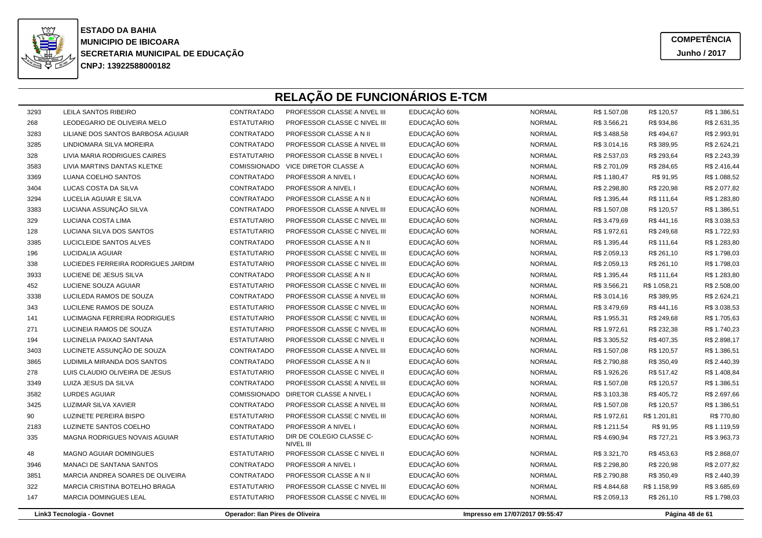**ESTADO DA BAHIA**
**MUNICIPIO DE IBICOARA**
**SECRETARIA MUNICIPAL DE EDUCAÇÃO**
**CNPJ: 13922588000182**

**COMPETÊNCIA**
**Junho / 2017**

# RELAÇÃO DE FUNCIONÁRIOS E-TCM

| | | | | | | | | |
|---|---|---|---|---|---|---|---|---|
| 3293 | LEILA SANTOS RIBEIRO | CONTRATADO | PROFESSOR CLASSE A NIVEL III | EDUCAÇÃO 60% | NORMAL | R$ 1.507,08 | R$ 120,57 | R$ 1.386,51 |
| 268 | LEODEGARIO DE OLIVEIRA MELO | ESTATUTARIO | PROFESSOR CLASSE C NIVEL III | EDUCAÇÃO 60% | NORMAL | R$ 3.566,21 | R$ 934,86 | R$ 2.631,35 |
| 3283 | LILIANE DOS SANTOS BARBOSA AGUIAR | CONTRATADO | PROFESSOR CLASSE A N II | EDUCAÇÃO 60% | NORMAL | R$ 3.488,58 | R$ 494,67 | R$ 2.993,91 |
| 3285 | LINDIOMARA SILVA MOREIRA | CONTRATADO | PROFESSOR CLASSE A NIVEL III | EDUCAÇÃO 60% | NORMAL | R$ 3.014,16 | R$ 389,95 | R$ 2.624,21 |
| 328 | LIVIA MARIA RODRIGUES CAIRES | ESTATUTARIO | PROFESSOR CLASSE B NIVEL I | EDUCAÇÃO 60% | NORMAL | R$ 2.537,03 | R$ 293,64 | R$ 2.243,39 |
| 3583 | LIVIA MARTINS DANTAS KLETKE | COMISSIONADO | VICE DIRETOR CLASSE A | EDUCAÇÃO 60% | NORMAL | R$ 2.701,09 | R$ 284,65 | R$ 2.416,44 |
| 3369 | LUANA COELHO SANTOS | CONTRATADO | PROFESSOR A NIVEL I | EDUCAÇÃO 60% | NORMAL | R$ 1.180,47 | R$ 91,95 | R$ 1.088,52 |
| 3404 | LUCAS COSTA DA SILVA | CONTRATADO | PROFESSOR A NIVEL I | EDUCAÇÃO 60% | NORMAL | R$ 2.298,80 | R$ 220,98 | R$ 2.077,82 |
| 3294 | LUCELIA AGUIAR E SILVA | CONTRATADO | PROFESSOR CLASSE A N II | EDUCAÇÃO 60% | NORMAL | R$ 1.395,44 | R$ 111,64 | R$ 1.283,80 |
| 3383 | LUCIANA ASSUNÇÃO SILVA | CONTRATADO | PROFESSOR CLASSE A NIVEL III | EDUCAÇÃO 60% | NORMAL | R$ 1.507,08 | R$ 120,57 | R$ 1.386,51 |
| 329 | LUCIANA COSTA LIMA | ESTATUTARIO | PROFESSOR CLASSE C NIVEL III | EDUCAÇÃO 60% | NORMAL | R$ 3.479,69 | R$ 441,16 | R$ 3.038,53 |
| 128 | LUCIANA SILVA DOS SANTOS | ESTATUTARIO | PROFESSOR CLASSE C NIVEL III | EDUCAÇÃO 60% | NORMAL | R$ 1.972,61 | R$ 249,68 | R$ 1.722,93 |
| 3385 | LUCICLEIDE SANTOS ALVES | CONTRATADO | PROFESSOR CLASSE A N II | EDUCAÇÃO 60% | NORMAL | R$ 1.395,44 | R$ 111,64 | R$ 1.283,80 |
| 196 | LUCIDALIA AGUIAR | ESTATUTARIO | PROFESSOR CLASSE C NIVEL III | EDUCAÇÃO 60% | NORMAL | R$ 2.059,13 | R$ 261,10 | R$ 1.798,03 |
| 338 | LUCIEDES FERREIRA RODRIGUES JARDIM | ESTATUTARIO | PROFESSOR CLASSE C NIVEL III | EDUCAÇÃO 60% | NORMAL | R$ 2.059,13 | R$ 261,10 | R$ 1.798,03 |
| 3933 | LUCIENE DE JESUS SILVA | CONTRATADO | PROFESSOR CLASSE A N II | EDUCAÇÃO 60% | NORMAL | R$ 1.395,44 | R$ 111,64 | R$ 1.283,80 |
| 452 | LUCIENE SOUZA AGUIAR | ESTATUTARIO | PROFESSOR CLASSE C NIVEL III | EDUCAÇÃO 60% | NORMAL | R$ 3.566,21 | R$ 1.058,21 | R$ 2.508,00 |
| 3338 | LUCILEDA RAMOS DE SOUZA | CONTRATADO | PROFESSOR CLASSE A NIVEL III | EDUCAÇÃO 60% | NORMAL | R$ 3.014,16 | R$ 389,95 | R$ 2.624,21 |
| 343 | LUCILENE RAMOS DE SOUZA | ESTATUTARIO | PROFESSOR CLASSE C NIVEL III | EDUCAÇÃO 60% | NORMAL | R$ 3.479,69 | R$ 441,16 | R$ 3.038,53 |
| 141 | LUCIMAGNA FERREIRA RODRIGUES | ESTATUTARIO | PROFESSOR CLASSE C NIVEL III | EDUCAÇÃO 60% | NORMAL | R$ 1.955,31 | R$ 249,68 | R$ 1.705,63 |
| 271 | LUCINEIA RAMOS DE SOUZA | ESTATUTARIO | PROFESSOR CLASSE C NIVEL III | EDUCAÇÃO 60% | NORMAL | R$ 1.972,61 | R$ 232,38 | R$ 1.740,23 |
| 194 | LUCINELIA PAIXAO SANTANA | ESTATUTARIO | PROFESSOR CLASSE C NIVEL II | EDUCAÇÃO 60% | NORMAL | R$ 3.305,52 | R$ 407,35 | R$ 2.898,17 |
| 3403 | LUCINETE ASSUNÇÃO DE SOUZA | CONTRATADO | PROFESSOR CLASSE A NIVEL III | EDUCAÇÃO 60% | NORMAL | R$ 1.507,08 | R$ 120,57 | R$ 1.386,51 |
| 3865 | LUDIMILA MIRANDA DOS SANTOS | CONTRATADO | PROFESSOR CLASSE A N II | EDUCAÇÃO 60% | NORMAL | R$ 2.790,88 | R$ 350,49 | R$ 2.440,39 |
| 278 | LUIS CLAUDIO OLIVEIRA DE JESUS | ESTATUTARIO | PROFESSOR CLASSE C NIVEL II | EDUCAÇÃO 60% | NORMAL | R$ 1.926,26 | R$ 517,42 | R$ 1.408,84 |
| 3349 | LUIZA JESUS DA SILVA | CONTRATADO | PROFESSOR CLASSE A NIVEL III | EDUCAÇÃO 60% | NORMAL | R$ 1.507,08 | R$ 120,57 | R$ 1.386,51 |
| 3582 | LURDES AGUIAR | COMISSIONADO | DIRETOR CLASSE A NIVEL I | EDUCAÇÃO 60% | NORMAL | R$ 3.103,38 | R$ 405,72 | R$ 2.697,66 |
| 3425 | LUZIMAR SILVA XAVIER | CONTRATADO | PROFESSOR CLASSE A NIVEL III | EDUCAÇÃO 60% | NORMAL | R$ 1.507,08 | R$ 120,57 | R$ 1.386,51 |
| 90 | LUZINETE PEREIRA BISPO | ESTATUTARIO | PROFESSOR CLASSE C NIVEL III | EDUCAÇÃO 60% | NORMAL | R$ 1.972,61 | R$ 1.201,81 | R$ 770,80 |
| 2183 | LUZINETE SANTOS COELHO | CONTRATADO | PROFESSOR A NIVEL I | EDUCAÇÃO 60% | NORMAL | R$ 1.211,54 | R$ 91,95 | R$ 1.119,59 |
| 335 | MAGNA RODRIGUES NOVAIS AGUIAR | ESTATUTARIO | DIR DE COLEGIO CLASSE C-NIVEL III | EDUCAÇÃO 60% | NORMAL | R$ 4.690,94 | R$ 727,21 | R$ 3.963,73 |
| 48 | MAGNO AGUIAR DOMINGUES | ESTATUTARIO | PROFESSOR CLASSE C NIVEL II | EDUCAÇÃO 60% | NORMAL | R$ 3.321,70 | R$ 453,63 | R$ 2.868,07 |
| 3946 | MANACI DE SANTANA SANTOS | CONTRATADO | PROFESSOR A NIVEL I | EDUCAÇÃO 60% | NORMAL | R$ 2.298,80 | R$ 220,98 | R$ 2.077,82 |
| 3851 | MARCIA ANDREA SOARES DE OLIVEIRA | CONTRATADO | PROFESSOR CLASSE A N II | EDUCAÇÃO 60% | NORMAL | R$ 2.790,88 | R$ 350,49 | R$ 2.440,39 |
| 322 | MARCIA CRISTINA BOTELHO BRAGA | ESTATUTARIO | PROFESSOR CLASSE C NIVEL III | EDUCAÇÃO 60% | NORMAL | R$ 4.844,68 | R$ 1.158,99 | R$ 3.685,69 |
| 147 | MARCIA DOMINGUES LEAL | ESTATUTARIO | PROFESSOR CLASSE C NIVEL III | EDUCAÇÃO 60% | NORMAL | R$ 2.059,13 | R$ 261,10 | R$ 1.798,03 |

Link3 Tecnologia - Govnet | Operador: Ilan Pires de Oliveira | Impresso em 17/07/2017 09:55:47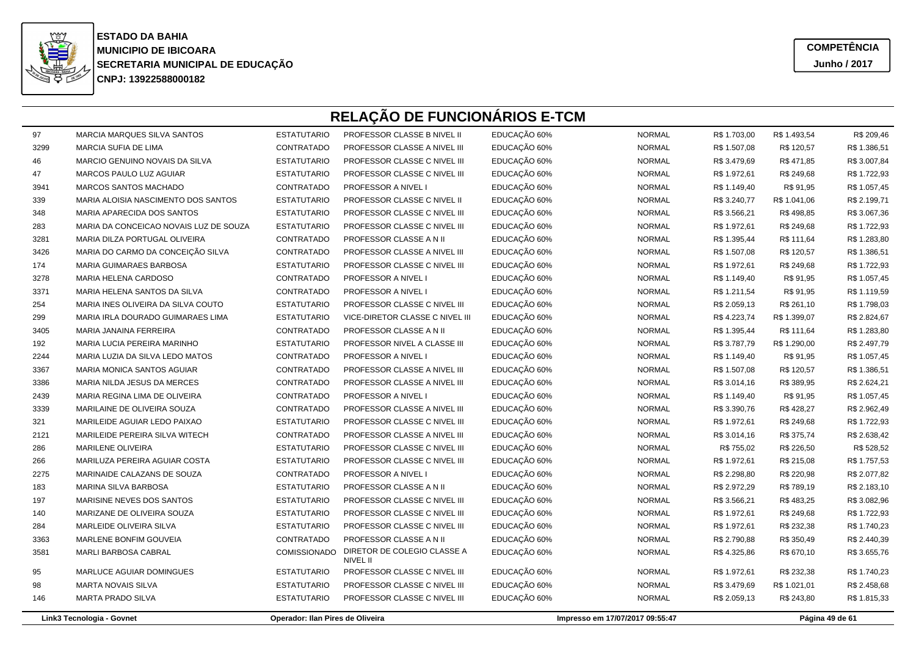**ESTADO DA BAHIA**
**MUNICIPIO DE IBICOARA**
**SECRETARIA MUNICIPAL DE EDUCAÇÃO**
**CNPJ: 13922588000182**

**COMPETÊNCIA**
**Junho / 2017**

# RELAÇÃO DE FUNCIONÁRIOS E-TCM

| | | | | | | | | |
|---|---|---|---|---|---|---|---|---|
| 97 | MARCIA MARQUES SILVA SANTOS | ESTATUTARIO | PROFESSOR CLASSE B NIVEL II | EDUCAÇÃO 60% | NORMAL | R$ 1.703,00 | R$ 1.493,54 | R$ 209,46 |
| 3299 | MARCIA SUFIA DE LIMA | CONTRATADO | PROFESSOR CLASSE A NIVEL III | EDUCAÇÃO 60% | NORMAL | R$ 1.507,08 | R$ 120,57 | R$ 1.386,51 |
| 46 | MARCIO GENUINO NOVAIS DA SILVA | ESTATUTARIO | PROFESSOR CLASSE C NIVEL III | EDUCAÇÃO 60% | NORMAL | R$ 3.479,69 | R$ 471,85 | R$ 3.007,84 |
| 47 | MARCOS PAULO LUZ AGUIAR | ESTATUTARIO | PROFESSOR CLASSE C NIVEL III | EDUCAÇÃO 60% | NORMAL | R$ 1.972,61 | R$ 249,68 | R$ 1.722,93 |
| 3941 | MARCOS SANTOS MACHADO | CONTRATADO | PROFESSOR A NIVEL I | EDUCAÇÃO 60% | NORMAL | R$ 1.149,40 | R$ 91,95 | R$ 1.057,45 |
| 339 | MARIA ALOISIA NASCIMENTO DOS SANTOS | ESTATUTARIO | PROFESSOR CLASSE C NIVEL II | EDUCAÇÃO 60% | NORMAL | R$ 3.240,77 | R$ 1.041,06 | R$ 2.199,71 |
| 348 | MARIA APARECIDA DOS SANTOS | ESTATUTARIO | PROFESSOR CLASSE C NIVEL III | EDUCAÇÃO 60% | NORMAL | R$ 3.566,21 | R$ 498,85 | R$ 3.067,36 |
| 283 | MARIA DA CONCEICAO NOVAIS LUZ DE SOUZA | ESTATUTARIO | PROFESSOR CLASSE C NIVEL III | EDUCAÇÃO 60% | NORMAL | R$ 1.972,61 | R$ 249,68 | R$ 1.722,93 |
| 3281 | MARIA DILZA PORTUGAL OLIVEIRA | CONTRATADO | PROFESSOR CLASSE A N II | EDUCAÇÃO 60% | NORMAL | R$ 1.395,44 | R$ 111,64 | R$ 1.283,80 |
| 3426 | MARIA DO CARMO DA CONCEIÇÃO SILVA | CONTRATADO | PROFESSOR CLASSE A NIVEL III | EDUCAÇÃO 60% | NORMAL | R$ 1.507,08 | R$ 120,57 | R$ 1.386,51 |
| 174 | MARIA GUIMARAES BARBOSA | ESTATUTARIO | PROFESSOR CLASSE C NIVEL III | EDUCAÇÃO 60% | NORMAL | R$ 1.972,61 | R$ 249,68 | R$ 1.722,93 |
| 3278 | MARIA HELENA CARDOSO | CONTRATADO | PROFESSOR A NIVEL I | EDUCAÇÃO 60% | NORMAL | R$ 1.149,40 | R$ 91,95 | R$ 1.057,45 |
| 3371 | MARIA HELENA SANTOS DA SILVA | CONTRATADO | PROFESSOR A NIVEL I | EDUCAÇÃO 60% | NORMAL | R$ 1.211,54 | R$ 91,95 | R$ 1.119,59 |
| 254 | MARIA INES OLIVEIRA DA SILVA COUTO | ESTATUTARIO | PROFESSOR CLASSE C NIVEL III | EDUCAÇÃO 60% | NORMAL | R$ 2.059,13 | R$ 261,10 | R$ 1.798,03 |
| 299 | MARIA IRLA DOURADO GUIMARAES LIMA | ESTATUTARIO | VICE-DIRETOR CLASSE C NIVEL III | EDUCAÇÃO 60% | NORMAL | R$ 4.223,74 | R$ 1.399,07 | R$ 2.824,67 |
| 3405 | MARIA JANAINA FERREIRA | CONTRATADO | PROFESSOR CLASSE A N II | EDUCAÇÃO 60% | NORMAL | R$ 1.395,44 | R$ 111,64 | R$ 1.283,80 |
| 192 | MARIA LUCIA PEREIRA MARINHO | ESTATUTARIO | PROFESSOR NIVEL A CLASSE III | EDUCAÇÃO 60% | NORMAL | R$ 3.787,79 | R$ 1.290,00 | R$ 2.497,79 |
| 2244 | MARIA LUZIA DA SILVA LEDO MATOS | CONTRATADO | PROFESSOR A NIVEL I | EDUCAÇÃO 60% | NORMAL | R$ 1.149,40 | R$ 91,95 | R$ 1.057,45 |
| 3367 | MARIA MONICA SANTOS AGUIAR | CONTRATADO | PROFESSOR CLASSE A NIVEL III | EDUCAÇÃO 60% | NORMAL | R$ 1.507,08 | R$ 120,57 | R$ 1.386,51 |
| 3386 | MARIA NILDA JESUS DA MERCES | CONTRATADO | PROFESSOR CLASSE A NIVEL III | EDUCAÇÃO 60% | NORMAL | R$ 3.014,16 | R$ 389,95 | R$ 2.624,21 |
| 2439 | MARIA REGINA LIMA DE OLIVEIRA | CONTRATADO | PROFESSOR A NIVEL I | EDUCAÇÃO 60% | NORMAL | R$ 1.149,40 | R$ 91,95 | R$ 1.057,45 |
| 3339 | MARILAINE DE OLIVEIRA SOUZA | CONTRATADO | PROFESSOR CLASSE A NIVEL III | EDUCAÇÃO 60% | NORMAL | R$ 3.390,76 | R$ 428,27 | R$ 2.962,49 |
| 321 | MARILEIDE AGUIAR LEDO PAIXAO | ESTATUTARIO | PROFESSOR CLASSE C NIVEL III | EDUCAÇÃO 60% | NORMAL | R$ 1.972,61 | R$ 249,68 | R$ 1.722,93 |
| 2121 | MARILEIDE PEREIRA SILVA WITECH | CONTRATADO | PROFESSOR CLASSE A NIVEL III | EDUCAÇÃO 60% | NORMAL | R$ 3.014,16 | R$ 375,74 | R$ 2.638,42 |
| 286 | MARILENE OLIVEIRA | ESTATUTARIO | PROFESSOR CLASSE C NIVEL III | EDUCAÇÃO 60% | NORMAL | R$ 755,02 | R$ 226,50 | R$ 528,52 |
| 266 | MARILUZA PEREIRA AGUIAR COSTA | ESTATUTARIO | PROFESSOR CLASSE C NIVEL III | EDUCAÇÃO 60% | NORMAL | R$ 1.972,61 | R$ 215,08 | R$ 1.757,53 |
| 2275 | MARINAIDE CALAZANS DE SOUZA | CONTRATADO | PROFESSOR A NIVEL I | EDUCAÇÃO 60% | NORMAL | R$ 2.298,80 | R$ 220,98 | R$ 2.077,82 |
| 183 | MARINA SILVA BARBOSA | ESTATUTARIO | PROFESSOR CLASSE A N II | EDUCAÇÃO 60% | NORMAL | R$ 2.972,29 | R$ 789,19 | R$ 2.183,10 |
| 197 | MARISINE NEVES DOS SANTOS | ESTATUTARIO | PROFESSOR CLASSE C NIVEL III | EDUCAÇÃO 60% | NORMAL | R$ 3.566,21 | R$ 483,25 | R$ 3.082,96 |
| 140 | MARIZANE DE OLIVEIRA SOUZA | ESTATUTARIO | PROFESSOR CLASSE C NIVEL III | EDUCAÇÃO 60% | NORMAL | R$ 1.972,61 | R$ 249,68 | R$ 1.722,93 |
| 284 | MARLEIDE OLIVEIRA SILVA | ESTATUTARIO | PROFESSOR CLASSE C NIVEL III | EDUCAÇÃO 60% | NORMAL | R$ 1.972,61 | R$ 232,38 | R$ 1.740,23 |
| 3363 | MARLENE BONFIM GOUVEIA | CONTRATADO | PROFESSOR CLASSE A N II | EDUCAÇÃO 60% | NORMAL | R$ 2.790,88 | R$ 350,49 | R$ 2.440,39 |
| 3581 | MARLI BARBOSA CABRAL | COMISSIONADO | DIRETOR DE COLEGIO CLASSE A NIVEL II | EDUCAÇÃO 60% | NORMAL | R$ 4.325,86 | R$ 670,10 | R$ 3.655,76 |
| 95 | MARLUCE AGUIAR DOMINGUES | ESTATUTARIO | PROFESSOR CLASSE C NIVEL III | EDUCAÇÃO 60% | NORMAL | R$ 1.972,61 | R$ 232,38 | R$ 1.740,23 |
| 98 | MARTA NOVAIS SILVA | ESTATUTARIO | PROFESSOR CLASSE C NIVEL III | EDUCAÇÃO 60% | NORMAL | R$ 3.479,69 | R$ 1.021,01 | R$ 2.458,68 |
| 146 | MARTA PRADO SILVA | ESTATUTARIO | PROFESSOR CLASSE C NIVEL III | EDUCAÇÃO 60% | NORMAL | R$ 2.059,13 | R$ 243,80 | R$ 1.815,33 |

Link3 Tecnologia - Govnet | Operador: Ilan Pires de Oliveira | Impresso em 17/07/2017 09:55:47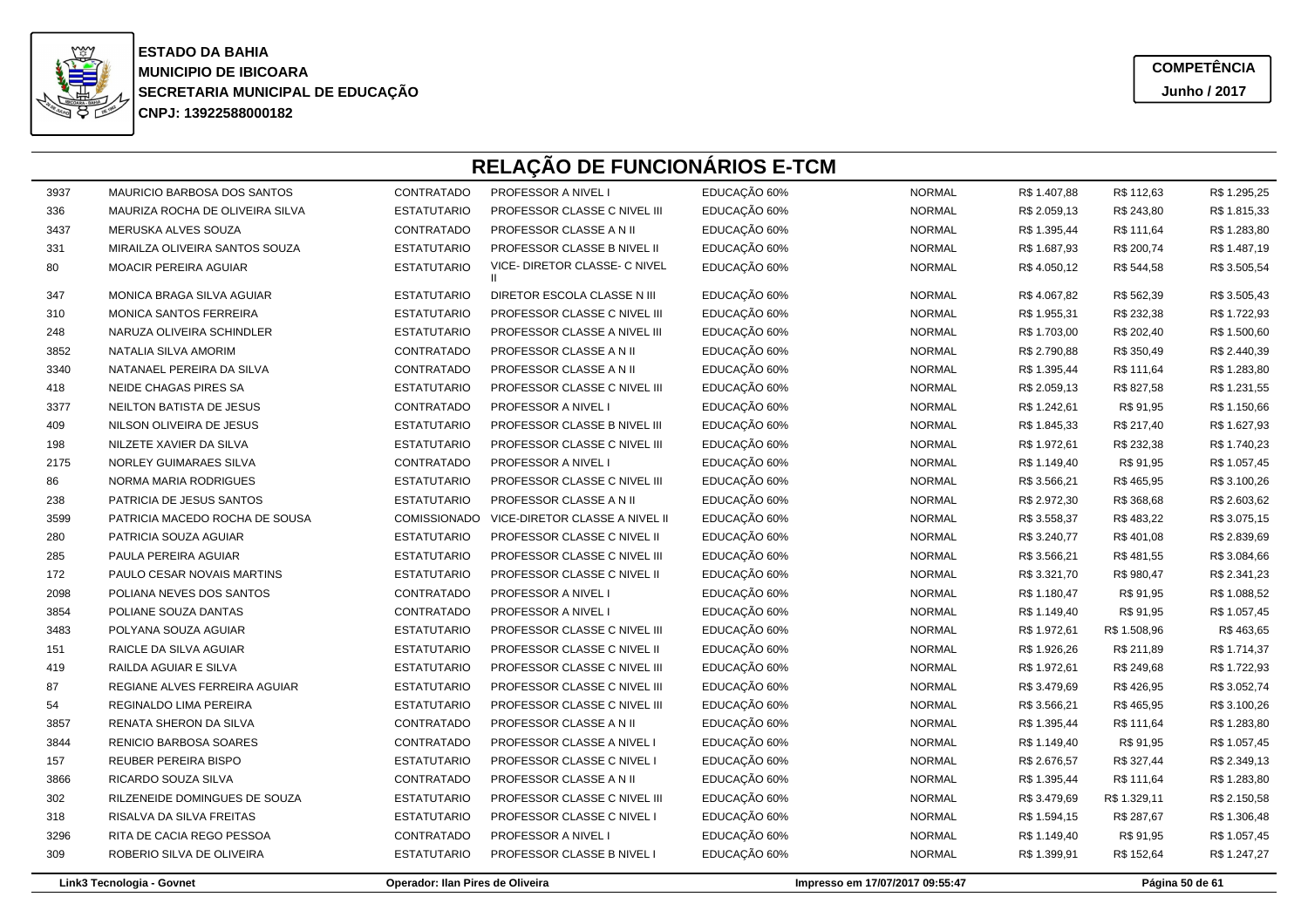**ESTADO DA BAHIA**
**MUNICIPIO DE IBICOARA**
**SECRETARIA MUNICIPAL DE EDUCAÇÃO**
**CNPJ: 13922588000182**

**COMPETÊNCIA**
**Junho / 2017**

# RELAÇÃO DE FUNCIONÁRIOS E-TCM

| | | | | | | | | |
|---|---|---|---|---|---|---|---|---|
| 3937 | MAURICIO BARBOSA DOS SANTOS | CONTRATADO | PROFESSOR A NIVEL I | EDUCAÇÃO 60% | NORMAL | R$ 1.407,88 | R$ 112,63 | R$ 1.295,25 |
| 336 | MAURIZA ROCHA DE OLIVEIRA SILVA | ESTATUTARIO | PROFESSOR CLASSE C NIVEL III | EDUCAÇÃO 60% | NORMAL | R$ 2.059,13 | R$ 243,80 | R$ 1.815,33 |
| 3437 | MERUSKA ALVES SOUZA | CONTRATADO | PROFESSOR CLASSE A N II | EDUCAÇÃO 60% | NORMAL | R$ 1.395,44 | R$ 111,64 | R$ 1.283,80 |
| 331 | MIRAILZA OLIVEIRA SANTOS SOUZA | ESTATUTARIO | PROFESSOR CLASSE B NIVEL II | EDUCAÇÃO 60% | NORMAL | R$ 1.687,93 | R$ 200,74 | R$ 1.487,19 |
| 80 | MOACIR PEREIRA AGUIAR | ESTATUTARIO | VICE- DIRETOR CLASSE- C NIVEL II | EDUCAÇÃO 60% | NORMAL | R$ 4.050,12 | R$ 544,58 | R$ 3.505,54 |
| 347 | MONICA BRAGA SILVA AGUIAR | ESTATUTARIO | DIRETOR ESCOLA CLASSE N III | EDUCAÇÃO 60% | NORMAL | R$ 4.067,82 | R$ 562,39 | R$ 3.505,43 |
| 310 | MONICA SANTOS FERREIRA | ESTATUTARIO | PROFESSOR CLASSE C NIVEL III | EDUCAÇÃO 60% | NORMAL | R$ 1.955,31 | R$ 232,38 | R$ 1.722,93 |
| 248 | NARUZA OLIVEIRA SCHINDLER | ESTATUTARIO | PROFESSOR CLASSE A NIVEL III | EDUCAÇÃO 60% | NORMAL | R$ 1.703,00 | R$ 202,40 | R$ 1.500,60 |
| 3852 | NATALIA SILVA AMORIM | CONTRATADO | PROFESSOR CLASSE A N II | EDUCAÇÃO 60% | NORMAL | R$ 2.790,88 | R$ 350,49 | R$ 2.440,39 |
| 3340 | NATANAEL PEREIRA DA SILVA | CONTRATADO | PROFESSOR CLASSE A N II | EDUCAÇÃO 60% | NORMAL | R$ 1.395,44 | R$ 111,64 | R$ 1.283,80 |
| 418 | NEIDE CHAGAS PIRES SA | ESTATUTARIO | PROFESSOR CLASSE C NIVEL III | EDUCAÇÃO 60% | NORMAL | R$ 2.059,13 | R$ 827,58 | R$ 1.231,55 |
| 3377 | NEILTON BATISTA DE JESUS | CONTRATADO | PROFESSOR A NIVEL I | EDUCAÇÃO 60% | NORMAL | R$ 1.242,61 | R$ 91,95 | R$ 1.150,66 |
| 409 | NILSON OLIVEIRA DE JESUS | ESTATUTARIO | PROFESSOR CLASSE B NIVEL III | EDUCAÇÃO 60% | NORMAL | R$ 1.845,33 | R$ 217,40 | R$ 1.627,93 |
| 198 | NILZETE XAVIER DA SILVA | ESTATUTARIO | PROFESSOR CLASSE C NIVEL III | EDUCAÇÃO 60% | NORMAL | R$ 1.972,61 | R$ 232,38 | R$ 1.740,23 |
| 2175 | NORLEY GUIMARAES SILVA | CONTRATADO | PROFESSOR A NIVEL I | EDUCAÇÃO 60% | NORMAL | R$ 1.149,40 | R$ 91,95 | R$ 1.057,45 |
| 86 | NORMA MARIA RODRIGUES | ESTATUTARIO | PROFESSOR CLASSE C NIVEL III | EDUCAÇÃO 60% | NORMAL | R$ 3.566,21 | R$ 465,95 | R$ 3.100,26 |
| 238 | PATRICIA DE JESUS SANTOS | ESTATUTARIO | PROFESSOR CLASSE A N II | EDUCAÇÃO 60% | NORMAL | R$ 2.972,30 | R$ 368,68 | R$ 2.603,62 |
| 3599 | PATRICIA MACEDO ROCHA DE SOUSA | COMISSIONADO | VICE-DIRETOR CLASSE A NIVEL II | EDUCAÇÃO 60% | NORMAL | R$ 3.558,37 | R$ 483,22 | R$ 3.075,15 |
| 280 | PATRICIA SOUZA AGUIAR | ESTATUTARIO | PROFESSOR CLASSE C NIVEL II | EDUCAÇÃO 60% | NORMAL | R$ 3.240,77 | R$ 401,08 | R$ 2.839,69 |
| 285 | PAULA PEREIRA AGUIAR | ESTATUTARIO | PROFESSOR CLASSE C NIVEL III | EDUCAÇÃO 60% | NORMAL | R$ 3.566,21 | R$ 481,55 | R$ 3.084,66 |
| 172 | PAULO CESAR NOVAIS MARTINS | ESTATUTARIO | PROFESSOR CLASSE C NIVEL II | EDUCAÇÃO 60% | NORMAL | R$ 3.321,70 | R$ 980,47 | R$ 2.341,23 |
| 2098 | POLIANA NEVES DOS SANTOS | CONTRATADO | PROFESSOR A NIVEL I | EDUCAÇÃO 60% | NORMAL | R$ 1.180,47 | R$ 91,95 | R$ 1.088,52 |
| 3854 | POLIANE SOUZA DANTAS | CONTRATADO | PROFESSOR A NIVEL I | EDUCAÇÃO 60% | NORMAL | R$ 1.149,40 | R$ 91,95 | R$ 1.057,45 |
| 3483 | POLYANA SOUZA AGUIAR | ESTATUTARIO | PROFESSOR CLASSE C NIVEL III | EDUCAÇÃO 60% | NORMAL | R$ 1.972,61 | R$ 1.508,96 | R$ 463,65 |
| 151 | RAICLE DA SILVA AGUIAR | ESTATUTARIO | PROFESSOR CLASSE C NIVEL II | EDUCAÇÃO 60% | NORMAL | R$ 1.926,26 | R$ 211,89 | R$ 1.714,37 |
| 419 | RAILDA AGUIAR E SILVA | ESTATUTARIO | PROFESSOR CLASSE C NIVEL III | EDUCAÇÃO 60% | NORMAL | R$ 1.972,61 | R$ 249,68 | R$ 1.722,93 |
| 87 | REGIANE ALVES FERREIRA AGUIAR | ESTATUTARIO | PROFESSOR CLASSE C NIVEL III | EDUCAÇÃO 60% | NORMAL | R$ 3.479,69 | R$ 426,95 | R$ 3.052,74 |
| 54 | REGINALDO LIMA PEREIRA | ESTATUTARIO | PROFESSOR CLASSE C NIVEL III | EDUCAÇÃO 60% | NORMAL | R$ 3.566,21 | R$ 465,95 | R$ 3.100,26 |
| 3857 | RENATA SHERON DA SILVA | CONTRATADO | PROFESSOR CLASSE A N II | EDUCAÇÃO 60% | NORMAL | R$ 1.395,44 | R$ 111,64 | R$ 1.283,80 |
| 3844 | RENICIO BARBOSA SOARES | CONTRATADO | PROFESSOR CLASSE A NIVEL I | EDUCAÇÃO 60% | NORMAL | R$ 1.149,40 | R$ 91,95 | R$ 1.057,45 |
| 157 | REUBER PEREIRA BISPO | ESTATUTARIO | PROFESSOR CLASSE C NIVEL I | EDUCAÇÃO 60% | NORMAL | R$ 2.676,57 | R$ 327,44 | R$ 2.349,13 |
| 3866 | RICARDO SOUZA SILVA | CONTRATADO | PROFESSOR CLASSE A N II | EDUCAÇÃO 60% | NORMAL | R$ 1.395,44 | R$ 111,64 | R$ 1.283,80 |
| 302 | RILZENEIDE DOMINGUES DE SOUZA | ESTATUTARIO | PROFESSOR CLASSE C NIVEL III | EDUCAÇÃO 60% | NORMAL | R$ 3.479,69 | R$ 1.329,11 | R$ 2.150,58 |
| 318 | RISALVA DA SILVA FREITAS | ESTATUTARIO | PROFESSOR CLASSE C NIVEL I | EDUCAÇÃO 60% | NORMAL | R$ 1.594,15 | R$ 287,67 | R$ 1.306,48 |
| 3296 | RITA DE CACIA REGO PESSOA | CONTRATADO | PROFESSOR A NIVEL I | EDUCAÇÃO 60% | NORMAL | R$ 1.149,40 | R$ 91,95 | R$ 1.057,45 |
| 309 | ROBERIO SILVA DE OLIVEIRA | ESTATUTARIO | PROFESSOR CLASSE B NIVEL I | EDUCAÇÃO 60% | NORMAL | R$ 1.399,91 | R$ 152,64 | R$ 1.247,27 |

Link3 Tecnologia - Govnet | Operador: Ilan Pires de Oliveira | Impresso em 17/07/2017 09:55:47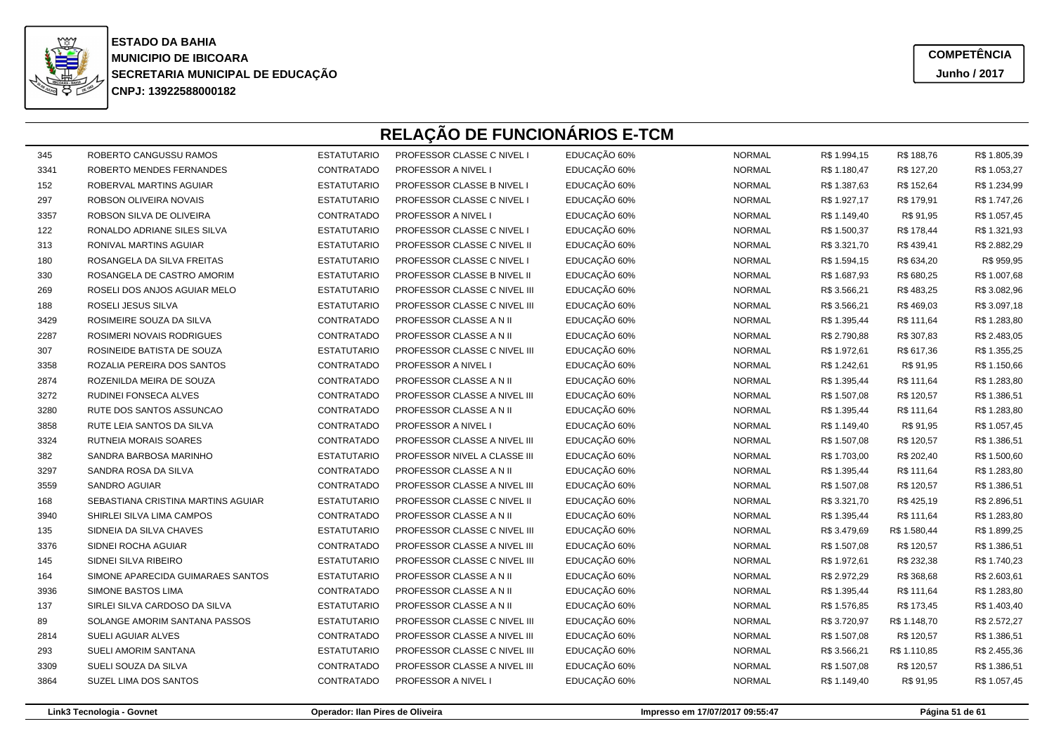**ESTADO DA BAHIA**
**MUNICIPIO DE IBICOARA**
**SECRETARIA MUNICIPAL DE EDUCAÇÃO**
**CNPJ: 13922588000182**

**COMPETÊNCIA**
**Junho / 2017**

# RELAÇÃO DE FUNCIONÁRIOS E-TCM

| | | | | | | | | |
|---|---|---|---|---|---|---|---|---|
| 345 | ROBERTO CANGUSSU RAMOS | ESTATUTARIO | PROFESSOR CLASSE C NIVEL I | EDUCAÇÃO 60% | NORMAL | R$ 1.994,15 | R$ 188,76 | R$ 1.805,39 |
| 3341 | ROBERTO MENDES FERNANDES | CONTRATADO | PROFESSOR A NIVEL I | EDUCAÇÃO 60% | NORMAL | R$ 1.180,47 | R$ 127,20 | R$ 1.053,27 |
| 152 | ROBERVAL MARTINS AGUIAR | ESTATUTARIO | PROFESSOR CLASSE B NIVEL I | EDUCAÇÃO 60% | NORMAL | R$ 1.387,63 | R$ 152,64 | R$ 1.234,99 |
| 297 | ROBSON OLIVEIRA NOVAIS | ESTATUTARIO | PROFESSOR CLASSE C NIVEL I | EDUCAÇÃO 60% | NORMAL | R$ 1.927,17 | R$ 179,91 | R$ 1.747,26 |
| 3357 | ROBSON SILVA DE OLIVEIRA | CONTRATADO | PROFESSOR A NIVEL I | EDUCAÇÃO 60% | NORMAL | R$ 1.149,40 | R$ 91,95 | R$ 1.057,45 |
| 122 | RONALDO ADRIANE SILES SILVA | ESTATUTARIO | PROFESSOR CLASSE C NIVEL I | EDUCAÇÃO 60% | NORMAL | R$ 1.500,37 | R$ 178,44 | R$ 1.321,93 |
| 313 | RONIVAL MARTINS AGUIAR | ESTATUTARIO | PROFESSOR CLASSE C NIVEL II | EDUCAÇÃO 60% | NORMAL | R$ 3.321,70 | R$ 439,41 | R$ 2.882,29 |
| 180 | ROSANGELA DA SILVA FREITAS | ESTATUTARIO | PROFESSOR CLASSE C NIVEL I | EDUCAÇÃO 60% | NORMAL | R$ 1.594,15 | R$ 634,20 | R$ 959,95 |
| 330 | ROSANGELA DE CASTRO AMORIM | ESTATUTARIO | PROFESSOR CLASSE B NIVEL II | EDUCAÇÃO 60% | NORMAL | R$ 1.687,93 | R$ 680,25 | R$ 1.007,68 |
| 269 | ROSELI DOS ANJOS AGUIAR MELO | ESTATUTARIO | PROFESSOR CLASSE C NIVEL III | EDUCAÇÃO 60% | NORMAL | R$ 3.566,21 | R$ 483,25 | R$ 3.082,96 |
| 188 | ROSELI JESUS SILVA | ESTATUTARIO | PROFESSOR CLASSE C NIVEL III | EDUCAÇÃO 60% | NORMAL | R$ 3.566,21 | R$ 469,03 | R$ 3.097,18 |
| 3429 | ROSIMEIRE SOUZA DA SILVA | CONTRATADO | PROFESSOR CLASSE A N II | EDUCAÇÃO 60% | NORMAL | R$ 1.395,44 | R$ 111,64 | R$ 1.283,80 |
| 2287 | ROSIMERI NOVAIS RODRIGUES | CONTRATADO | PROFESSOR CLASSE A N II | EDUCAÇÃO 60% | NORMAL | R$ 2.790,88 | R$ 307,83 | R$ 2.483,05 |
| 307 | ROSINEIDE BATISTA DE SOUZA | ESTATUTARIO | PROFESSOR CLASSE C NIVEL III | EDUCAÇÃO 60% | NORMAL | R$ 1.972,61 | R$ 617,36 | R$ 1.355,25 |
| 3358 | ROZALIA PEREIRA DOS SANTOS | CONTRATADO | PROFESSOR A NIVEL I | EDUCAÇÃO 60% | NORMAL | R$ 1.242,61 | R$ 91,95 | R$ 1.150,66 |
| 2874 | ROZENILDA MEIRA DE SOUZA | CONTRATADO | PROFESSOR CLASSE A N II | EDUCAÇÃO 60% | NORMAL | R$ 1.395,44 | R$ 111,64 | R$ 1.283,80 |
| 3272 | RUDINEI FONSECA ALVES | CONTRATADO | PROFESSOR CLASSE A NIVEL III | EDUCAÇÃO 60% | NORMAL | R$ 1.507,08 | R$ 120,57 | R$ 1.386,51 |
| 3280 | RUTE DOS SANTOS ASSUNCAO | CONTRATADO | PROFESSOR CLASSE A N II | EDUCAÇÃO 60% | NORMAL | R$ 1.395,44 | R$ 111,64 | R$ 1.283,80 |
| 3858 | RUTE LEIA SANTOS DA SILVA | CONTRATADO | PROFESSOR A NIVEL I | EDUCAÇÃO 60% | NORMAL | R$ 1.149,40 | R$ 91,95 | R$ 1.057,45 |
| 3324 | RUTNEIA MORAIS SOARES | CONTRATADO | PROFESSOR CLASSE A NIVEL III | EDUCAÇÃO 60% | NORMAL | R$ 1.507,08 | R$ 120,57 | R$ 1.386,51 |
| 382 | SANDRA BARBOSA MARINHO | ESTATUTARIO | PROFESSOR NIVEL A CLASSE III | EDUCAÇÃO 60% | NORMAL | R$ 1.703,00 | R$ 202,40 | R$ 1.500,60 |
| 3297 | SANDRA ROSA DA SILVA | CONTRATADO | PROFESSOR CLASSE A N II | EDUCAÇÃO 60% | NORMAL | R$ 1.395,44 | R$ 111,64 | R$ 1.283,80 |
| 3559 | SANDRO AGUIAR | CONTRATADO | PROFESSOR CLASSE A NIVEL III | EDUCAÇÃO 60% | NORMAL | R$ 1.507,08 | R$ 120,57 | R$ 1.386,51 |
| 168 | SEBASTIANA CRISTINA MARTINS AGUIAR | ESTATUTARIO | PROFESSOR CLASSE C NIVEL II | EDUCAÇÃO 60% | NORMAL | R$ 3.321,70 | R$ 425,19 | R$ 2.896,51 |
| 3940 | SHIRLEI SILVA LIMA CAMPOS | CONTRATADO | PROFESSOR CLASSE A N II | EDUCAÇÃO 60% | NORMAL | R$ 1.395,44 | R$ 111,64 | R$ 1.283,80 |
| 135 | SIDNEIA DA SILVA CHAVES | ESTATUTARIO | PROFESSOR CLASSE C NIVEL III | EDUCAÇÃO 60% | NORMAL | R$ 3.479,69 | R$ 1.580,44 | R$ 1.899,25 |
| 3376 | SIDNEI ROCHA AGUIAR | CONTRATADO | PROFESSOR CLASSE A NIVEL III | EDUCAÇÃO 60% | NORMAL | R$ 1.507,08 | R$ 120,57 | R$ 1.386,51 |
| 145 | SIDNEI SILVA RIBEIRO | ESTATUTARIO | PROFESSOR CLASSE C NIVEL III | EDUCAÇÃO 60% | NORMAL | R$ 1.972,61 | R$ 232,38 | R$ 1.740,23 |
| 164 | SIMONE APARECIDA GUIMARAES SANTOS | ESTATUTARIO | PROFESSOR CLASSE A N II | EDUCAÇÃO 60% | NORMAL | R$ 2.972,29 | R$ 368,68 | R$ 2.603,61 |
| 3936 | SIMONE BASTOS LIMA | CONTRATADO | PROFESSOR CLASSE A N II | EDUCAÇÃO 60% | NORMAL | R$ 1.395,44 | R$ 111,64 | R$ 1.283,80 |
| 137 | SIRLEI SILVA CARDOSO DA SILVA | ESTATUTARIO | PROFESSOR CLASSE A N II | EDUCAÇÃO 60% | NORMAL | R$ 1.576,85 | R$ 173,45 | R$ 1.403,40 |
| 89 | SOLANGE AMORIM SANTANA PASSOS | ESTATUTARIO | PROFESSOR CLASSE C NIVEL III | EDUCAÇÃO 60% | NORMAL | R$ 3.720,97 | R$ 1.148,70 | R$ 2.572,27 |
| 2814 | SUELI AGUIAR ALVES | CONTRATADO | PROFESSOR CLASSE A NIVEL III | EDUCAÇÃO 60% | NORMAL | R$ 1.507,08 | R$ 120,57 | R$ 1.386,51 |
| 293 | SUELI AMORIM SANTANA | ESTATUTARIO | PROFESSOR CLASSE C NIVEL III | EDUCAÇÃO 60% | NORMAL | R$ 3.566,21 | R$ 1.110,85 | R$ 2.455,36 |
| 3309 | SUELI SOUZA DA SILVA | CONTRATADO | PROFESSOR CLASSE A NIVEL III | EDUCAÇÃO 60% | NORMAL | R$ 1.507,08 | R$ 120,57 | R$ 1.386,51 |
| 3864 | SUZEL LIMA DOS SANTOS | CONTRATADO | PROFESSOR A NIVEL I | EDUCAÇÃO 60% | NORMAL | R$ 1.149,40 | R$ 91,95 | R$ 1.057,45 |

Link3 Tecnologia - Govnet | Operador: Ilan Pires de Oliveira | Impresso em 17/07/2017 09:55:47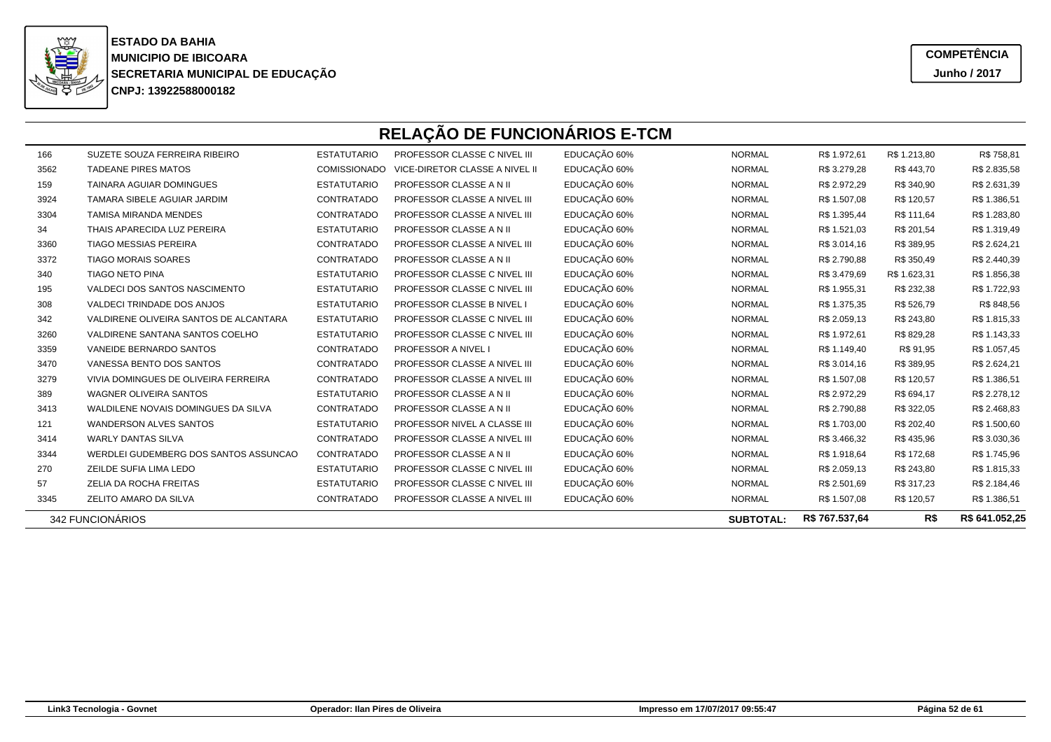**ESTADO DA BAHIA**
**MUNICIPIO DE IBICOARA**
**SECRETARIA MUNICIPAL DE EDUCAÇÃO**
**CNPJ: 13922588000182**

**COMPETÊNCIA**
**Junho / 2017**

# RELAÇÃO DE FUNCIONÁRIOS E-TCM

| | | | | | | | | |
|---|---|---|---|---|---|---|---|---|
| 166 | SUZETE SOUZA FERREIRA RIBEIRO | ESTATUTARIO | PROFESSOR CLASSE C NIVEL III | EDUCAÇÃO 60% | NORMAL | R$ 1.972,61 | R$ 1.213,80 | R$ 758,81 |
| 3562 | TADEANE PIRES MATOS | COMISSIONADO | VICE-DIRETOR CLASSE A NIVEL II | EDUCAÇÃO 60% | NORMAL | R$ 3.279,28 | R$ 443,70 | R$ 2.835,58 |
| 159 | TAINARA AGUIAR DOMINGUES | ESTATUTARIO | PROFESSOR CLASSE A N II | EDUCAÇÃO 60% | NORMAL | R$ 2.972,29 | R$ 340,90 | R$ 2.631,39 |
| 3924 | TAMARA SIBELE AGUIAR JARDIM | CONTRATADO | PROFESSOR CLASSE A NIVEL III | EDUCAÇÃO 60% | NORMAL | R$ 1.507,08 | R$ 120,57 | R$ 1.386,51 |
| 3304 | TAMISA MIRANDA MENDES | CONTRATADO | PROFESSOR CLASSE A NIVEL III | EDUCAÇÃO 60% | NORMAL | R$ 1.395,44 | R$ 111,64 | R$ 1.283,80 |
| 34 | THAIS APARECIDA LUZ PEREIRA | ESTATUTARIO | PROFESSOR CLASSE A N II | EDUCAÇÃO 60% | NORMAL | R$ 1.521,03 | R$ 201,54 | R$ 1.319,49 |
| 3360 | TIAGO MESSIAS PEREIRA | CONTRATADO | PROFESSOR CLASSE A NIVEL III | EDUCAÇÃO 60% | NORMAL | R$ 3.014,16 | R$ 389,95 | R$ 2.624,21 |
| 3372 | TIAGO MORAIS SOARES | CONTRATADO | PROFESSOR CLASSE A N II | EDUCAÇÃO 60% | NORMAL | R$ 2.790,88 | R$ 350,49 | R$ 2.440,39 |
| 340 | TIAGO NETO PINA | ESTATUTARIO | PROFESSOR CLASSE C NIVEL III | EDUCAÇÃO 60% | NORMAL | R$ 3.479,69 | R$ 1.623,31 | R$ 1.856,38 |
| 195 | VALDECI DOS SANTOS NASCIMENTO | ESTATUTARIO | PROFESSOR CLASSE C NIVEL III | EDUCAÇÃO 60% | NORMAL | R$ 1.955,31 | R$ 232,38 | R$ 1.722,93 |
| 308 | VALDECI TRINDADE DOS ANJOS | ESTATUTARIO | PROFESSOR CLASSE B NIVEL I | EDUCAÇÃO 60% | NORMAL | R$ 1.375,35 | R$ 526,79 | R$ 848,56 |
| 342 | VALDIRENE OLIVEIRA SANTOS DE ALCANTARA | ESTATUTARIO | PROFESSOR CLASSE C NIVEL III | EDUCAÇÃO 60% | NORMAL | R$ 2.059,13 | R$ 243,80 | R$ 1.815,33 |
| 3260 | VALDIRENE SANTANA SANTOS COELHO | ESTATUTARIO | PROFESSOR CLASSE C NIVEL III | EDUCAÇÃO 60% | NORMAL | R$ 1.972,61 | R$ 829,28 | R$ 1.143,33 |
| 3359 | VANEIDE BERNARDO SANTOS | CONTRATADO | PROFESSOR A NIVEL I | EDUCAÇÃO 60% | NORMAL | R$ 1.149,40 | R$ 91,95 | R$ 1.057,45 |
| 3470 | VANESSA BENTO DOS SANTOS | CONTRATADO | PROFESSOR CLASSE A NIVEL III | EDUCAÇÃO 60% | NORMAL | R$ 3.014,16 | R$ 389,95 | R$ 2.624,21 |
| 3279 | VIVIA DOMINGUES DE OLIVEIRA FERREIRA | CONTRATADO | PROFESSOR CLASSE A NIVEL III | EDUCAÇÃO 60% | NORMAL | R$ 1.507,08 | R$ 120,57 | R$ 1.386,51 |
| 389 | WAGNER OLIVEIRA SANTOS | ESTATUTARIO | PROFESSOR CLASSE A N II | EDUCAÇÃO 60% | NORMAL | R$ 2.972,29 | R$ 694,17 | R$ 2.278,12 |
| 3413 | WALDILENE NOVAIS DOMINGUES DA SILVA | CONTRATADO | PROFESSOR CLASSE A N II | EDUCAÇÃO 60% | NORMAL | R$ 2.790,88 | R$ 322,05 | R$ 2.468,83 |
| 121 | WANDERSON ALVES SANTOS | ESTATUTARIO | PROFESSOR NIVEL A CLASSE III | EDUCAÇÃO 60% | NORMAL | R$ 1.703,00 | R$ 202,40 | R$ 1.500,60 |
| 3414 | WARLY DANTAS SILVA | CONTRATADO | PROFESSOR CLASSE A NIVEL III | EDUCAÇÃO 60% | NORMAL | R$ 3.466,32 | R$ 435,96 | R$ 3.030,36 |
| 3344 | WERDLEI GUDEMBERG DOS SANTOS ASSUNCAO | CONTRATADO | PROFESSOR CLASSE A N II | EDUCAÇÃO 60% | NORMAL | R$ 1.918,64 | R$ 172,68 | R$ 1.745,96 |
| 270 | ZEILDE SUFIA LIMA LEDO | ESTATUTARIO | PROFESSOR CLASSE C NIVEL III | EDUCAÇÃO 60% | NORMAL | R$ 2.059,13 | R$ 243,80 | R$ 1.815,33 |
| 57 | ZELIA DA ROCHA FREITAS | ESTATUTARIO | PROFESSOR CLASSE C NIVEL III | EDUCAÇÃO 60% | NORMAL | R$ 2.501,69 | R$ 317,23 | R$ 2.184,46 |
| 3345 | ZELITO AMARO DA SILVA | CONTRATADO | PROFESSOR CLASSE A NIVEL III | EDUCAÇÃO 60% | NORMAL | R$ 1.507,08 | R$ 120,57 | R$ 1.386,51 |
| 342 FUNCIONÁRIOS | | | | | **SUBTOTAL:** | **R$ 767.537,64** | **R$** | **R$ 641.052,25** |

Link3 Tecnologia - Govnet | Operador: Ilan Pires de Oliveira | Impresso em 17/07/2017 09:55:47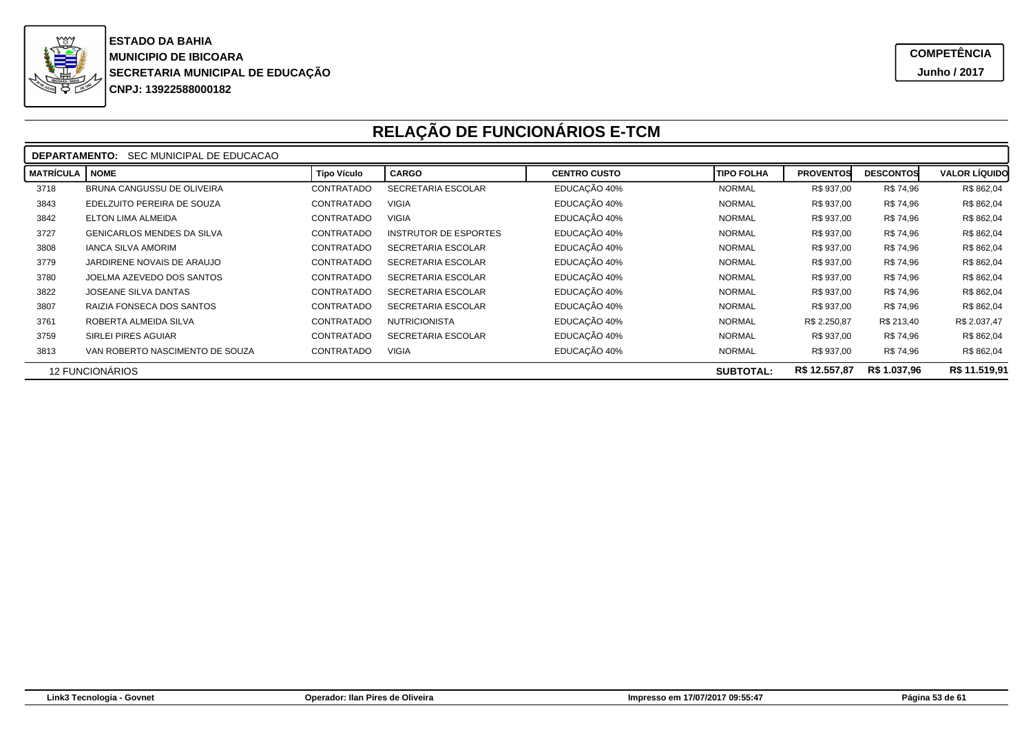**ESTADO DA BAHIA**
**MUNICIPIO DE IBICOARA**
**SECRETARIA MUNICIPAL DE EDUCAÇÃO**
**CNPJ: 13922588000182**

**COMPETÊNCIA**
**Junho / 2017**

# RELAÇÃO DE FUNCIONÁRIOS E-TCM

**DEPARTAMENTO:** SEC MUNICIPAL DE EDUCACAO

| MATRÍCULA | NOME | Tipo Vículo | CARGO | CENTRO CUSTO | TIPO FOLHA | PROVENTOS | DESCONTOS | VALOR LÍQUIDO |
|---|---|---|---|---|---|---|---|---|
| 3718 | BRUNA CANGUSSU DE OLIVEIRA | CONTRATADO | SECRETARIA ESCOLAR | EDUCAÇÃO 40% | NORMAL | R$ 937,00 | R$ 74,96 | R$ 862,04 |
| 3843 | EDELZUITO PEREIRA DE SOUZA | CONTRATADO | VIGIA | EDUCAÇÃO 40% | NORMAL | R$ 937,00 | R$ 74,96 | R$ 862,04 |
| 3842 | ELTON LIMA ALMEIDA | CONTRATADO | VIGIA | EDUCAÇÃO 40% | NORMAL | R$ 937,00 | R$ 74,96 | R$ 862,04 |
| 3727 | GENICARLOS MENDES DA SILVA | CONTRATADO | INSTRUTOR DE ESPORTES | EDUCAÇÃO 40% | NORMAL | R$ 937,00 | R$ 74,96 | R$ 862,04 |
| 3808 | IANCA SILVA AMORIM | CONTRATADO | SECRETARIA ESCOLAR | EDUCAÇÃO 40% | NORMAL | R$ 937,00 | R$ 74,96 | R$ 862,04 |
| 3779 | JARDIRENE NOVAIS DE ARAUJO | CONTRATADO | SECRETARIA ESCOLAR | EDUCAÇÃO 40% | NORMAL | R$ 937,00 | R$ 74,96 | R$ 862,04 |
| 3780 | JOELMA AZEVEDO DOS SANTOS | CONTRATADO | SECRETARIA ESCOLAR | EDUCAÇÃO 40% | NORMAL | R$ 937,00 | R$ 74,96 | R$ 862,04 |
| 3822 | JOSEANE SILVA DANTAS | CONTRATADO | SECRETARIA ESCOLAR | EDUCAÇÃO 40% | NORMAL | R$ 937,00 | R$ 74,96 | R$ 862,04 |
| 3807 | RAIZIA FONSECA DOS SANTOS | CONTRATADO | SECRETARIA ESCOLAR | EDUCAÇÃO 40% | NORMAL | R$ 937,00 | R$ 74,96 | R$ 862,04 |
| 3761 | ROBERTA ALMEIDA SILVA | CONTRATADO | NUTRICIONISTA | EDUCAÇÃO 40% | NORMAL | R$ 2.250,87 | R$ 213,40 | R$ 2.037,47 |
| 3759 | SIRLEI PIRES AGUIAR | CONTRATADO | SECRETARIA ESCOLAR | EDUCAÇÃO 40% | NORMAL | R$ 937,00 | R$ 74,96 | R$ 862,04 |
| 3813 | VAN ROBERTO NASCIMENTO DE SOUZA | CONTRATADO | VIGIA | EDUCAÇÃO 40% | NORMAL | R$ 937,00 | R$ 74,96 | R$ 862,04 |
| 12 FUNCIONÁRIOS | | | | | **SUBTOTAL:** | **R$ 12.557,87** | **R$ 1.037,96** | **R$ 11.519,91** |

Link3 Tecnologia - Govnet | Operador: Ilan Pires de Oliveira | Impresso em 17/07/2017 09:55:47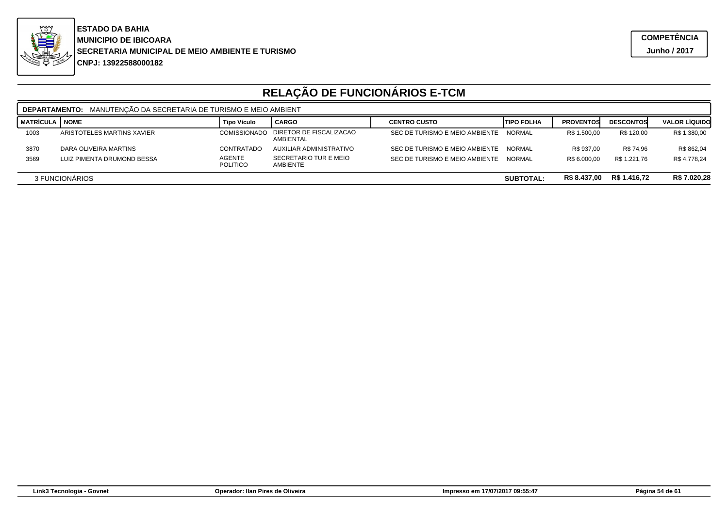**ESTADO DA BAHIA**
**MUNICIPIO DE IBICOARA**
**SECRETARIA MUNICIPAL DE MEIO AMBIENTE E TURISMO**
**CNPJ: 13922588000182**

**COMPETÊNCIA**
**Junho / 2017**

# RELAÇÃO DE FUNCIONÁRIOS E-TCM

**DEPARTAMENTO:** MANUTENÇÃO DA SECRETARIA DE TURISMO E MEIO AMBIENT

| MATRÍCULA | NOME | Tipo Vículo | CARGO | CENTRO CUSTO | TIPO FOLHA | PROVENTOS | DESCONTOS | VALOR LÍQUIDO |
|---|---|---|---|---|---|---|---|---|
| 1003 | ARISTOTELES MARTINS XAVIER | COMISSIONADO | DIRETOR DE FISCALIZACAO AMBIENTAL | SEC DE TURISMO E MEIO AMBIENTE | NORMAL | R$ 1.500,00 | R$ 120,00 | R$ 1.380,00 |
| 3870 | DARA OLIVEIRA MARTINS | CONTRATADO | AUXILIAR ADMINISTRATIVO | SEC DE TURISMO E MEIO AMBIENTE | NORMAL | R$ 937,00 | R$ 74,96 | R$ 862,04 |
| 3569 | LUIZ PIMENTA DRUMOND BESSA | AGENTE POLITICO | SECRETARIO TUR E MEIO AMBIENTE | SEC DE TURISMO E MEIO AMBIENTE | NORMAL | R$ 6.000,00 | R$ 1.221,76 | R$ 4.778,24 |
| 3 FUNCIONÁRIOS | | | | | **SUBTOTAL:** | **R$ 8.437,00** | **R$ 1.416,72** | **R$ 7.020,28** |

Link3 Tecnologia - Govnet | Operador: Ilan Pires de Oliveira | Impresso em 17/07/2017 09:55:47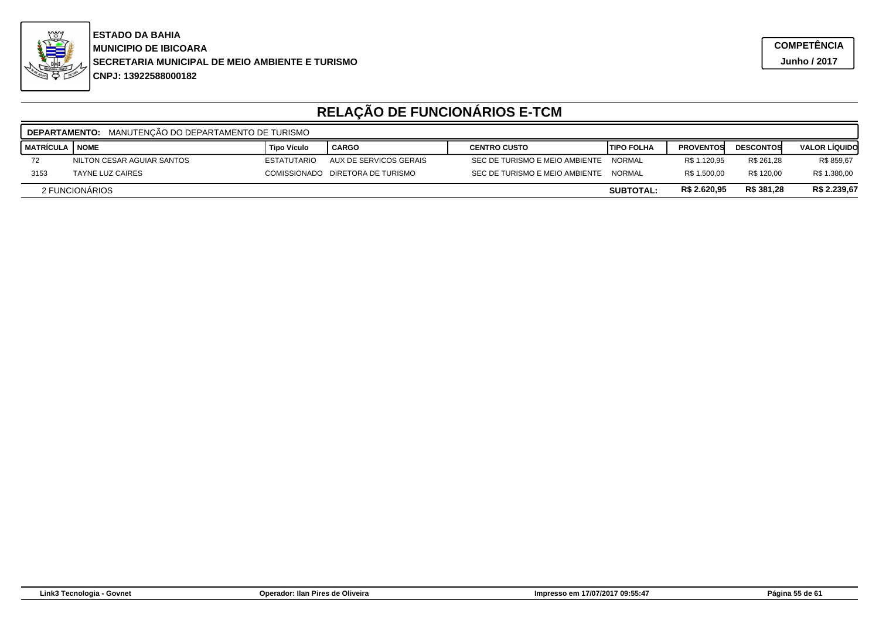**ESTADO DA BAHIA**
**MUNICIPIO DE IBICOARA**
**SECRETARIA MUNICIPAL DE MEIO AMBIENTE E TURISMO**
**CNPJ: 13922588000182**

**COMPETÊNCIA**
**Junho / 2017**

# RELAÇÃO DE FUNCIONÁRIOS E-TCM

**DEPARTAMENTO:** MANUTENÇÃO DO DEPARTAMENTO DE TURISMO

| MATRÍCULA | NOME | Tipo Vículo | CARGO | CENTRO CUSTO | TIPO FOLHA | PROVENTOS | DESCONTOS | VALOR LÍQUIDO |
|---|---|---|---|---|---|---|---|---|
| 72 | NILTON CESAR AGUIAR SANTOS | ESTATUTARIO | AUX DE SERVICOS GERAIS | SEC DE TURISMO E MEIO AMBIENTE | NORMAL | R$ 1.120,95 | R$ 261,28 | R$ 859,67 |
| 3153 | TAYNE LUZ CAIRES | COMISSIONADO | DIRETORA DE TURISMO | SEC DE TURISMO E MEIO AMBIENTE | NORMAL | R$ 1.500,00 | R$ 120,00 | R$ 1.380,00 |
| 2 FUNCIONÁRIOS | | | | | **SUBTOTAL:** | **R$ 2.620,95** | **R$ 381,28** | **R$ 2.239,67** |

Link3 Tecnologia - Govnet | Operador: Ilan Pires de Oliveira | Impresso em 17/07/2017 09:55:47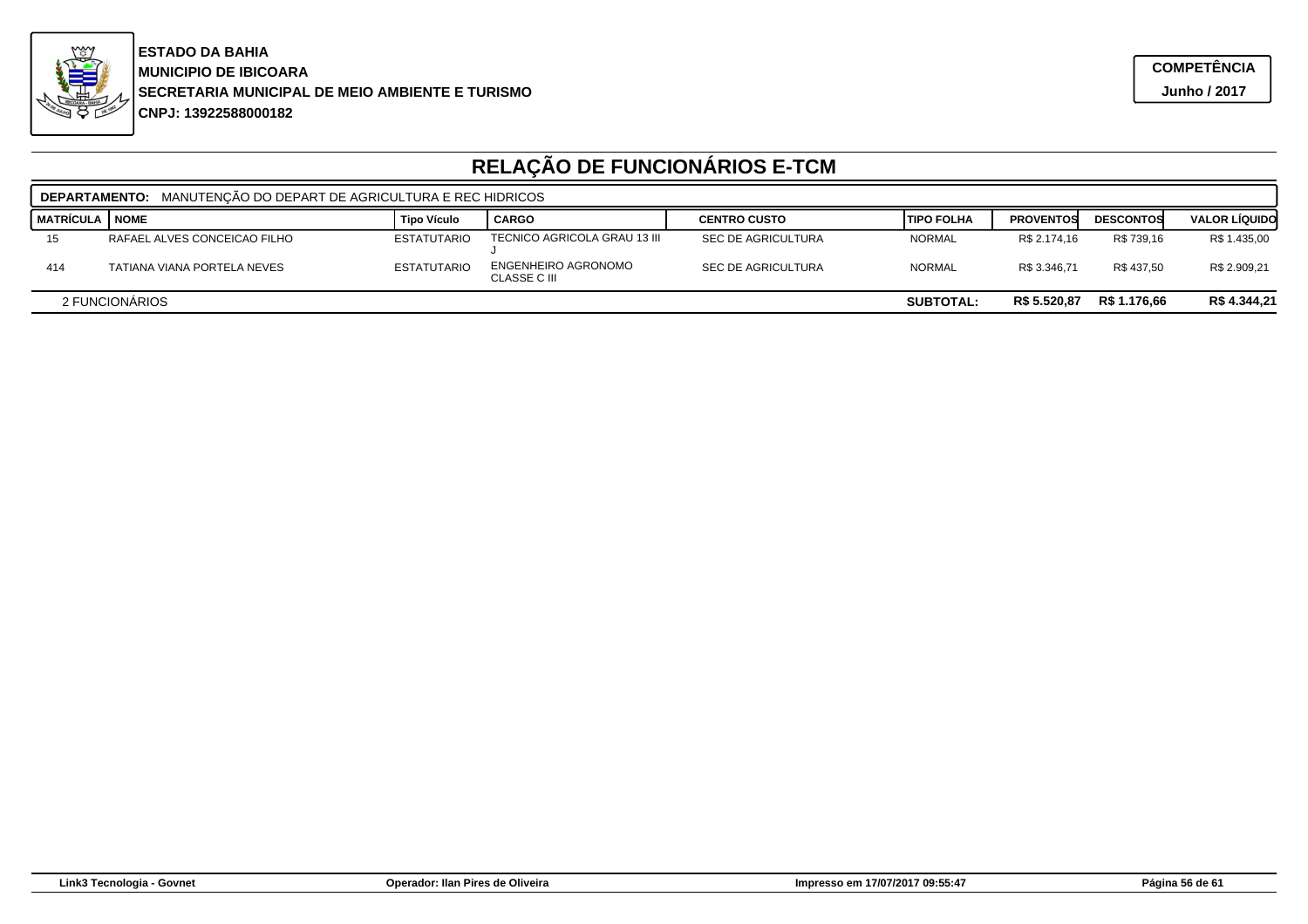**ESTADO DA BAHIA**
**MUNICIPIO DE IBICOARA**
**SECRETARIA MUNICIPAL DE MEIO AMBIENTE E TURISMO**
**CNPJ: 13922588000182**

**COMPETÊNCIA**
**Junho / 2017**

# RELAÇÃO DE FUNCIONÁRIOS E-TCM

**DEPARTAMENTO:** MANUTENÇÃO DO DEPART DE AGRICULTURA E REC HIDRICOS

| MATRÍCULA | NOME | Tipo Vículo | CARGO | CENTRO CUSTO | TIPO FOLHA | PROVENTOS | DESCONTOS | VALOR LÍQUIDO |
|---|---|---|---|---|---|---|---|---|
| 15 | RAFAEL ALVES CONCEICAO FILHO | ESTATUTARIO | TECNICO AGRICOLA GRAU 13 III J | SEC DE AGRICULTURA | NORMAL | R$ 2.174,16 | R$ 739,16 | R$ 1.435,00 |
| 414 | TATIANA VIANA PORTELA NEVES | ESTATUTARIO | ENGENHEIRO AGRONOMO CLASSE C III | SEC DE AGRICULTURA | NORMAL | R$ 3.346,71 | R$ 437,50 | R$ 2.909,21 |
| 2 FUNCIONÁRIOS | | | | | **SUBTOTAL:** | **R$ 5.520,87** | **R$ 1.176,66** | **R$ 4.344,21** |

Link3 Tecnologia - Govnet | Operador: Ilan Pires de Oliveira | Impresso em 17/07/2017 09:55:47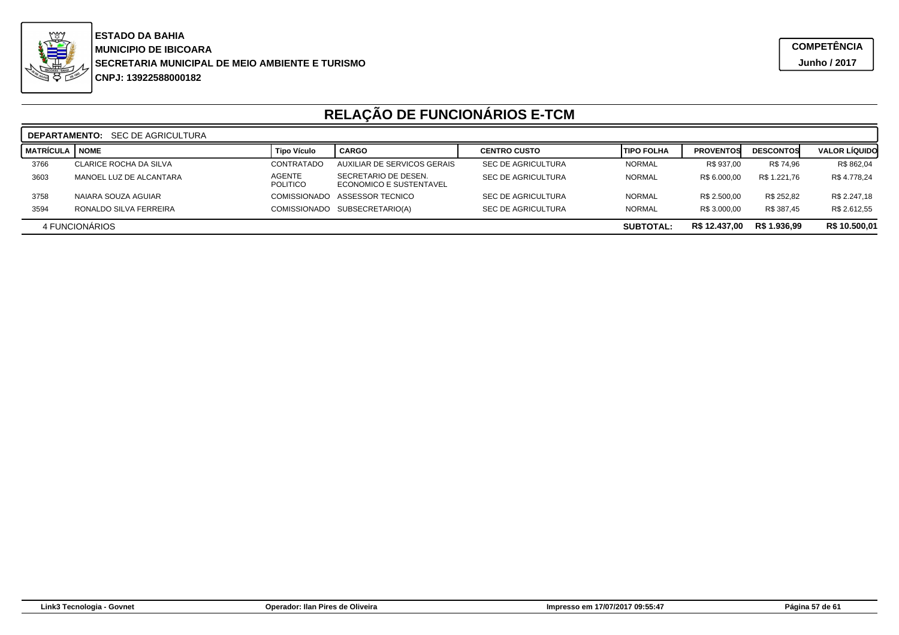**ESTADO DA BAHIA**
**MUNICIPIO DE IBICOARA**
**SECRETARIA MUNICIPAL DE MEIO AMBIENTE E TURISMO**
**CNPJ: 13922588000182**

**COMPETÊNCIA**
**Junho / 2017**

# RELAÇÃO DE FUNCIONÁRIOS E-TCM

**DEPARTAMENTO:** SEC DE AGRICULTURA

| MATRÍCULA | NOME | Tipo Vículo | CARGO | CENTRO CUSTO | TIPO FOLHA | PROVENTOS | DESCONTOS | VALOR LÍQUIDO |
|---|---|---|---|---|---|---|---|---|
| 3766 | CLARICE ROCHA DA SILVA | CONTRATADO | AUXILIAR DE SERVICOS GERAIS | SEC DE AGRICULTURA | NORMAL | R$ 937,00 | R$ 74,96 | R$ 862,04 |
| 3603 | MANOEL LUZ DE ALCANTARA | AGENTE POLITICO | SECRETARIO DE DESEN. ECONOMICO E SUSTENTAVEL | SEC DE AGRICULTURA | NORMAL | R$ 6.000,00 | R$ 1.221,76 | R$ 4.778,24 |
| 3758 | NAIARA SOUZA AGUIAR | COMISSIONADO | ASSESSOR TECNICO | SEC DE AGRICULTURA | NORMAL | R$ 2.500,00 | R$ 252,82 | R$ 2.247,18 |
| 3594 | RONALDO SILVA FERREIRA | COMISSIONADO | SUBSECRETARIO(A) | SEC DE AGRICULTURA | NORMAL | R$ 3.000,00 | R$ 387,45 | R$ 2.612,55 |
| 4 FUNCIONÁRIOS | | | | | **SUBTOTAL:** | **R$ 12.437,00** | **R$ 1.936,99** | **R$ 10.500,01** |

Link3 Tecnologia - Govnet | Operador: Ilan Pires de Oliveira | Impresso em 17/07/2017 09:55:47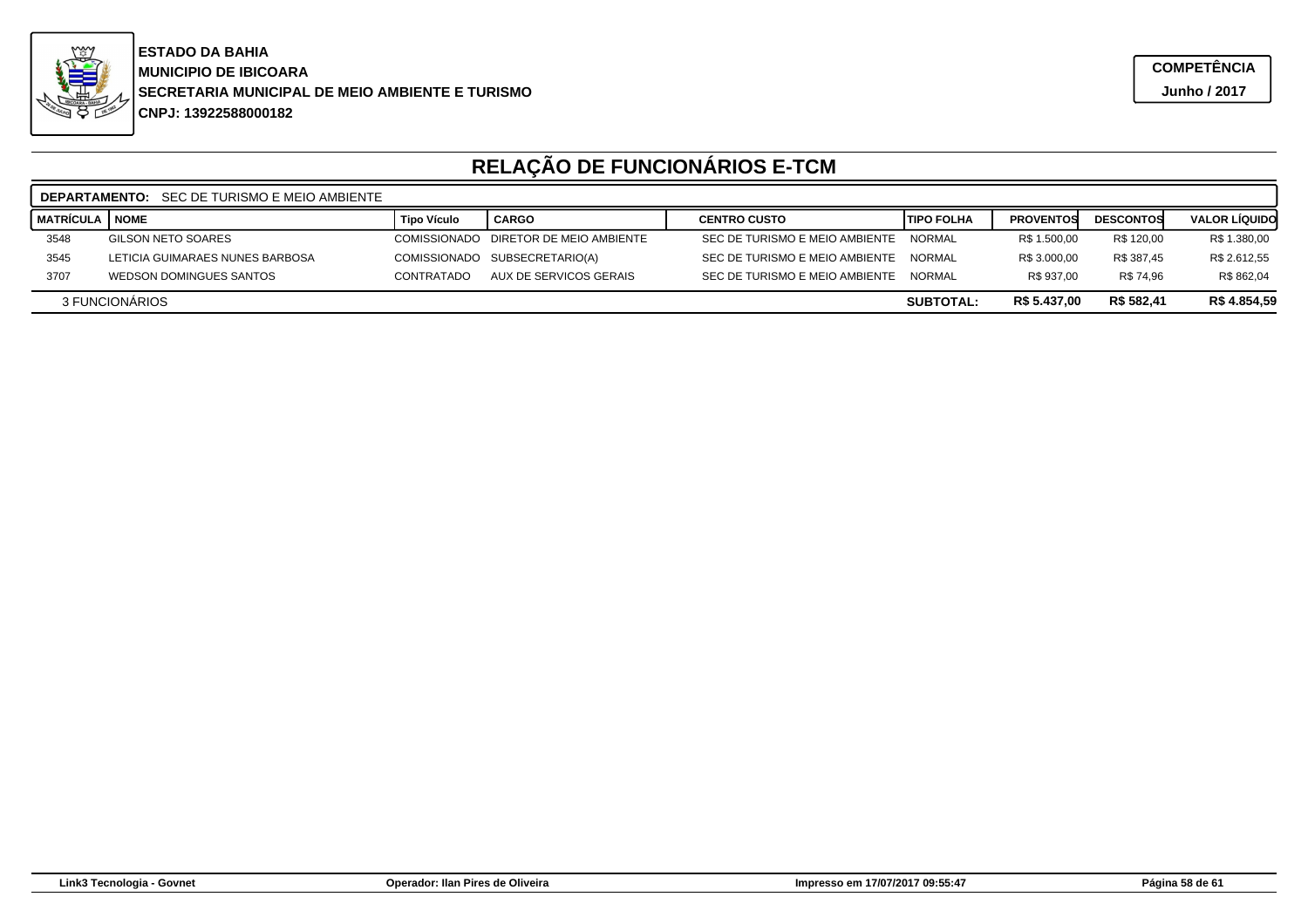**ESTADO DA BAHIA**
**MUNICIPIO DE IBICOARA**
**SECRETARIA MUNICIPAL DE MEIO AMBIENTE E TURISMO**
**CNPJ: 13922588000182**

**COMPETÊNCIA**
**Junho / 2017**

# RELAÇÃO DE FUNCIONÁRIOS E-TCM

**DEPARTAMENTO:** SEC DE TURISMO E MEIO AMBIENTE

| MATRÍCULA | NOME | Tipo Vículo | CARGO | CENTRO CUSTO | TIPO FOLHA | PROVENTOS | DESCONTOS | VALOR LÍQUIDO |
|---|---|---|---|---|---|---|---|---|
| 3548 | GILSON NETO SOARES | COMISSIONADO | DIRETOR DE MEIO AMBIENTE | SEC DE TURISMO E MEIO AMBIENTE | NORMAL | R$ 1.500,00 | R$ 120,00 | R$ 1.380,00 |
| 3545 | LETICIA GUIMARAES NUNES BARBOSA | COMISSIONADO | SUBSECRETARIO(A) | SEC DE TURISMO E MEIO AMBIENTE | NORMAL | R$ 3.000,00 | R$ 387,45 | R$ 2.612,55 |
| 3707 | WEDSON DOMINGUES SANTOS | CONTRATADO | AUX DE SERVICOS GERAIS | SEC DE TURISMO E MEIO AMBIENTE | NORMAL | R$ 937,00 | R$ 74,96 | R$ 862,04 |
| 3 FUNCIONÁRIOS | | | | | **SUBTOTAL:** | **R$ 5.437,00** | **R$ 582,41** | **R$ 4.854,59** |

Link3 Tecnologia - Govnet | Operador: Ilan Pires de Oliveira | Impresso em 17/07/2017 09:55:47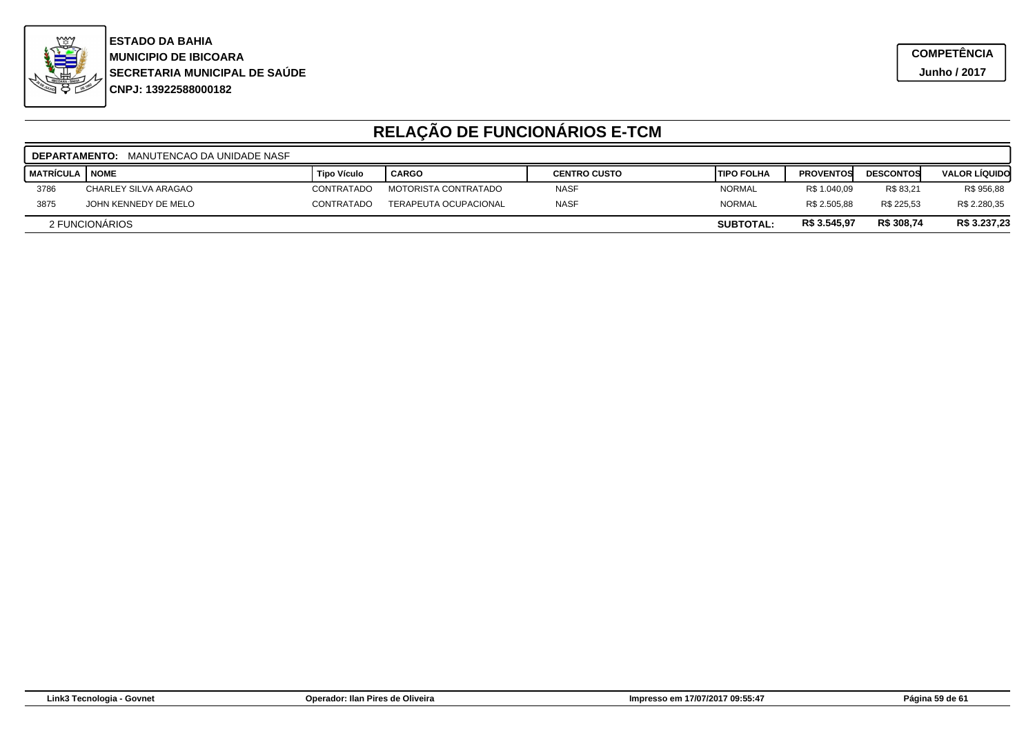**ESTADO DA BAHIA**
**MUNICIPIO DE IBICOARA**
**SECRETARIA MUNICIPAL DE SAÚDE**
**CNPJ: 13922588000182**

**COMPETÊNCIA**
**Junho / 2017**

# RELAÇÃO DE FUNCIONÁRIOS E-TCM

**DEPARTAMENTO:** MANUTENCAO DA UNIDADE NASF

| MATRÍCULA | NOME | Tipo Vículo | CARGO | CENTRO CUSTO | TIPO FOLHA | PROVENTOS | DESCONTOS | VALOR LÍQUIDO |
|---|---|---|---|---|---|---|---|---|
| 3786 | CHARLEY SILVA ARAGAO | CONTRATADO | MOTORISTA CONTRATADO | NASF | NORMAL | R$ 1.040,09 | R$ 83,21 | R$ 956,88 |
| 3875 | JOHN KENNEDY DE MELO | CONTRATADO | TERAPEUTA OCUPACIONAL | NASF | NORMAL | R$ 2.505,88 | R$ 225,53 | R$ 2.280,35 |
| 2 FUNCIONÁRIOS | | | | | **SUBTOTAL:** | **R$ 3.545,97** | **R$ 308,74** | **R$ 3.237,23** |

Link3 Tecnologia - Govnet | Operador: Ilan Pires de Oliveira | Impresso em 17/07/2017 09:55:47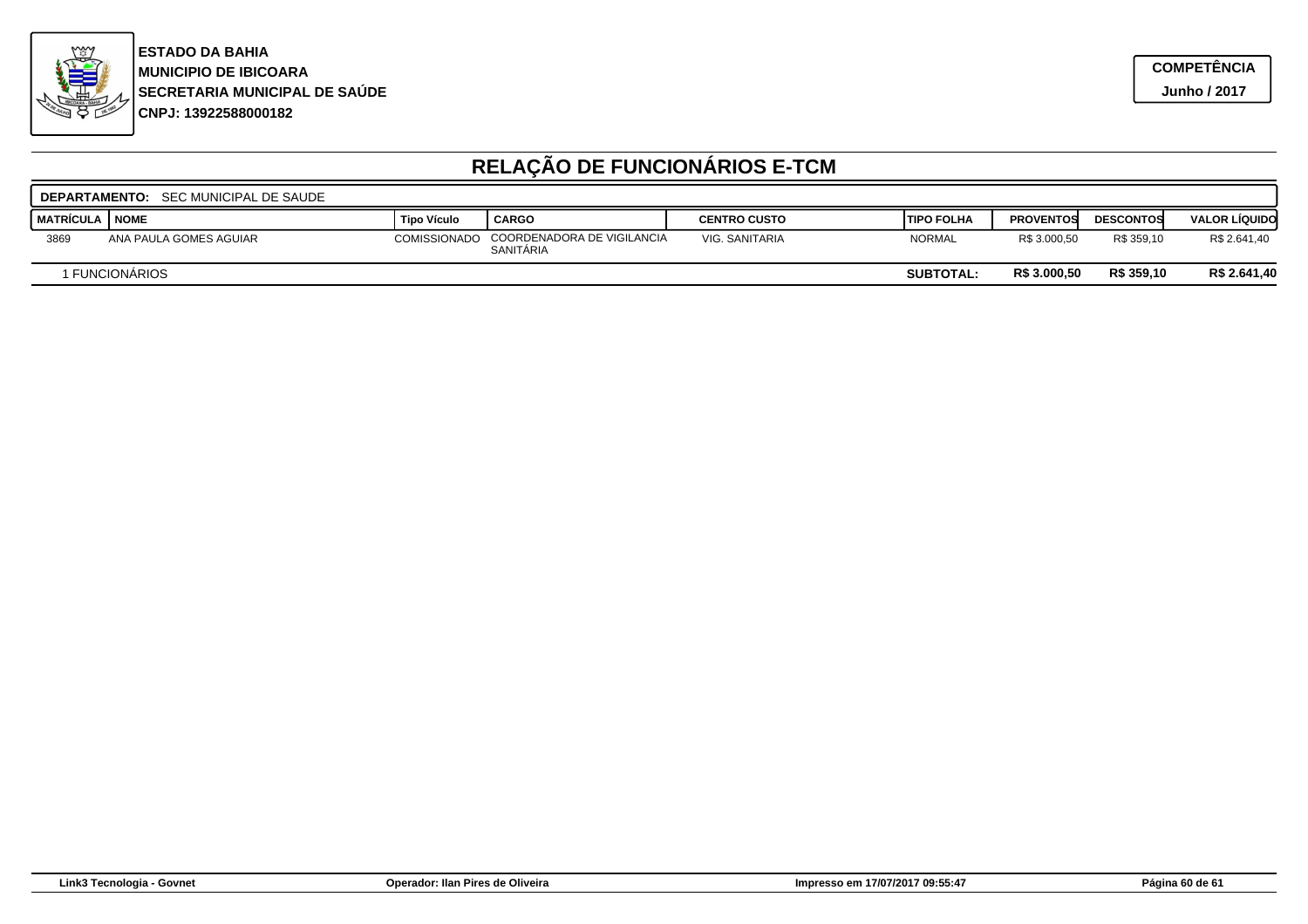**ESTADO DA BAHIA**
**MUNICIPIO DE IBICOARA**
**SECRETARIA MUNICIPAL DE SAÚDE**
**CNPJ: 13922588000182**

**COMPETÊNCIA**
**Junho / 2017**

# RELAÇÃO DE FUNCIONÁRIOS E-TCM

**DEPARTAMENTO:** SEC MUNICIPAL DE SAUDE

| MATRÍCULA | NOME | Tipo Vículo | CARGO | CENTRO CUSTO | TIPO FOLHA | PROVENTOS | DESCONTOS | VALOR LÍQUIDO |
|---|---|---|---|---|---|---|---|---|
| 3869 | ANA PAULA GOMES AGUIAR | COMISSIONADO | COORDENADORA DE VIGILANCIA SANITÁRIA | VIG. SANITARIA | NORMAL | R$ 3.000,50 | R$ 359,10 | R$ 2.641,40 |
| 1 FUNCIONÁRIOS | | | | | **SUBTOTAL:** | **R$ 3.000,50** | **R$ 359,10** | **R$ 2.641,40** |

Link3 Tecnologia - Govnet | Operador: Ilan Pires de Oliveira | Impresso em 17/07/2017 09:55:47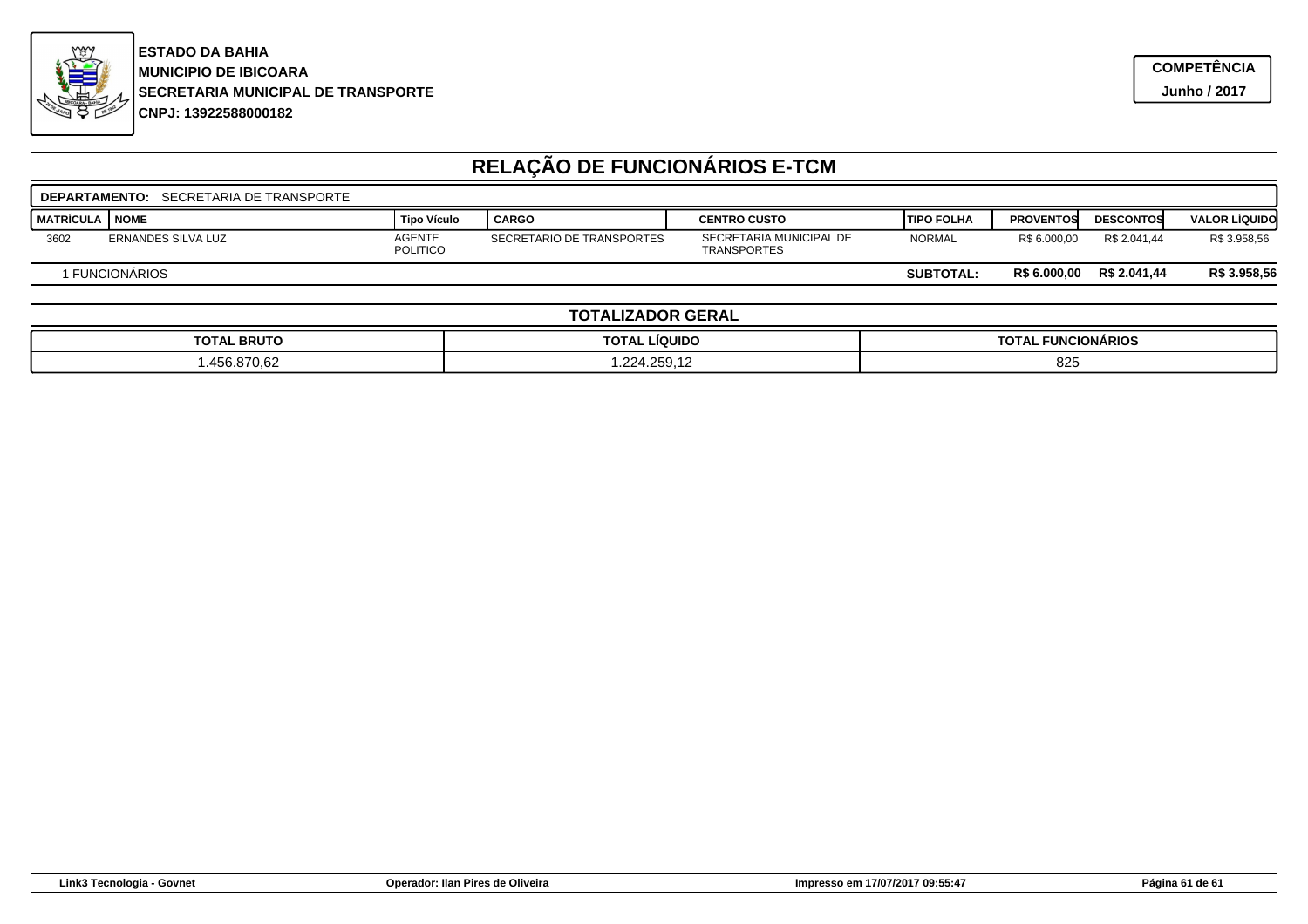**ESTADO DA BAHIA**
**MUNICIPIO DE IBICOARA**
**SECRETARIA MUNICIPAL DE TRANSPORTE**
**CNPJ: 13922588000182**

**COMPETÊNCIA**
**Junho / 2017**

# RELAÇÃO DE FUNCIONÁRIOS E-TCM

**DEPARTAMENTO:** SECRETARIA DE TRANSPORTE

| MATRÍCULA | NOME | Tipo Vículo | CARGO | CENTRO CUSTO | TIPO FOLHA | PROVENTOS | DESCONTOS | VALOR LÍQUIDO |
|---|---|---|---|---|---|---|---|---|
| 3602 | ERNANDES SILVA LUZ | AGENTE POLITICO | SECRETARIO DE TRANSPORTES | SECRETARIA MUNICIPAL DE TRANSPORTES | NORMAL | R$ 6.000,00 | R$ 2.041,44 | R$ 3.958,56 |
| 1 FUNCIONÁRIOS | | | | | **SUBTOTAL:** | **R$ 6.000,00** | **R$ 2.041,44** | **R$ 3.958,56** |

## TOTALIZADOR GERAL

| TOTAL BRUTO | TOTAL LÍQUIDO | TOTAL FUNCIONÁRIOS |
|---|---|---|
| 1.456.870,62 | 1.224.259,12 | 825 |

Link3 Tecnologia - Govnet | Operador: Ilan Pires de Oliveira | Impresso em 17/07/2017 09:55:47